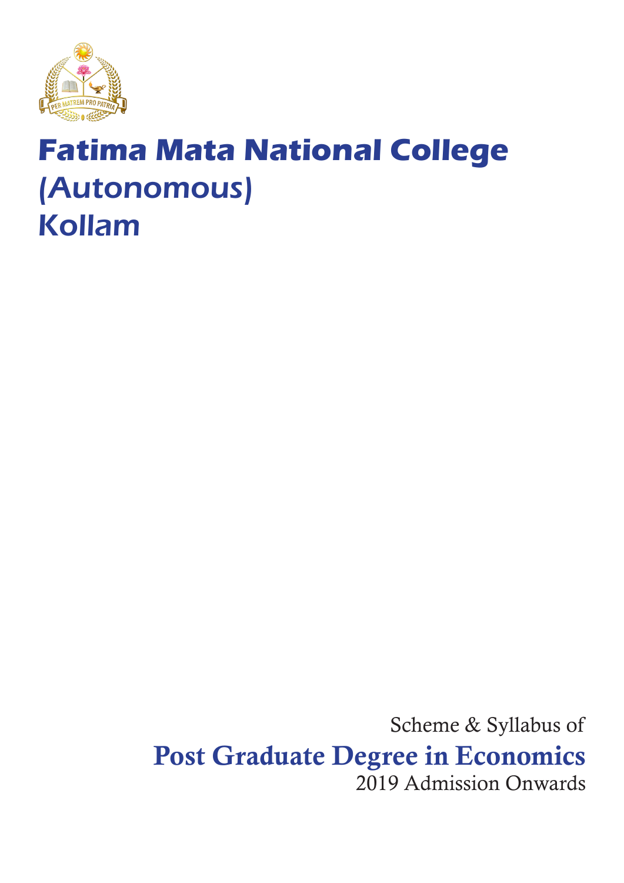# Fatima Mata National College
## (Autonomous)
## Kollam

PER MATREM PRO PATRIA

Scheme & Syllabus of

## Post Graduate Degree in Economics

2019 Admission Onwards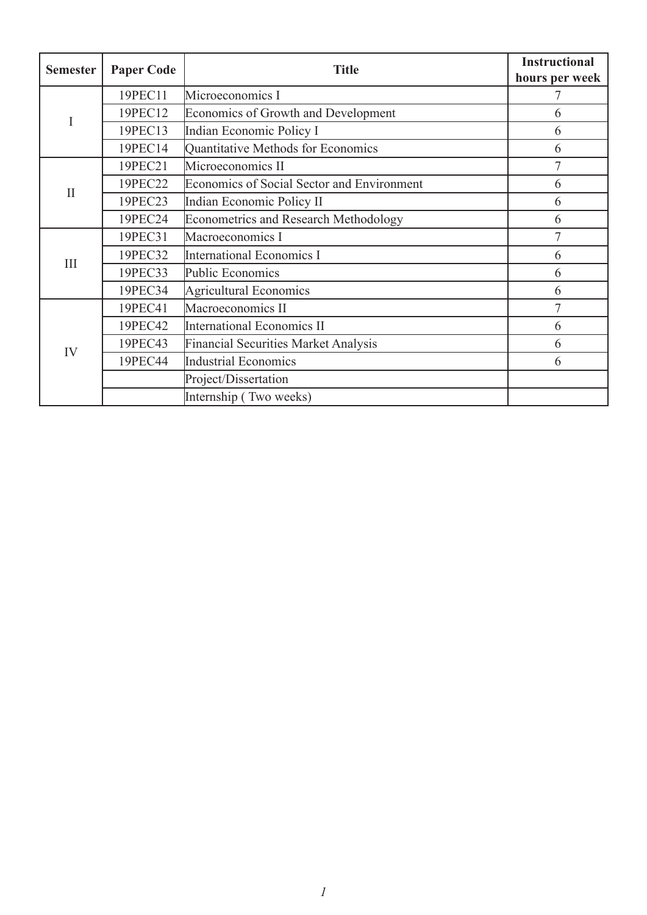| Semester | Paper Code | Title | Instructional hours per week |
|---|---|---|---|
| I | 19PEC11 | Microeconomics I | 7 |
| | 19PEC12 | Economics of Growth and Development | 6 |
| | 19PEC13 | Indian Economic Policy I | 6 |
| | 19PEC14 | Quantitative Methods for Economics | 6 |
| II | 19PEC21 | Microeconomics II | 7 |
| | 19PEC22 | Economics of Social Sector and Environment | 6 |
| | 19PEC23 | Indian Economic Policy II | 6 |
| | 19PEC24 | Econometrics and Research Methodology | 6 |
| III | 19PEC31 | Macroeconomics I | 7 |
| | 19PEC32 | International Economics I | 6 |
| | 19PEC33 | Public Economics | 6 |
| | 19PEC34 | Agricultural Economics | 6 |
| IV | 19PEC41 | Macroeconomics II | 7 |
| | 19PEC42 | International Economics II | 6 |
| | 19PEC43 | Financial Securities Market Analysis | 6 |
| | 19PEC44 | Industrial Economics | 6 |
| | | Project/Dissertation | |
| | | Internship ( Two weeks) | |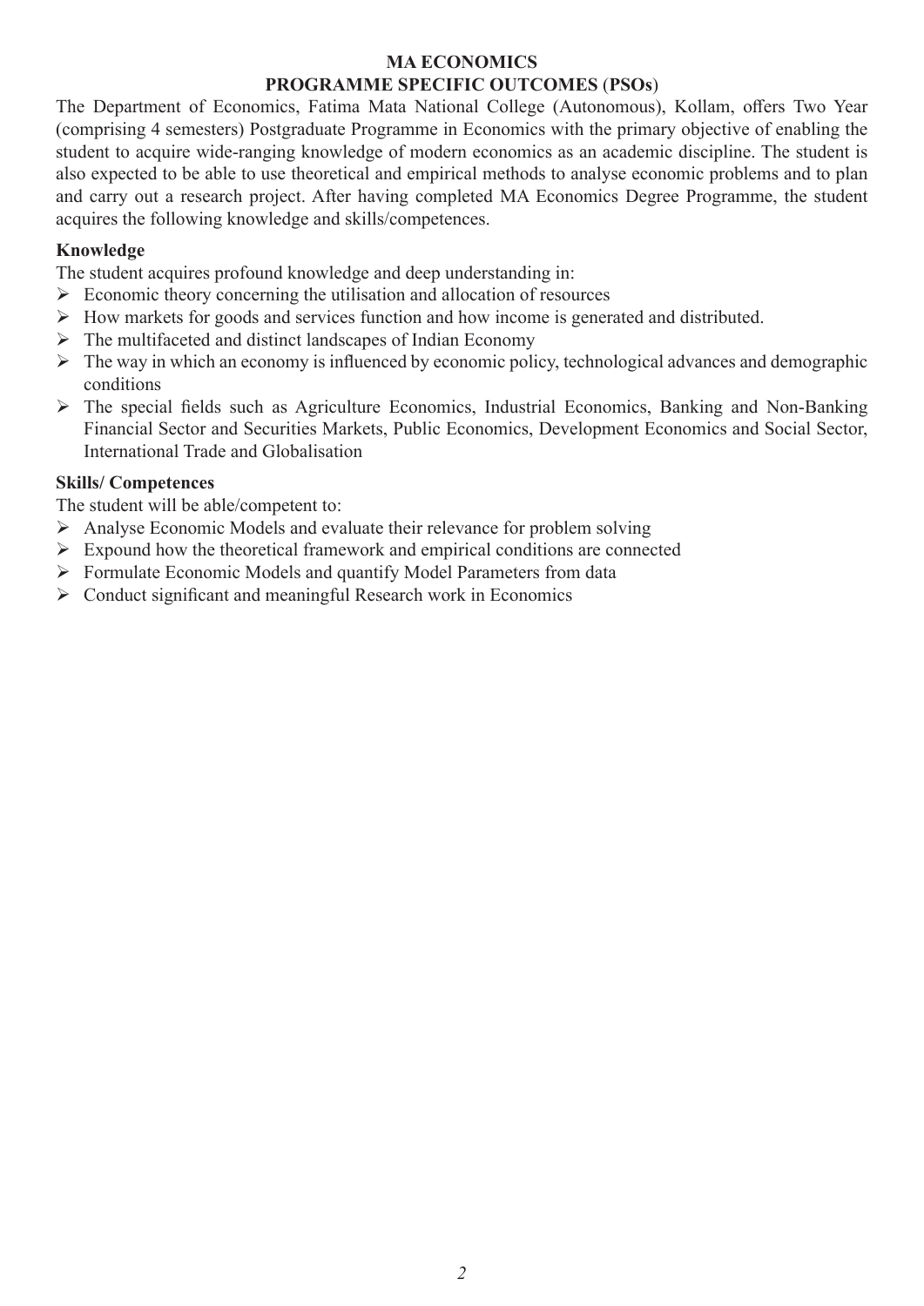# MA ECONOMICS

## PROGRAMME SPECIFIC OUTCOMES (PSOs)

The Department of Economics, Fatima Mata National College (Autonomous), Kollam, offers Two Year (comprising 4 semesters) Postgraduate Programme in Economics with the primary objective of enabling the student to acquire wide-ranging knowledge of modern economics as an academic discipline. The student is also expected to be able to use theoretical and empirical methods to analyse economic problems and to plan and carry out a research project. After having completed MA Economics Degree Programme, the student acquires the following knowledge and skills/competences.

**Knowledge**

The student acquires profound knowledge and deep understanding in:

- Economic theory concerning the utilisation and allocation of resources
- How markets for goods and services function and how income is generated and distributed.
- The multifaceted and distinct landscapes of Indian Economy
- The way in which an economy is influenced by economic policy, technological advances and demographic conditions
- The special fields such as Agriculture Economics, Industrial Economics, Banking and Non-Banking Financial Sector and Securities Markets, Public Economics, Development Economics and Social Sector, International Trade and Globalisation

**Skills/ Competences**

The student will be able/competent to:

- Analyse Economic Models and evaluate their relevance for problem solving
- Expound how the theoretical framework and empirical conditions are connected
- Formulate Economic Models and quantify Model Parameters from data
- Conduct significant and meaningful Research work in Economics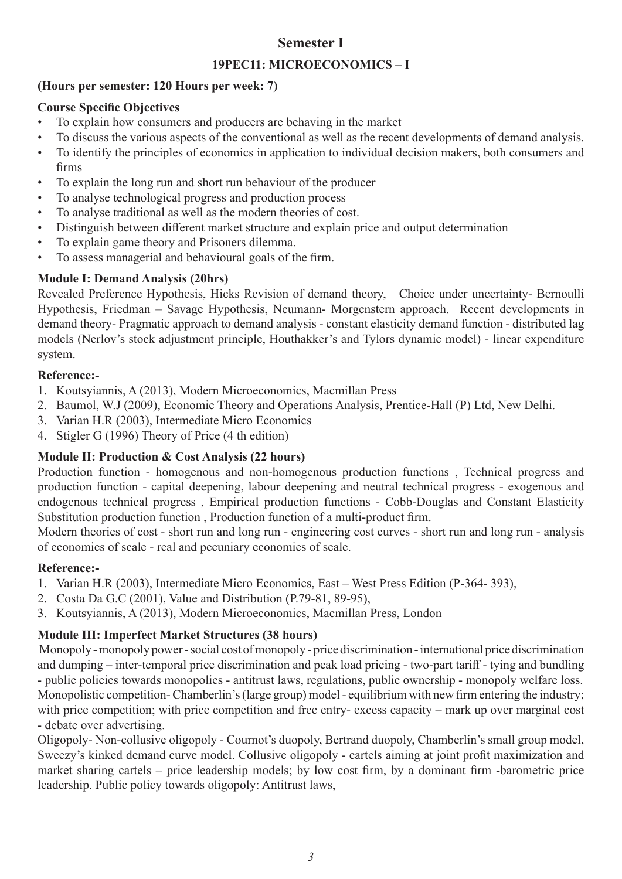## Semester I

### 19PEC11: MICROECONOMICS – I

**(Hours per semester: 120 Hours per week: 7)**

**Course Specific Objectives**

- To explain how consumers and producers are behaving in the market
- To discuss the various aspects of the conventional as well as the recent developments of demand analysis.
- To identify the principles of economics in application to individual decision makers, both consumers and firms
- To explain the long run and short run behaviour of the producer
- To analyse technological progress and production process
- To analyse traditional as well as the modern theories of cost.
- Distinguish between different market structure and explain price and output determination
- To explain game theory and Prisoners dilemma.
- To assess managerial and behavioural goals of the firm.

**Module I: Demand Analysis (20hrs)**

Revealed Preference Hypothesis, Hicks Revision of demand theory, Choice under uncertainty- Bernoulli Hypothesis, Friedman – Savage Hypothesis, Neumann- Morgenstern approach. Recent developments in demand theory- Pragmatic approach to demand analysis - constant elasticity demand function - distributed lag models (Nerlov's stock adjustment principle, Houthakker's and Tylors dynamic model) - linear expenditure system.

**Reference:-**

1. Koutsyiannis, A (2013), Modern Microeconomics, Macmillan Press
2. Baumol, W.J (2009), Economic Theory and Operations Analysis, Prentice-Hall (P) Ltd, New Delhi.
3. Varian H.R (2003), Intermediate Micro Economics
4. Stigler G (1996) Theory of Price (4 th edition)

**Module II: Production & Cost Analysis (22 hours)**

Production function - homogenous and non-homogenous production functions , Technical progress and production function - capital deepening, labour deepening and neutral technical progress - exogenous and endogenous technical progress , Empirical production functions - Cobb-Douglas and Constant Elasticity Substitution production function , Production function of a multi-product firm.

Modern theories of cost - short run and long run - engineering cost curves - short run and long run - analysis of economies of scale - real and pecuniary economies of scale.

**Reference:-**

1. Varian H.R (2003), Intermediate Micro Economics, East – West Press Edition (P-364- 393),
2. Costa Da G.C (2001), Value and Distribution (P.79-81, 89-95),
3. Koutsyiannis, A (2013), Modern Microeconomics, Macmillan Press, London

**Module III: Imperfect Market Structures (38 hours)**

Monopoly - monopoly power - social cost of monopoly - price discrimination - international price discrimination and dumping – inter-temporal price discrimination and peak load pricing - two-part tariff - tying and bundling - public policies towards monopolies - antitrust laws, regulations, public ownership - monopoly welfare loss. Monopolistic competition- Chamberlin's (large group) model - equilibrium with new firm entering the industry; with price competition; with price competition and free entry- excess capacity – mark up over marginal cost - debate over advertising.

Oligopoly- Non-collusive oligopoly - Cournot's duopoly, Bertrand duopoly, Chamberlin's small group model, Sweezy's kinked demand curve model. Collusive oligopoly - cartels aiming at joint profit maximization and market sharing cartels – price leadership models; by low cost firm, by a dominant firm -barometric price leadership. Public policy towards oligopoly: Antitrust laws,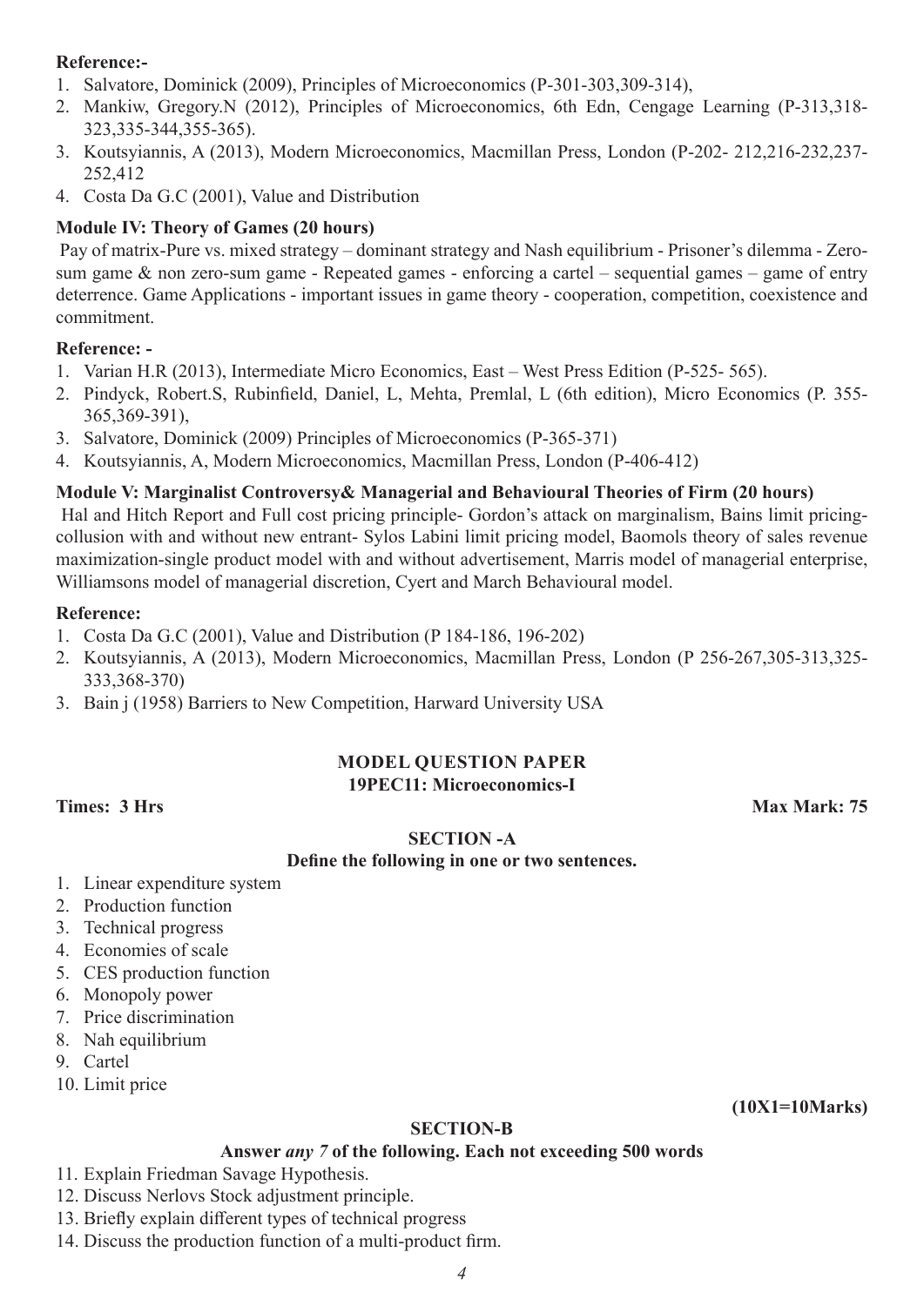**Reference:-**

1. Salvatore, Dominick (2009), Principles of Microeconomics (P-301-303,309-314),
2. Mankiw, Gregory.N (2012), Principles of Microeconomics, 6th Edn, Cengage Learning (P-313,318-323,335-344,355-365).
3. Koutsyiannis, A (2013), Modern Microeconomics, Macmillan Press, London (P-202- 212,216-232,237-252,412
4. Costa Da G.C (2001), Value and Distribution

**Module IV: Theory of Games (20 hours)**

Pay of matrix-Pure vs. mixed strategy – dominant strategy and Nash equilibrium - Prisoner's dilemma - Zero-sum game & non zero-sum game - Repeated games - enforcing a cartel – sequential games – game of entry deterrence. Game Applications - important issues in game theory - cooperation, competition, coexistence and commitment.

**Reference: -**

1. Varian H.R (2013), Intermediate Micro Economics, East – West Press Edition (P-525- 565).
2. Pindyck, Robert.S, Rubinfield, Daniel, L, Mehta, Premlal, L (6th edition), Micro Economics (P. 355-365,369-391),
3. Salvatore, Dominick (2009) Principles of Microeconomics (P-365-371)
4. Koutsyiannis, A, Modern Microeconomics, Macmillan Press, London (P-406-412)

**Module V: Marginalist Controversy& Managerial and Behavioural Theories of Firm (20 hours)**

Hal and Hitch Report and Full cost pricing principle- Gordon's attack on marginalism, Bains limit pricing-collusion with and without new entrant- Sylos Labini limit pricing model, Baomols theory of sales revenue maximization-single product model with and without advertisement, Marris model of managerial enterprise, Williamsons model of managerial discretion, Cyert and March Behavioural model.

**Reference:**

1. Costa Da G.C (2001), Value and Distribution (P 184-186, 196-202)
2. Koutsyiannis, A (2013), Modern Microeconomics, Macmillan Press, London (P 256-267,305-313,325-333,368-370)
3. Bain j (1958) Barriers to New Competition, Harward University USA

## MODEL QUESTION PAPER

### 19PEC11: Microeconomics-I

**Times: 3 Hrs** **Max Mark: 75**

### SECTION -A

**Define the following in one or two sentences.**

1. Linear expenditure system
2. Production function
3. Technical progress
4. Economies of scale
5. CES production function
6. Monopoly power
7. Price discrimination
8. Nah equilibrium
9. Cartel
10. Limit price

**(10X1=10Marks)**

### SECTION-B

**Answer *any 7* of the following. Each not exceeding 500 words**

11. Explain Friedman Savage Hypothesis.
12. Discuss Nerlovs Stock adjustment principle.
13. Briefly explain different types of technical progress
14. Discuss the production function of a multi-product firm.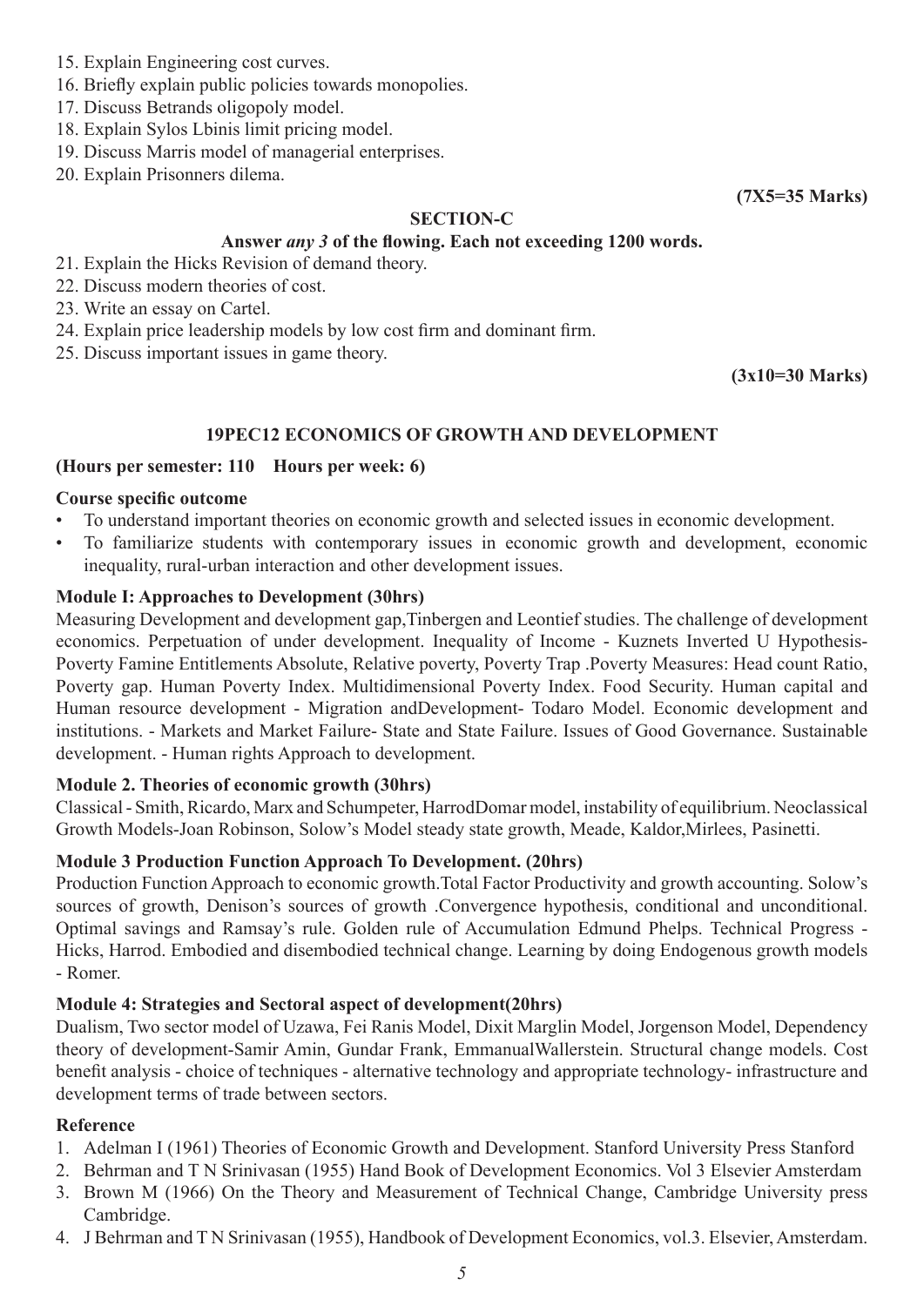15. Explain Engineering cost curves.
16. Briefly explain public policies towards monopolies.
17. Discuss Betrands oligopoly model.
18. Explain Sylos Lbinis limit pricing model.
19. Discuss Marris model of managerial enterprises.
20. Explain Prisonners dilema.

**(7X5=35 Marks)**

**SECTION-C**

**Answer *any 3* of the flowing. Each not exceeding 1200 words.**

21. Explain the Hicks Revision of demand theory.
22. Discuss modern theories of cost.
23. Write an essay on Cartel.
24. Explain price leadership models by low cost firm and dominant firm.
25. Discuss important issues in game theory.

**(3x10=30 Marks)**

## 19PEC12 ECONOMICS OF GROWTH AND DEVELOPMENT

**(Hours per semester: 110 Hours per week: 6)**

**Course specific outcome**

- To understand important theories on economic growth and selected issues in economic development.
- To familiarize students with contemporary issues in economic growth and development, economic inequality, rural-urban interaction and other development issues.

**Module I: Approaches to Development (30hrs)**

Measuring Development and development gap,Tinbergen and Leontief studies. The challenge of development economics. Perpetuation of under development. Inequality of Income - Kuznets Inverted U Hypothesis-Poverty Famine Entitlements Absolute, Relative poverty, Poverty Trap .Poverty Measures: Head count Ratio, Poverty gap. Human Poverty Index. Multidimensional Poverty Index. Food Security. Human capital and Human resource development - Migration andDevelopment- Todaro Model. Economic development and institutions. - Markets and Market Failure- State and State Failure. Issues of Good Governance. Sustainable development. - Human rights Approach to development.

**Module 2. Theories of economic growth (30hrs)**

Classical - Smith, Ricardo, Marx and Schumpeter, HarrodDomar model, instability of equilibrium. Neoclassical Growth Models-Joan Robinson, Solow's Model steady state growth, Meade, Kaldor,Mirlees, Pasinetti.

**Module 3 Production Function Approach To Development. (20hrs)**

Production Function Approach to economic growth.Total Factor Productivity and growth accounting. Solow's sources of growth, Denison's sources of growth .Convergence hypothesis, conditional and unconditional. Optimal savings and Ramsay's rule. Golden rule of Accumulation Edmund Phelps. Technical Progress - Hicks, Harrod. Embodied and disembodied technical change. Learning by doing Endogenous growth models - Romer.

**Module 4: Strategies and Sectoral aspect of development(20hrs)**

Dualism, Two sector model of Uzawa, Fei Ranis Model, Dixit Marglin Model, Jorgenson Model, Dependency theory of development-Samir Amin, Gundar Frank, EmmanualWallerstein. Structural change models. Cost benefit analysis - choice of techniques - alternative technology and appropriate technology- infrastructure and development terms of trade between sectors.

**Reference**

1. Adelman I (1961) Theories of Economic Growth and Development. Stanford University Press Stanford
2. Behrman and T N Srinivasan (1955) Hand Book of Development Economics. Vol 3 Elsevier Amsterdam
3. Brown M (1966) On the Theory and Measurement of Technical Change, Cambridge University press Cambridge.
4. J Behrman and T N Srinivasan (1955), Handbook of Development Economics, vol.3. Elsevier, Amsterdam.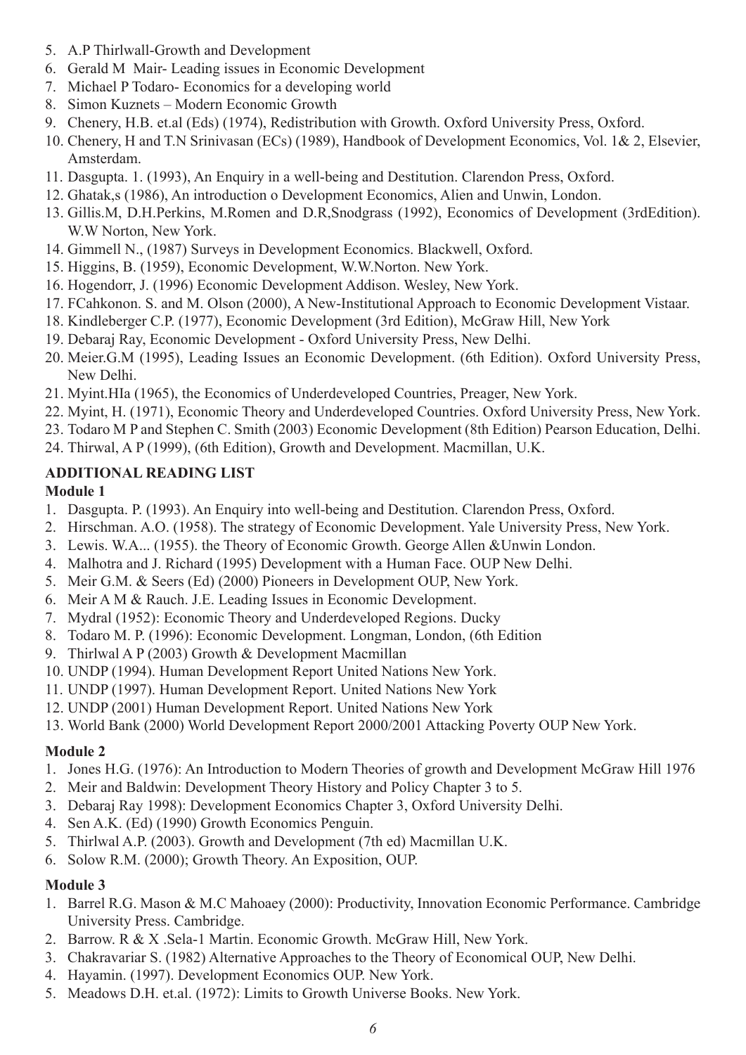5. A.P Thirlwall-Growth and Development
6. Gerald M Mair- Leading issues in Economic Development
7. Michael P Todaro- Economics for a developing world
8. Simon Kuznets – Modern Economic Growth
9. Chenery, H.B. et.al (Eds) (1974), Redistribution with Growth. Oxford University Press, Oxford.
10. Chenery, H and T.N Srinivasan (ECs) (1989), Handbook of Development Economics, Vol. 1& 2, Elsevier, Amsterdam.
11. Dasgupta. 1. (1993), An Enquiry in a well-being and Destitution. Clarendon Press, Oxford.
12. Ghatak,s (1986), An introduction o Development Economics, Alien and Unwin, London.
13. Gillis.M, D.H.Perkins, M.Romen and D.R,Snodgrass (1992), Economics of Development (3rdEdition). W.W Norton, New York.
14. Gimmell N., (1987) Surveys in Development Economics. Blackwell, Oxford.
15. Higgins, B. (1959), Economic Development, W.W.Norton. New York.
16. Hogendorr, J. (1996) Economic Development Addison. Wesley, New York.
17. FCahkonon. S. and M. Olson (2000), A New-Institutional Approach to Economic Development Vistaar.
18. Kindleberger C.P. (1977), Economic Development (3rd Edition), McGraw Hill, New York
19. Debaraj Ray, Economic Development - Oxford University Press, New Delhi.
20. Meier.G.M (1995), Leading Issues an Economic Development. (6th Edition). Oxford University Press, New Delhi.
21. Myint.HIa (1965), the Economics of Underdeveloped Countries, Preager, New York.
22. Myint, H. (1971), Economic Theory and Underdeveloped Countries. Oxford University Press, New York.
23. Todaro M P and Stephen C. Smith (2003) Economic Development (8th Edition) Pearson Education, Delhi.
24. Thirwal, A P (1999), (6th Edition), Growth and Development. Macmillan, U.K.

**ADDITIONAL READING LIST**

**Module 1**

1. Dasgupta. P. (1993). An Enquiry into well-being and Destitution. Clarendon Press, Oxford.
2. Hirschman. A.O. (1958). The strategy of Economic Development. Yale University Press, New York.
3. Lewis. W.A... (1955). the Theory of Economic Growth. George Allen &Unwin London.
4. Malhotra and J. Richard (1995) Development with a Human Face. OUP New Delhi.
5. Meir G.M. & Seers (Ed) (2000) Pioneers in Development OUP, New York.
6. Meir A M & Rauch. J.E. Leading Issues in Economic Development.
7. Mydral (1952): Economic Theory and Underdeveloped Regions. Ducky
8. Todaro M. P. (1996): Economic Development. Longman, London, (6th Edition
9. Thirlwal A P (2003) Growth & Development Macmillan
10. UNDP (1994). Human Development Report United Nations New York.
11. UNDP (1997). Human Development Report. United Nations New York
12. UNDP (2001) Human Development Report. United Nations New York
13. World Bank (2000) World Development Report 2000/2001 Attacking Poverty OUP New York.

**Module 2**

1. Jones H.G. (1976): An Introduction to Modern Theories of growth and Development McGraw Hill 1976
2. Meir and Baldwin: Development Theory History and Policy Chapter 3 to 5.
3. Debaraj Ray 1998): Development Economics Chapter 3, Oxford University Delhi.
4. Sen A.K. (Ed) (1990) Growth Economics Penguin.
5. Thirlwal A.P. (2003). Growth and Development (7th ed) Macmillan U.K.
6. Solow R.M. (2000); Growth Theory. An Exposition, OUP.

**Module 3**

1. Barrel R.G. Mason & M.C Mahoaey (2000): Productivity, Innovation Economic Performance. Cambridge University Press. Cambridge.
2. Barrow. R & X .Sela-1 Martin. Economic Growth. McGraw Hill, New York.
3. Chakravariar S. (1982) Alternative Approaches to the Theory of Economical OUP, New Delhi.
4. Hayamin. (1997). Development Economics OUP. New York.
5. Meadows D.H. et.al. (1972): Limits to Growth Universe Books. New York.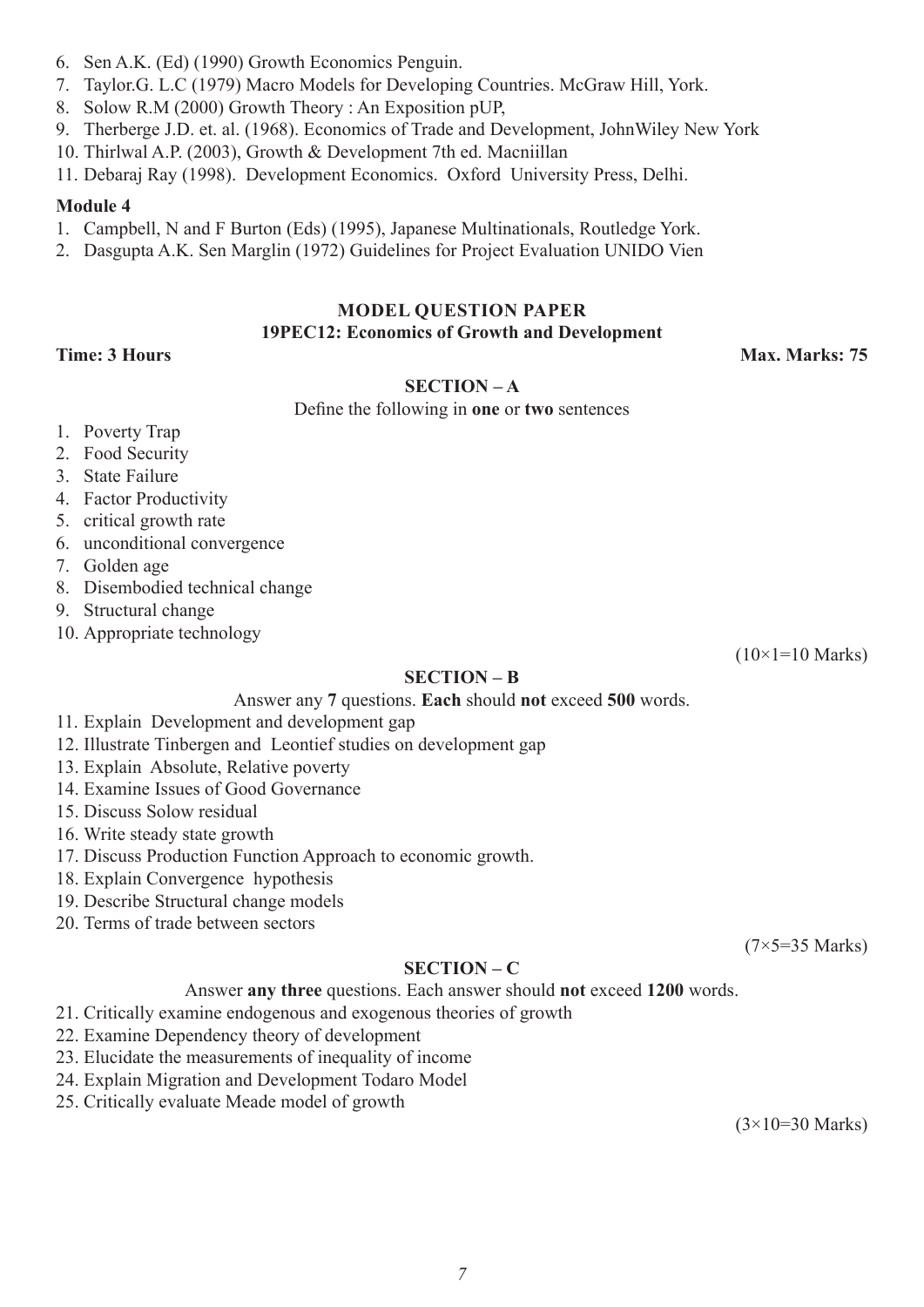6. Sen A.K. (Ed) (1990) Growth Economics Penguin.
7. Taylor.G. L.C (1979) Macro Models for Developing Countries. McGraw Hill, York.
8. Solow R.M (2000) Growth Theory : An Exposition pUP,
9. Therberge J.D. et. al. (1968). Economics of Trade and Development, JohnWiley New York
10. Thirlwal A.P. (2003), Growth & Development 7th ed. Macniillan
11. Debaraj Ray (1998). Development Economics. Oxford University Press, Delhi.

**Module 4**

1. Campbell, N and F Burton (Eds) (1995), Japanese Multinationals, Routledge York.
2. Dasgupta A.K. Sen Marglin (1972) Guidelines for Project Evaluation UNIDO Vien

## MODEL QUESTION PAPER

### 19PEC12: Economics of Growth and Development

**Time: 3 Hours** **Max. Marks: 75**

### SECTION – A

Define the following in **one** or **two** sentences

1. Poverty Trap
2. Food Security
3. State Failure
4. Factor Productivity
5. critical growth rate
6. unconditional convergence
7. Golden age
8. Disembodied technical change
9. Structural change
10. Appropriate technology

(10×1=10 Marks)

### SECTION – B

Answer any **7** questions. **Each** should **not** exceed **500** words.

11. Explain Development and development gap
12. Illustrate Tinbergen and Leontief studies on development gap
13. Explain Absolute, Relative poverty
14. Examine Issues of Good Governance
15. Discuss Solow residual
16. Write steady state growth
17. Discuss Production Function Approach to economic growth.
18. Explain Convergence hypothesis
19. Describe Structural change models
20. Terms of trade between sectors

(7×5=35 Marks)

### SECTION – C

Answer **any three** questions. Each answer should **not** exceed **1200** words.

21. Critically examine endogenous and exogenous theories of growth
22. Examine Dependency theory of development
23. Elucidate the measurements of inequality of income
24. Explain Migration and Development Todaro Model
25. Critically evaluate Meade model of growth

(3×10=30 Marks)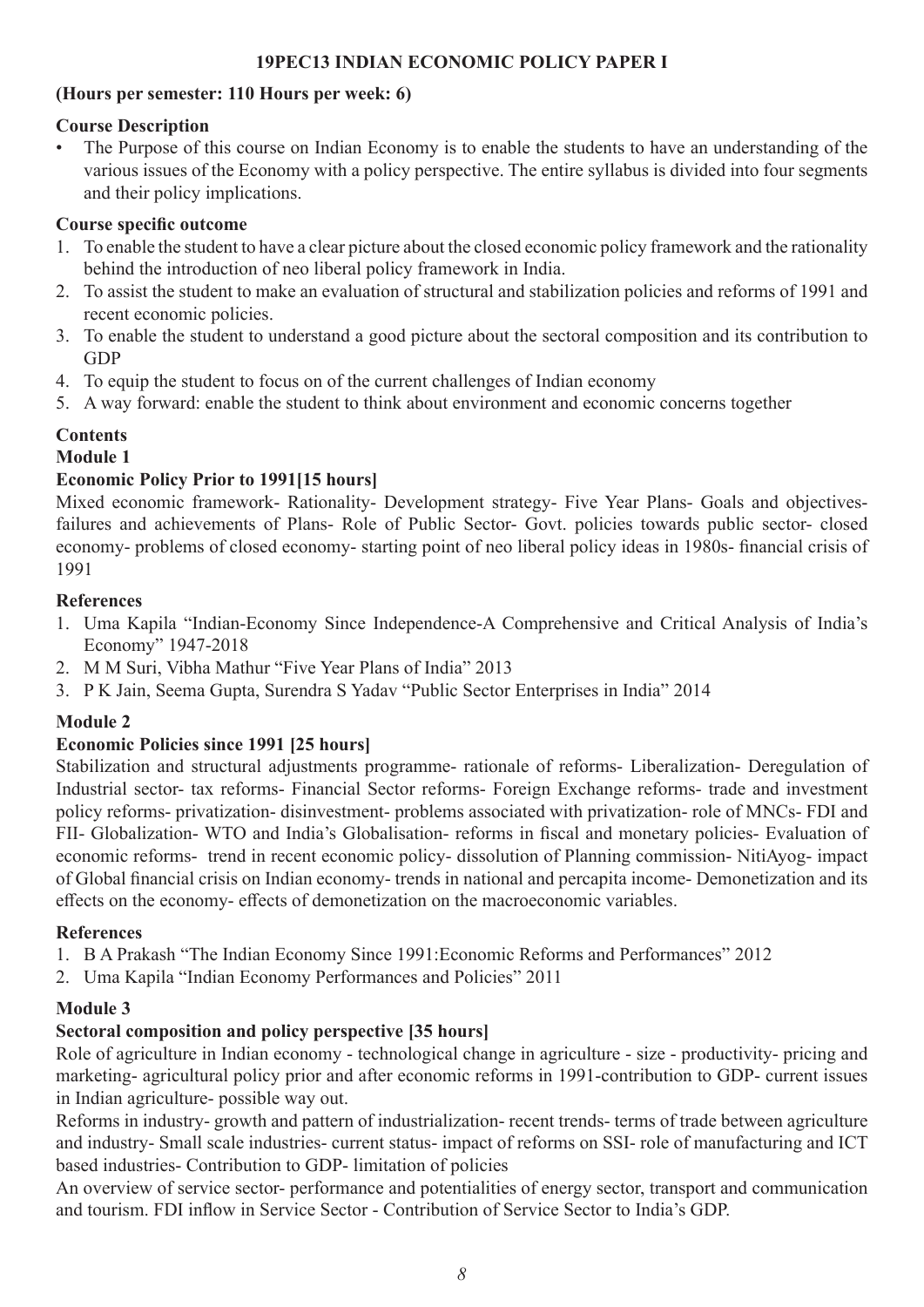## 19PEC13 INDIAN ECONOMIC POLICY PAPER I

**(Hours per semester: 110 Hours per week: 6)**

### Course Description

- The Purpose of this course on Indian Economy is to enable the students to have an understanding of the various issues of the Economy with a policy perspective. The entire syllabus is divided into four segments and their policy implications.

### Course specific outcome

1. To enable the student to have a clear picture about the closed economic policy framework and the rationality behind the introduction of neo liberal policy framework in India.
2. To assist the student to make an evaluation of structural and stabilization policies and reforms of 1991 and recent economic policies.
3. To enable the student to understand a good picture about the sectoral composition and its contribution to GDP
4. To equip the student to focus on of the current challenges of Indian economy
5. A way forward: enable the student to think about environment and economic concerns together

### Contents

#### Module 1

**Economic Policy Prior to 1991[15 hours]**

Mixed economic framework- Rationality- Development strategy- Five Year Plans- Goals and objectives-failures and achievements of Plans- Role of Public Sector- Govt. policies towards public sector- closed economy- problems of closed economy- starting point of neo liberal policy ideas in 1980s- financial crisis of 1991

**References**

1. Uma Kapila "Indian-Economy Since Independence-A Comprehensive and Critical Analysis of India's Economy" 1947-2018
2. M M Suri, Vibha Mathur "Five Year Plans of India" 2013
3. P K Jain, Seema Gupta, Surendra S Yadav "Public Sector Enterprises in India" 2014

#### Module 2

**Economic Policies since 1991 [25 hours]**

Stabilization and structural adjustments programme- rationale of reforms- Liberalization- Deregulation of Industrial sector- tax reforms- Financial Sector reforms- Foreign Exchange reforms- trade and investment policy reforms- privatization- disinvestment- problems associated with privatization- role of MNCs- FDI and FII- Globalization- WTO and India's Globalisation- reforms in fiscal and monetary policies- Evaluation of economic reforms- trend in recent economic policy- dissolution of Planning commission- NitiAyog- impact of Global financial crisis on Indian economy- trends in national and percapita income- Demonetization and its effects on the economy- effects of demonetization on the macroeconomic variables.

**References**

1. B A Prakash "The Indian Economy Since 1991:Economic Reforms and Performances" 2012
2. Uma Kapila "Indian Economy Performances and Policies" 2011

#### Module 3

**Sectoral composition and policy perspective [35 hours]**

Role of agriculture in Indian economy - technological change in agriculture - size - productivity- pricing and marketing- agricultural policy prior and after economic reforms in 1991-contribution to GDP- current issues in Indian agriculture- possible way out.

Reforms in industry- growth and pattern of industrialization- recent trends- terms of trade between agriculture and industry- Small scale industries- current status- impact of reforms on SSI- role of manufacturing and ICT based industries- Contribution to GDP- limitation of policies

An overview of service sector- performance and potentialities of energy sector, transport and communication and tourism. FDI inflow in Service Sector - Contribution of Service Sector to India's GDP.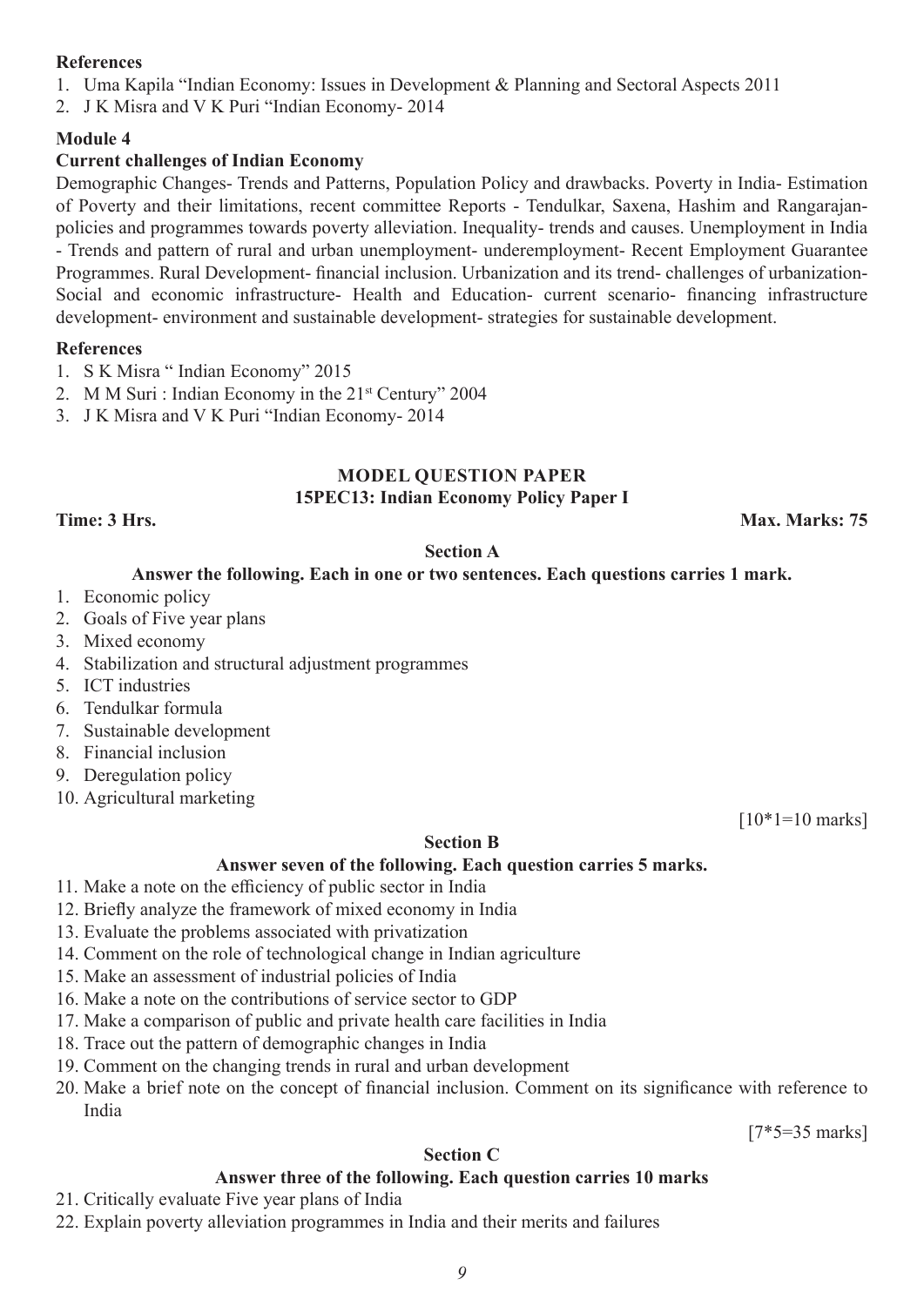**References**

1. Uma Kapila "Indian Economy: Issues in Development & Planning and Sectoral Aspects 2011
2. J K Misra and V K Puri "Indian Economy- 2014

**Module 4**

**Current challenges of Indian Economy**

Demographic Changes- Trends and Patterns, Population Policy and drawbacks. Poverty in India- Estimation of Poverty and their limitations, recent committee Reports - Tendulkar, Saxena, Hashim and Rangarajan- policies and programmes towards poverty alleviation. Inequality- trends and causes. Unemployment in India - Trends and pattern of rural and urban unemployment- underemployment- Recent Employment Guarantee Programmes. Rural Development- financial inclusion. Urbanization and its trend- challenges of urbanization- Social and economic infrastructure- Health and Education- current scenario- financing infrastructure development- environment and sustainable development- strategies for sustainable development.

**References**

1. S K Misra " Indian Economy" 2015
2. M M Suri : Indian Economy in the 21st Century" 2004
3. J K Misra and V K Puri "Indian Economy- 2014

## MODEL QUESTION PAPER

### 15PEC13: Indian Economy Policy Paper I

**Time: 3 Hrs.** **Max. Marks: 75**

**Section A**

**Answer the following. Each in one or two sentences. Each questions carries 1 mark.**

1. Economic policy
2. Goals of Five year plans
3. Mixed economy
4. Stabilization and structural adjustment programmes
5. ICT industries
6. Tendulkar formula
7. Sustainable development
8. Financial inclusion
9. Deregulation policy
10. Agricultural marketing

[10*1=10 marks]

**Section B**

**Answer seven of the following. Each question carries 5 marks.**

11. Make a note on the efficiency of public sector in India
12. Briefly analyze the framework of mixed economy in India
13. Evaluate the problems associated with privatization
14. Comment on the role of technological change in Indian agriculture
15. Make an assessment of industrial policies of India
16. Make a note on the contributions of service sector to GDP
17. Make a comparison of public and private health care facilities in India
18. Trace out the pattern of demographic changes in India
19. Comment on the changing trends in rural and urban development
20. Make a brief note on the concept of financial inclusion. Comment on its significance with reference to India

[7*5=35 marks]

**Section C**

**Answer three of the following. Each question carries 10 marks**

21. Critically evaluate Five year plans of India
22. Explain poverty alleviation programmes in India and their merits and failures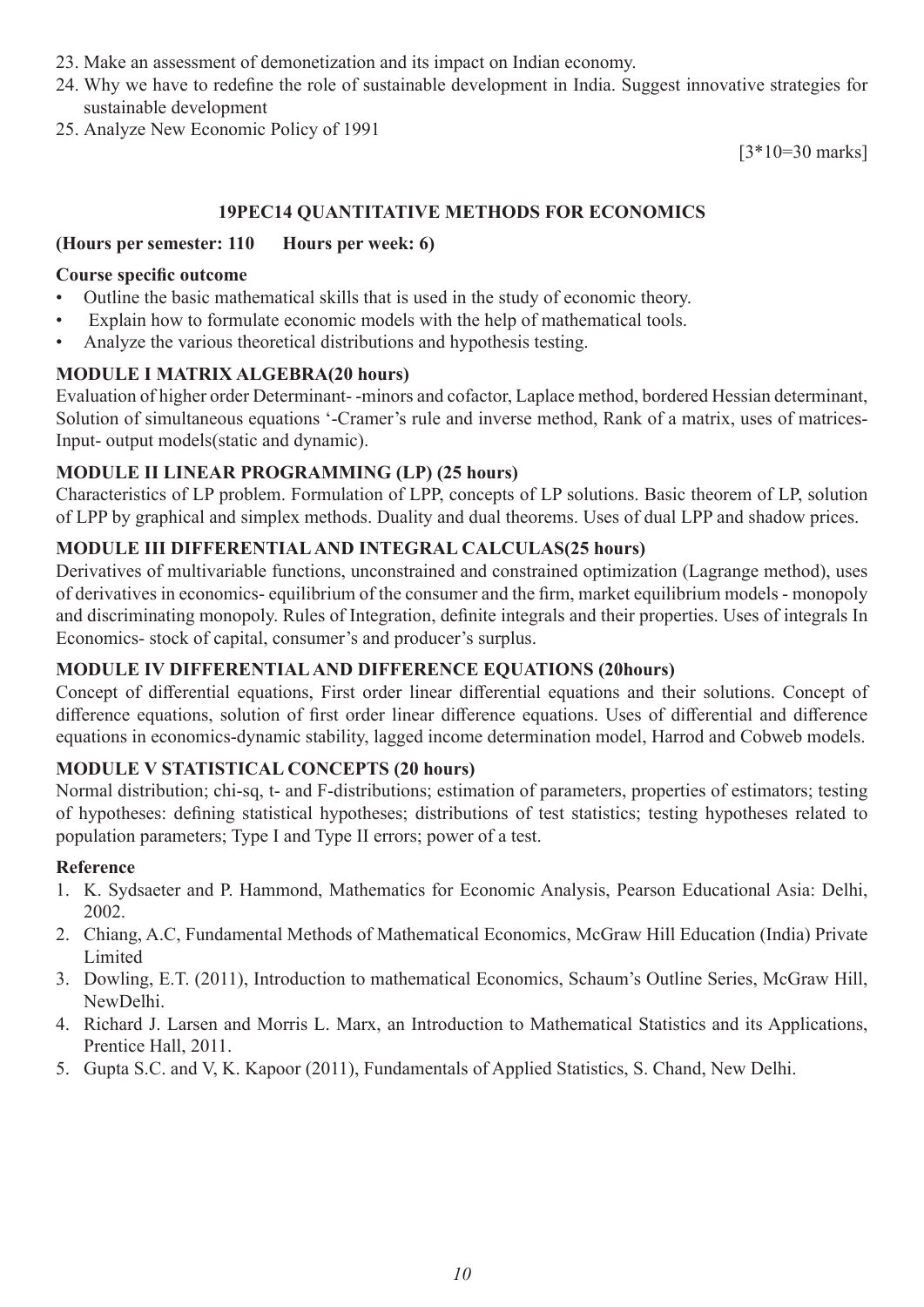23. Make an assessment of demonetization and its impact on Indian economy.
24. Why we have to redefine the role of sustainable development in India. Suggest innovative strategies for sustainable development
25. Analyze New Economic Policy of 1991

[3*10=30 marks]

## 19PEC14 QUANTITATIVE METHODS FOR ECONOMICS

**(Hours per semester: 110 Hours per week: 6)**

**Course specific outcome**

- Outline the basic mathematical skills that is used in the study of economic theory.
- Explain how to formulate economic models with the help of mathematical tools.
- Analyze the various theoretical distributions and hypothesis testing.

**MODULE I MATRIX ALGEBRA(20 hours)**

Evaluation of higher order Determinant- -minors and cofactor, Laplace method, bordered Hessian determinant, Solution of simultaneous equations '-Cramer's rule and inverse method, Rank of a matrix, uses of matrices-Input- output models(static and dynamic).

**MODULE II LINEAR PROGRAMMING (LP) (25 hours)**

Characteristics of LP problem. Formulation of LPP, concepts of LP solutions. Basic theorem of LP, solution of LPP by graphical and simplex methods. Duality and dual theorems. Uses of dual LPP and shadow prices.

**MODULE III DIFFERENTIAL AND INTEGRAL CALCULAS(25 hours)**

Derivatives of multivariable functions, unconstrained and constrained optimization (Lagrange method), uses of derivatives in economics- equilibrium of the consumer and the firm, market equilibrium models - monopoly and discriminating monopoly. Rules of Integration, definite integrals and their properties. Uses of integrals In Economics- stock of capital, consumer's and producer's surplus.

**MODULE IV DIFFERENTIAL AND DIFFERENCE EQUATIONS (20hours)**

Concept of differential equations, First order linear differential equations and their solutions. Concept of difference equations, solution of first order linear difference equations. Uses of differential and difference equations in economics-dynamic stability, lagged income determination model, Harrod and Cobweb models.

**MODULE V STATISTICAL CONCEPTS (20 hours)**

Normal distribution; chi-sq, t- and F-distributions; estimation of parameters, properties of estimators; testing of hypotheses: defining statistical hypotheses; distributions of test statistics; testing hypotheses related to population parameters; Type I and Type II errors; power of a test.

**Reference**

1. K. Sydsaeter and P. Hammond, Mathematics for Economic Analysis, Pearson Educational Asia: Delhi, 2002.
2. Chiang, A.C, Fundamental Methods of Mathematical Economics, McGraw Hill Education (India) Private Limited
3. Dowling, E.T. (2011), Introduction to mathematical Economics, Schaum's Outline Series, McGraw Hill, NewDelhi.
4. Richard J. Larsen and Morris L. Marx, an Introduction to Mathematical Statistics and its Applications, Prentice Hall, 2011.
5. Gupta S.C. and V, K. Kapoor (2011), Fundamentals of Applied Statistics, S. Chand, New Delhi.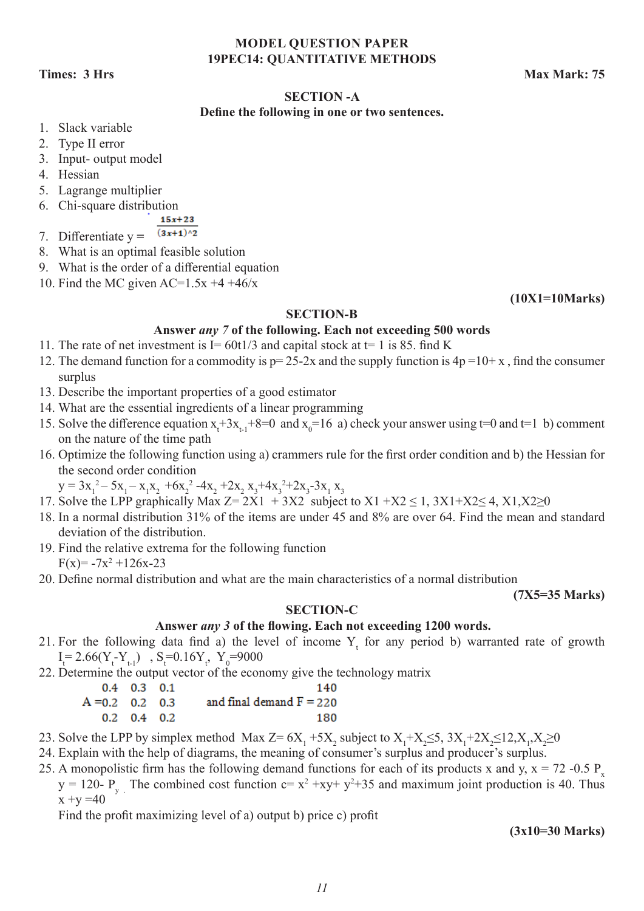## MODEL QUESTION PAPER
## 19PEC14: QUANTITATIVE METHODS

**Times: 3 Hrs** **Max Mark: 75**

### SECTION -A

**Define the following in one or two sentences.**

1. Slack variable
2. Type II error
3. Input- output model
4. Hessian
5. Lagrange multiplier
6. Chi-square distribution
7. Differentiate y = $\frac{15x+23}{(3x+1)^{\wedge}2}$
8. What is an optimal feasible solution
9. What is the order of a differential equation
10. Find the MC given AC=1.5x +4 +46/x

**(10X1=10Marks)**

### SECTION-B

**Answer *any 7* of the following. Each not exceeding 500 words**

11. The rate of net investment is I= 60t1/3 and capital stock at t= 1 is 85. find K
12. The demand function for a commodity is p= 25-2x and the supply function is 4p =10+ x , find the consumer surplus
13. Describe the important properties of a good estimator
14. What are the essential ingredients of a linear programming
15. Solve the difference equation $x_t+3x_{t-1}+8=0$ and $x_0=16$ a) check your answer using t=0 and t=1 b) comment on the nature of the time path
16. Optimize the following function using a) crammers rule for the first order condition and b) the Hessian for the second order condition
    $y = 3x_1^2 - 5x_1 - x_1x_2 + 6x_2^2 - 4x_2 + 2x_2\,x_3 + 4x_3^2 + 2x_3 - 3x_1\,x_3$
17. Solve the LPP graphically Max Z= 2X1 + 3X2 subject to X1 +X2 ≤ 1, 3X1+X2≤ 4, X1,X2≥0
18. In a normal distribution 31% of the items are under 45 and 8% are over 64. Find the mean and standard deviation of the distribution.
19. Find the relative extrema for the following function
    $F(x) = -7x^2 + 126x - 23$
20. Define normal distribution and what are the main characteristics of a normal distribution

**(7X5=35 Marks)**

### SECTION-C

**Answer *any 3* of the flowing. Each not exceeding 1200 words.**

21. For the following data find a) the level of income $Y_t$ for any period b) warranted rate of growth
    $I_t = 2.66(Y_t - Y_{t-1})$ , $S_t = 0.16Y_t$, $Y_0 = 9000$
22. Determine the output vector of the economy give the technology matrix

$$A = \begin{matrix} 0.4 & 0.3 & 0.1 \\ 0.2 & 0.2 & 0.3 \\ 0.2 & 0.4 & 0.2 \end{matrix} \quad \text{and final demand } F = \begin{matrix} 140 \\ 220 \\ 180 \end{matrix}$$

23. Solve the LPP by simplex method Max Z= $6X_1 + 5X_2$ subject to $X_1+X_2 \leq 5$, $3X_1+2X_2 \leq 12$, $X_1, X_2 \geq 0$
24. Explain with the help of diagrams, the meaning of consumer's surplus and producer's surplus.
25. A monopolistic firm has the following demand functions for each of its products x and y, x = 72 -0.5 $P_x$ y = 120- $P_y$ . The combined cost function c= $x^2$ +xy+ $y^2$+35 and maximum joint production is 40. Thus x +y =40
    Find the profit maximizing level of a) output b) price c) profit

**(3x10=30 Marks)**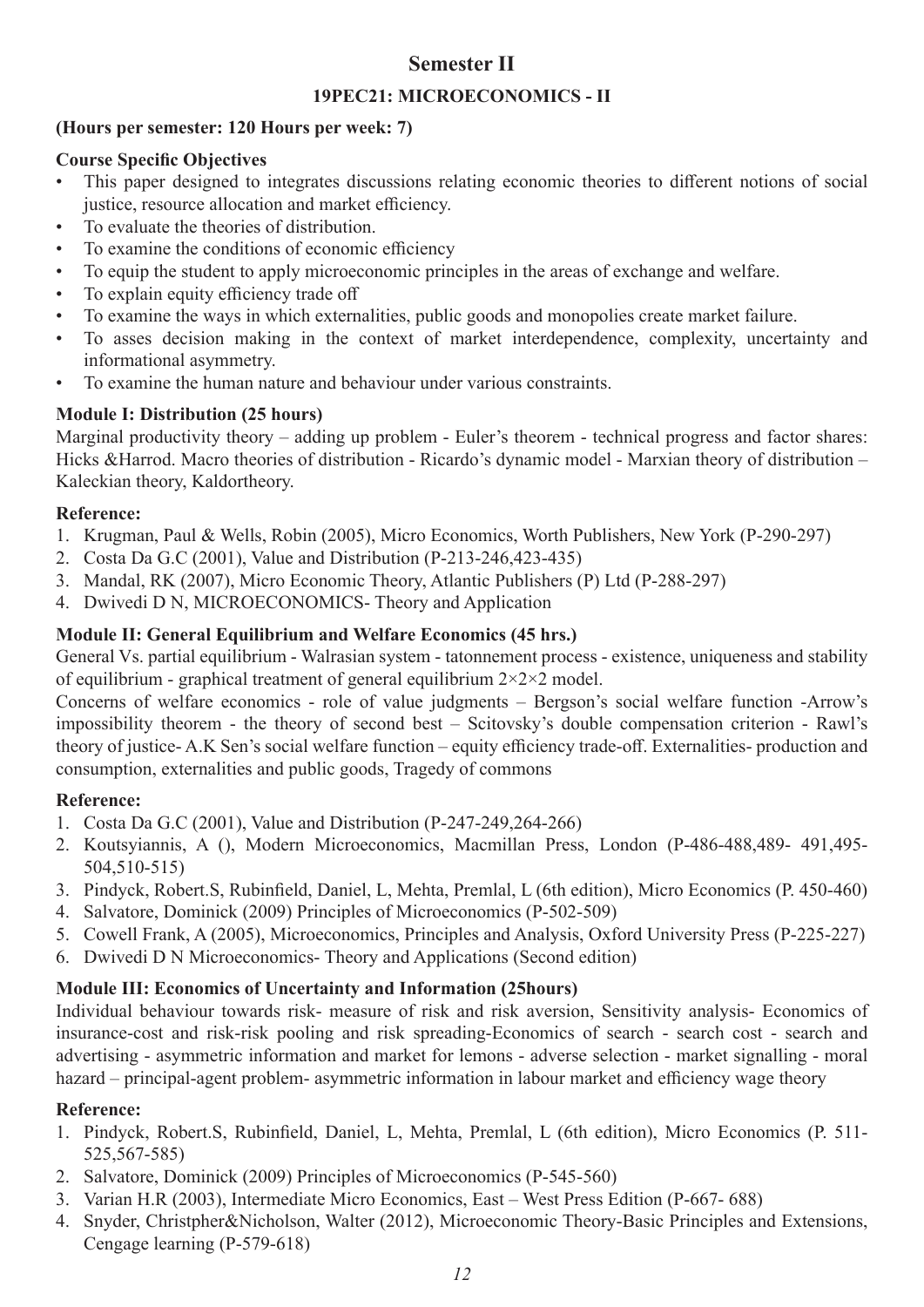# Semester II

## 19PEC21: MICROECONOMICS - II

**(Hours per semester: 120 Hours per week: 7)**

**Course Specific Objectives**

- This paper designed to integrates discussions relating economic theories to different notions of social justice, resource allocation and market efficiency.
- To evaluate the theories of distribution.
- To examine the conditions of economic efficiency
- To equip the student to apply microeconomic principles in the areas of exchange and welfare.
- To explain equity efficiency trade off
- To examine the ways in which externalities, public goods and monopolies create market failure.
- To asses decision making in the context of market interdependence, complexity, uncertainty and informational asymmetry.
- To examine the human nature and behaviour under various constraints.

**Module I: Distribution (25 hours)**

Marginal productivity theory – adding up problem - Euler's theorem - technical progress and factor shares: Hicks &Harrod. Macro theories of distribution - Ricardo's dynamic model - Marxian theory of distribution – Kaleckian theory, Kaldortheory.

**Reference:**

1. Krugman, Paul & Wells, Robin (2005), Micro Economics, Worth Publishers, New York (P-290-297)
2. Costa Da G.C (2001), Value and Distribution (P-213-246,423-435)
3. Mandal, RK (2007), Micro Economic Theory, Atlantic Publishers (P) Ltd (P-288-297)
4. Dwivedi D N, MICROECONOMICS- Theory and Application

**Module II: General Equilibrium and Welfare Economics (45 hrs.)**

General Vs. partial equilibrium - Walrasian system - tatonnement process - existence, uniqueness and stability of equilibrium - graphical treatment of general equilibrium $2\times2\times2$ model.

Concerns of welfare economics - role of value judgments – Bergson's social welfare function -Arrow's impossibility theorem - the theory of second best – Scitovsky's double compensation criterion - Rawl's theory of justice- A.K Sen's social welfare function – equity efficiency trade-off. Externalities- production and consumption, externalities and public goods, Tragedy of commons

**Reference:**

1. Costa Da G.C (2001), Value and Distribution (P-247-249,264-266)
2. Koutsyiannis, A (), Modern Microeconomics, Macmillan Press, London (P-486-488,489- 491,495-504,510-515)
3. Pindyck, Robert.S, Rubinfield, Daniel, L, Mehta, Premlal, L (6th edition), Micro Economics (P. 450-460)
4. Salvatore, Dominick (2009) Principles of Microeconomics (P-502-509)
5. Cowell Frank, A (2005), Microeconomics, Principles and Analysis, Oxford University Press (P-225-227)
6. Dwivedi D N Microeconomics- Theory and Applications (Second edition)

**Module III: Economics of Uncertainty and Information (25hours)**

Individual behaviour towards risk- measure of risk and risk aversion, Sensitivity analysis- Economics of insurance-cost and risk-risk pooling and risk spreading-Economics of search - search cost - search and advertising - asymmetric information and market for lemons - adverse selection - market signalling - moral hazard – principal-agent problem- asymmetric information in labour market and efficiency wage theory

**Reference:**

1. Pindyck, Robert.S, Rubinfield, Daniel, L, Mehta, Premlal, L (6th edition), Micro Economics (P. 511-525,567-585)
2. Salvatore, Dominick (2009) Principles of Microeconomics (P-545-560)
3. Varian H.R (2003), Intermediate Micro Economics, East – West Press Edition (P-667- 688)
4. Snyder, Christpher&Nicholson, Walter (2012), Microeconomic Theory-Basic Principles and Extensions, Cengage learning (P-579-618)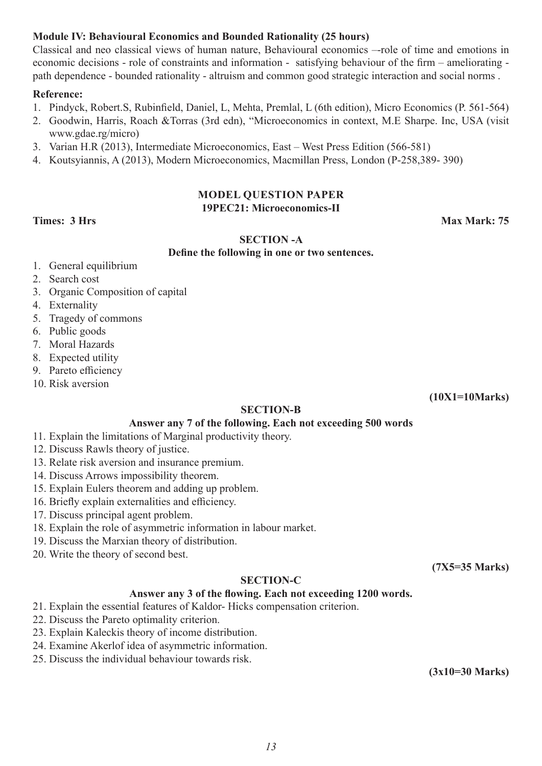**Module IV: Behavioural Economics and Bounded Rationality (25 hours)**

Classical and neo classical views of human nature, Behavioural economics –-role of time and emotions in economic decisions - role of constraints and information - satisfying behaviour of the firm – ameliorating - path dependence - bounded rationality - altruism and common good strategic interaction and social norms .

**Reference:**

1. Pindyck, Robert.S, Rubinfield, Daniel, L, Mehta, Premlal, L (6th edition), Micro Economics (P. 561-564)
2. Goodwin, Harris, Roach &Torras (3rd edn), "Microeconomics in context, M.E Sharpe. Inc, USA (visit www.gdae.rg/micro)
3. Varian H.R (2013), Intermediate Microeconomics, East – West Press Edition (566-581)
4. Koutsyiannis, A (2013), Modern Microeconomics, Macmillan Press, London (P-258,389- 390)

## MODEL QUESTION PAPER

### 19PEC21: Microeconomics-II

**Times: 3 Hrs** **Max Mark: 75**

### SECTION -A

**Define the following in one or two sentences.**

1. General equilibrium
2. Search cost
3. Organic Composition of capital
4. Externality
5. Tragedy of commons
6. Public goods
7. Moral Hazards
8. Expected utility
9. Pareto efficiency
10. Risk aversion

**(10X1=10Marks)**

### SECTION-B

**Answer any 7 of the following. Each not exceeding 500 words**

11. Explain the limitations of Marginal productivity theory.
12. Discuss Rawls theory of justice.
13. Relate risk aversion and insurance premium.
14. Discuss Arrows impossibility theorem.
15. Explain Eulers theorem and adding up problem.
16. Briefly explain externalities and efficiency.
17. Discuss principal agent problem.
18. Explain the role of asymmetric information in labour market.
19. Discuss the Marxian theory of distribution.
20. Write the theory of second best.

**(7X5=35 Marks)**

### SECTION-C

**Answer any 3 of the flowing. Each not exceeding 1200 words.**

21. Explain the essential features of Kaldor- Hicks compensation criterion.
22. Discuss the Pareto optimality criterion.
23. Explain Kaleckis theory of income distribution.
24. Examine Akerlof idea of asymmetric information.
25. Discuss the individual behaviour towards risk.

**(3x10=30 Marks)**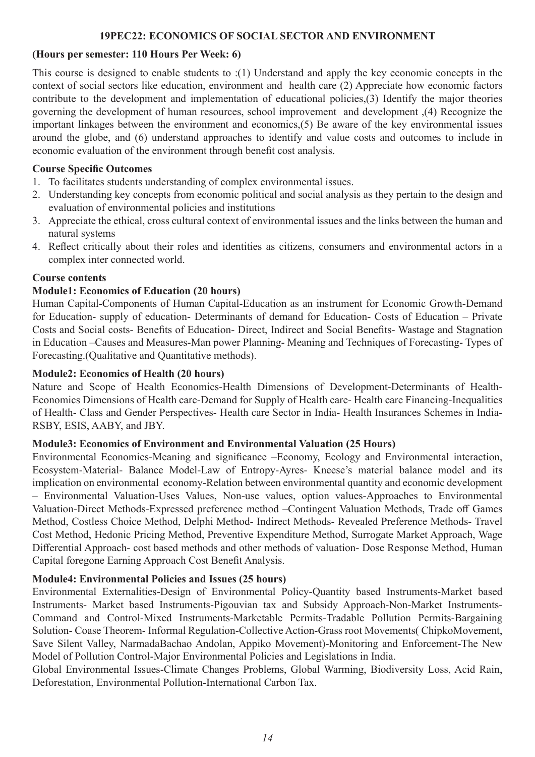### 19PEC22: ECONOMICS OF SOCIAL SECTOR AND ENVIRONMENT

**(Hours per semester: 110 Hours Per Week: 6)**

This course is designed to enable students to :(1) Understand and apply the key economic concepts in the context of social sectors like education, environment and health care (2) Appreciate how economic factors contribute to the development and implementation of educational policies,(3) Identify the major theories governing the development of human resources, school improvement and development ,(4) Recognize the important linkages between the environment and economics,(5) Be aware of the key environmental issues around the globe, and (6) understand approaches to identify and value costs and outcomes to include in economic evaluation of the environment through benefit cost analysis.

**Course Specific Outcomes**

1. To facilitates students understanding of complex environmental issues.
2. Understanding key concepts from economic political and social analysis as they pertain to the design and evaluation of environmental policies and institutions
3. Appreciate the ethical, cross cultural context of environmental issues and the links between the human and natural systems
4. Reflect critically about their roles and identities as citizens, consumers and environmental actors in a complex inter connected world.

**Course contents**

**Module1: Economics of Education (20 hours)**

Human Capital-Components of Human Capital-Education as an instrument for Economic Growth-Demand for Education- supply of education- Determinants of demand for Education- Costs of Education – Private Costs and Social costs- Benefits of Education- Direct, Indirect and Social Benefits- Wastage and Stagnation in Education –Causes and Measures-Man power Planning- Meaning and Techniques of Forecasting- Types of Forecasting.(Qualitative and Quantitative methods).

**Module2: Economics of Health (20 hours)**

Nature and Scope of Health Economics-Health Dimensions of Development-Determinants of Health-Economics Dimensions of Health care-Demand for Supply of Health care- Health care Financing-Inequalities of Health- Class and Gender Perspectives- Health care Sector in India- Health Insurances Schemes in India-RSBY, ESIS, AABY, and JBY.

**Module3: Economics of Environment and Environmental Valuation (25 Hours)**

Environmental Economics-Meaning and significance –Economy, Ecology and Environmental interaction, Ecosystem-Material- Balance Model-Law of Entropy-Ayres- Kneese's material balance model and its implication on environmental economy-Relation between environmental quantity and economic development – Environmental Valuation-Uses Values, Non-use values, option values-Approaches to Environmental Valuation-Direct Methods-Expressed preference method –Contingent Valuation Methods, Trade off Games Method, Costless Choice Method, Delphi Method- Indirect Methods- Revealed Preference Methods- Travel Cost Method, Hedonic Pricing Method, Preventive Expenditure Method, Surrogate Market Approach, Wage Differential Approach- cost based methods and other methods of valuation- Dose Response Method, Human Capital foregone Earning Approach Cost Benefit Analysis.

**Module4: Environmental Policies and Issues (25 hours)**

Environmental Externalities-Design of Environmental Policy-Quantity based Instruments-Market based Instruments- Market based Instruments-Pigouvian tax and Subsidy Approach-Non-Market Instruments-Command and Control-Mixed Instruments-Marketable Permits-Tradable Pollution Permits-Bargaining Solution- Coase Theorem- Informal Regulation-Collective Action-Grass root Movements( ChipkoMovement, Save Silent Valley, NarmadaBachao Andolan, Appiko Movement)-Monitoring and Enforcement-The New Model of Pollution Control-Major Environmental Policies and Legislations in India.

Global Environmental Issues-Climate Changes Problems, Global Warming, Biodiversity Loss, Acid Rain, Deforestation, Environmental Pollution-International Carbon Tax.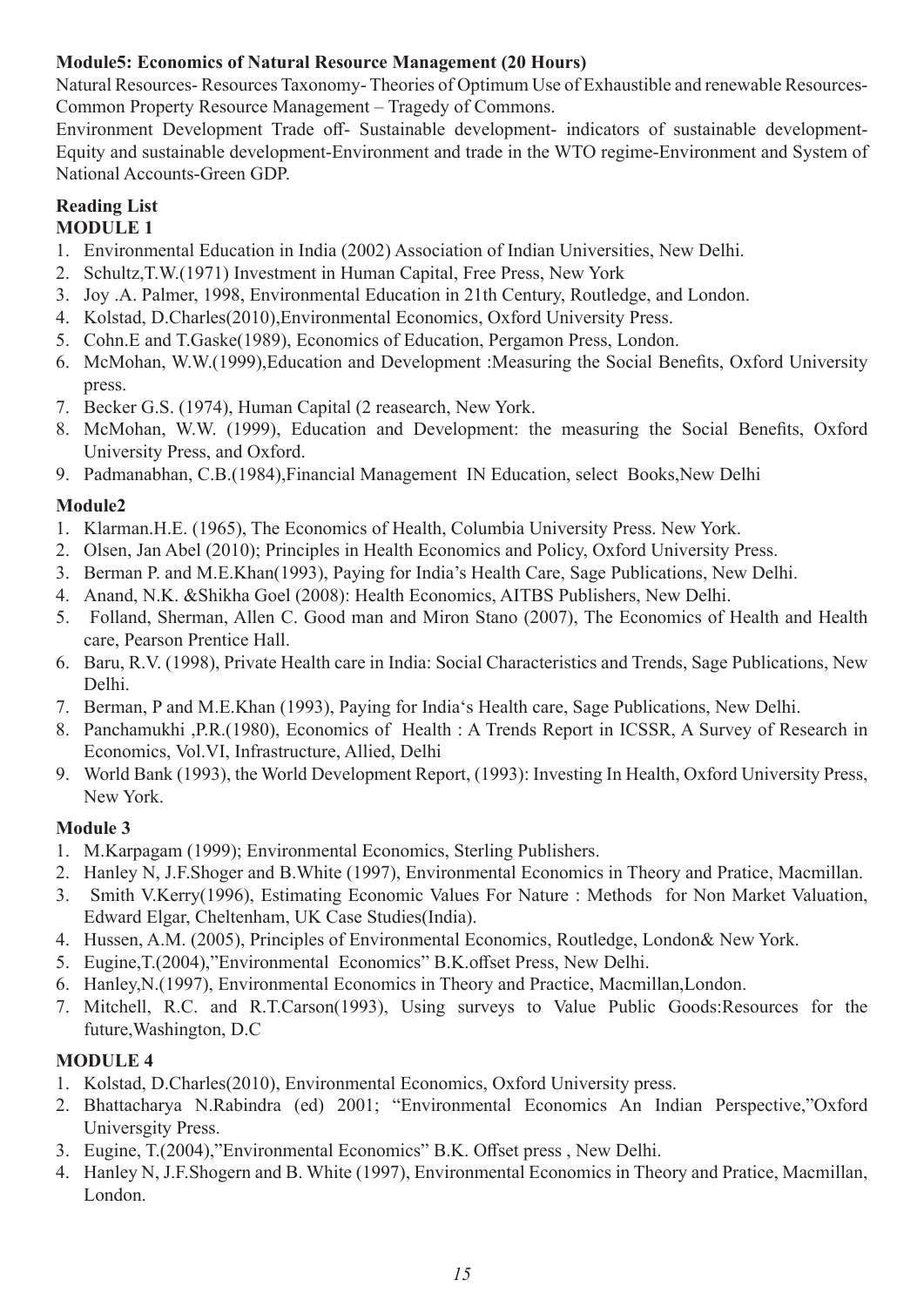**Module5: Economics of Natural Resource Management (20 Hours)**

Natural Resources- Resources Taxonomy- Theories of Optimum Use of Exhaustible and renewable Resources-Common Property Resource Management – Tragedy of Commons.

Environment Development Trade off- Sustainable development- indicators of sustainable development-Equity and sustainable development-Environment and trade in the WTO regime-Environment and System of National Accounts-Green GDP.

**Reading List**

**MODULE 1**

1. Environmental Education in India (2002) Association of Indian Universities, New Delhi.
2. Schultz,T.W.(1971) Investment in Human Capital, Free Press, New York
3. Joy .A. Palmer, 1998, Environmental Education in 21th Century, Routledge, and London.
4. Kolstad, D.Charles(2010),Environmental Economics, Oxford University Press.
5. Cohn.E and T.Gaske(1989), Economics of Education, Pergamon Press, London.
6. McMohan, W.W.(1999),Education and Development :Measuring the Social Benefits, Oxford University press.
7. Becker G.S. (1974), Human Capital (2 reasearch, New York.
8. McMohan, W.W. (1999), Education and Development: the measuring the Social Benefits, Oxford University Press, and Oxford.
9. Padmanabhan, C.B.(1984),Financial Management IN Education, select Books,New Delhi

**Module2**

1. Klarman.H.E. (1965), The Economics of Health, Columbia University Press. New York.
2. Olsen, Jan Abel (2010); Principles in Health Economics and Policy, Oxford University Press.
3. Berman P. and M.E.Khan(1993), Paying for India's Health Care, Sage Publications, New Delhi.
4. Anand, N.K. &Shikha Goel (2008): Health Economics, AITBS Publishers, New Delhi.
5. Folland, Sherman, Allen C. Good man and Miron Stano (2007), The Economics of Health and Health care, Pearson Prentice Hall.
6. Baru, R.V. (1998), Private Health care in India: Social Characteristics and Trends, Sage Publications, New Delhi.
7. Berman, P and M.E.Khan (1993), Paying for India's Health care, Sage Publications, New Delhi.
8. Panchamukhi ,P.R.(1980), Economics of Health : A Trends Report in ICSSR, A Survey of Research in Economics, Vol.VI, Infrastructure, Allied, Delhi
9. World Bank (1993), the World Development Report, (1993): Investing In Health, Oxford University Press, New York.

**Module 3**

1. M.Karpagam (1999); Environmental Economics, Sterling Publishers.
2. Hanley N, J.F.Shoger and B.White (1997), Environmental Economics in Theory and Pratice, Macmillan.
3. Smith V.Kerry(1996), Estimating Economic Values For Nature : Methods for Non Market Valuation, Edward Elgar, Cheltenham, UK Case Studies(India).
4. Hussen, A.M. (2005), Principles of Environmental Economics, Routledge, London& New York.
5. Eugine,T.(2004),"Environmental Economics" B.K.offset Press, New Delhi.
6. Hanley,N.(1997), Environmental Economics in Theory and Practice, Macmillan,London.
7. Mitchell, R.C. and R.T.Carson(1993), Using surveys to Value Public Goods:Resources for the future,Washington, D.C

**MODULE 4**

1. Kolstad, D.Charles(2010), Environmental Economics, Oxford University press.
2. Bhattacharya N.Rabindra (ed) 2001; "Environmental Economics An Indian Perspective,"Oxford Universgity Press.
3. Eugine, T.(2004),"Environmental Economics" B.K. Offset press , New Delhi.
4. Hanley N, J.F.Shogern and B. White (1997), Environmental Economics in Theory and Pratice, Macmillan, London.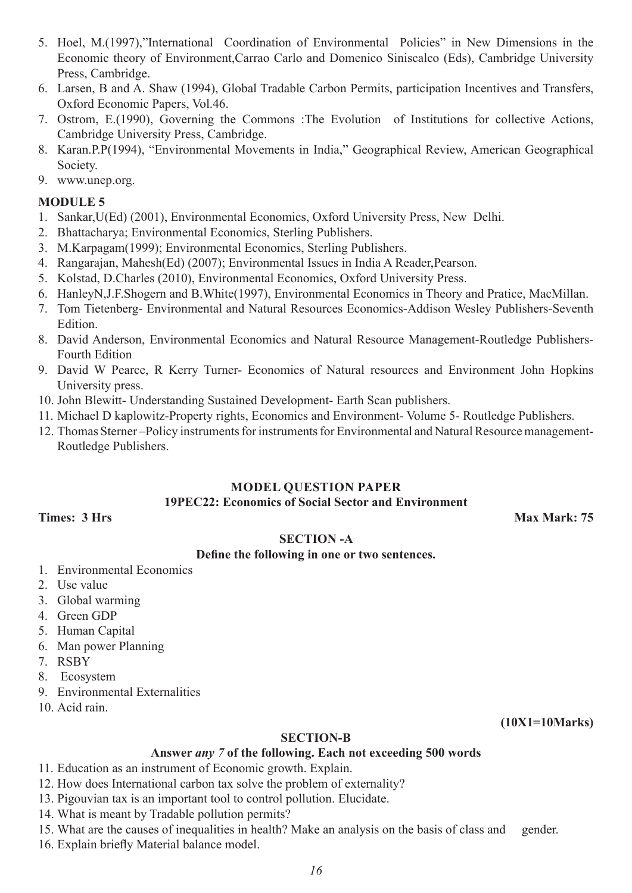5. Hoel, M.(1997),"International Coordination of Environmental Policies" in New Dimensions in the Economic theory of Environment,Carrao Carlo and Domenico Siniscalco (Eds), Cambridge University Press, Cambridge.
6. Larsen, B and A. Shaw (1994), Global Tradable Carbon Permits, participation Incentives and Transfers, Oxford Economic Papers, Vol.46.
7. Ostrom, E.(1990), Governing the Commons :The Evolution of Institutions for collective Actions, Cambridge University Press, Cambridge.
8. Karan.P.P(1994), "Environmental Movements in India," Geographical Review, American Geographical Society.
9. www.unep.org.

**MODULE 5**

1. Sankar,U(Ed) (2001), Environmental Economics, Oxford University Press, New Delhi.
2. Bhattacharya; Environmental Economics, Sterling Publishers.
3. M.Karpagam(1999); Environmental Economics, Sterling Publishers.
4. Rangarajan, Mahesh(Ed) (2007); Environmental Issues in India A Reader,Pearson.
5. Kolstad, D.Charles (2010), Environmental Economics, Oxford University Press.
6. HanleyN,J.F.Shogern and B.White(1997), Environmental Economics in Theory and Pratice, MacMillan.
7. Tom Tietenberg- Environmental and Natural Resources Economics-Addison Wesley Publishers-Seventh Edition.
8. David Anderson, Environmental Economics and Natural Resource Management-Routledge Publishers-Fourth Edition
9. David W Pearce, R Kerry Turner- Economics of Natural resources and Environment John Hopkins University press.
10. John Blewitt- Understanding Sustained Development- Earth Scan publishers.
11. Michael D kaplowitz-Property rights, Economics and Environment- Volume 5- Routledge Publishers.
12. Thomas Sterner –Policy instruments for instruments for Environmental and Natural Resource management-Routledge Publishers.

## MODEL QUESTION PAPER

### 19PEC22: Economics of Social Sector and Environment

**Times: 3 Hrs** **Max Mark: 75**

### SECTION -A

**Define the following in one or two sentences.**

1. Environmental Economics
2. Use value
3. Global warming
4. Green GDP
5. Human Capital
6. Man power Planning
7. RSBY
8. Ecosystem
9. Environmental Externalities
10. Acid rain.

**(10X1=10Marks)**

### SECTION-B

**Answer *any 7* of the following. Each not exceeding 500 words**

11. Education as an instrument of Economic growth. Explain.
12. How does International carbon tax solve the problem of externality?
13. Pigouvian tax is an important tool to control pollution. Elucidate.
14. What is meant by Tradable pollution permits?
15. What are the causes of inequalities in health? Make an analysis on the basis of class and gender.
16. Explain briefly Material balance model.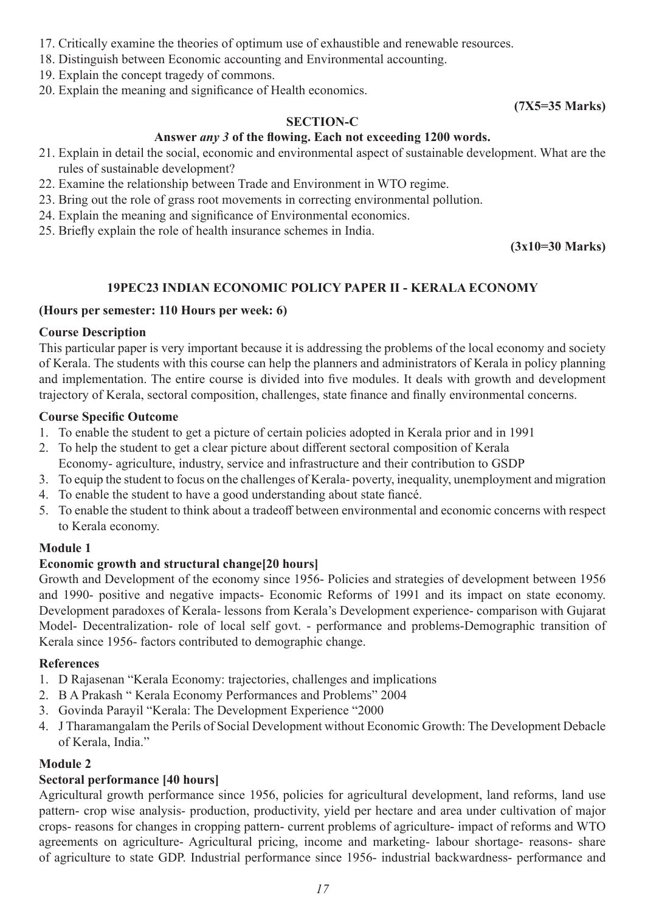17. Critically examine the theories of optimum use of exhaustible and renewable resources.
18. Distinguish between Economic accounting and Environmental accounting.
19. Explain the concept tragedy of commons.
20. Explain the meaning and significance of Health economics.

**(7X5=35 Marks)**

**SECTION-C**

**Answer *any 3* of the flowing. Each not exceeding 1200 words.**

21. Explain in detail the social, economic and environmental aspect of sustainable development. What are the rules of sustainable development?
22. Examine the relationship between Trade and Environment in WTO regime.
23. Bring out the role of grass root movements in correcting environmental pollution.
24. Explain the meaning and significance of Environmental economics.
25. Briefly explain the role of health insurance schemes in India.

**(3x10=30 Marks)**

## 19PEC23 INDIAN ECONOMIC POLICY PAPER II - KERALA ECONOMY

**(Hours per semester: 110 Hours per week: 6)**

**Course Description**

This particular paper is very important because it is addressing the problems of the local economy and society of Kerala. The students with this course can help the planners and administrators of Kerala in policy planning and implementation. The entire course is divided into five modules. It deals with growth and development trajectory of Kerala, sectoral composition, challenges, state finance and finally environmental concerns.

**Course Specific Outcome**

1. To enable the student to get a picture of certain policies adopted in Kerala prior and in 1991
2. To help the student to get a clear picture about different sectoral composition of Kerala Economy- agriculture, industry, service and infrastructure and their contribution to GSDP
3. To equip the student to focus on the challenges of Kerala- poverty, inequality, unemployment and migration
4. To enable the student to have a good understanding about state fiancé.
5. To enable the student to think about a tradeoff between environmental and economic concerns with respect to Kerala economy.

**Module 1**

**Economic growth and structural change[20 hours]**

Growth and Development of the economy since 1956- Policies and strategies of development between 1956 and 1990- positive and negative impacts- Economic Reforms of 1991 and its impact on state economy. Development paradoxes of Kerala- lessons from Kerala's Development experience- comparison with Gujarat Model- Decentralization- role of local self govt. - performance and problems-Demographic transition of Kerala since 1956- factors contributed to demographic change.

**References**

1. D Rajasenan "Kerala Economy: trajectories, challenges and implications
2. B A Prakash " Kerala Economy Performances and Problems" 2004
3. Govinda Parayil "Kerala: The Development Experience "2000
4. J Tharamangalam the Perils of Social Development without Economic Growth: The Development Debacle of Kerala, India."

**Module 2**

**Sectoral performance [40 hours]**

Agricultural growth performance since 1956, policies for agricultural development, land reforms, land use pattern- crop wise analysis- production, productivity, yield per hectare and area under cultivation of major crops- reasons for changes in cropping pattern- current problems of agriculture- impact of reforms and WTO agreements on agriculture- Agricultural pricing, income and marketing- labour shortage- reasons- share of agriculture to state GDP. Industrial performance since 1956- industrial backwardness- performance and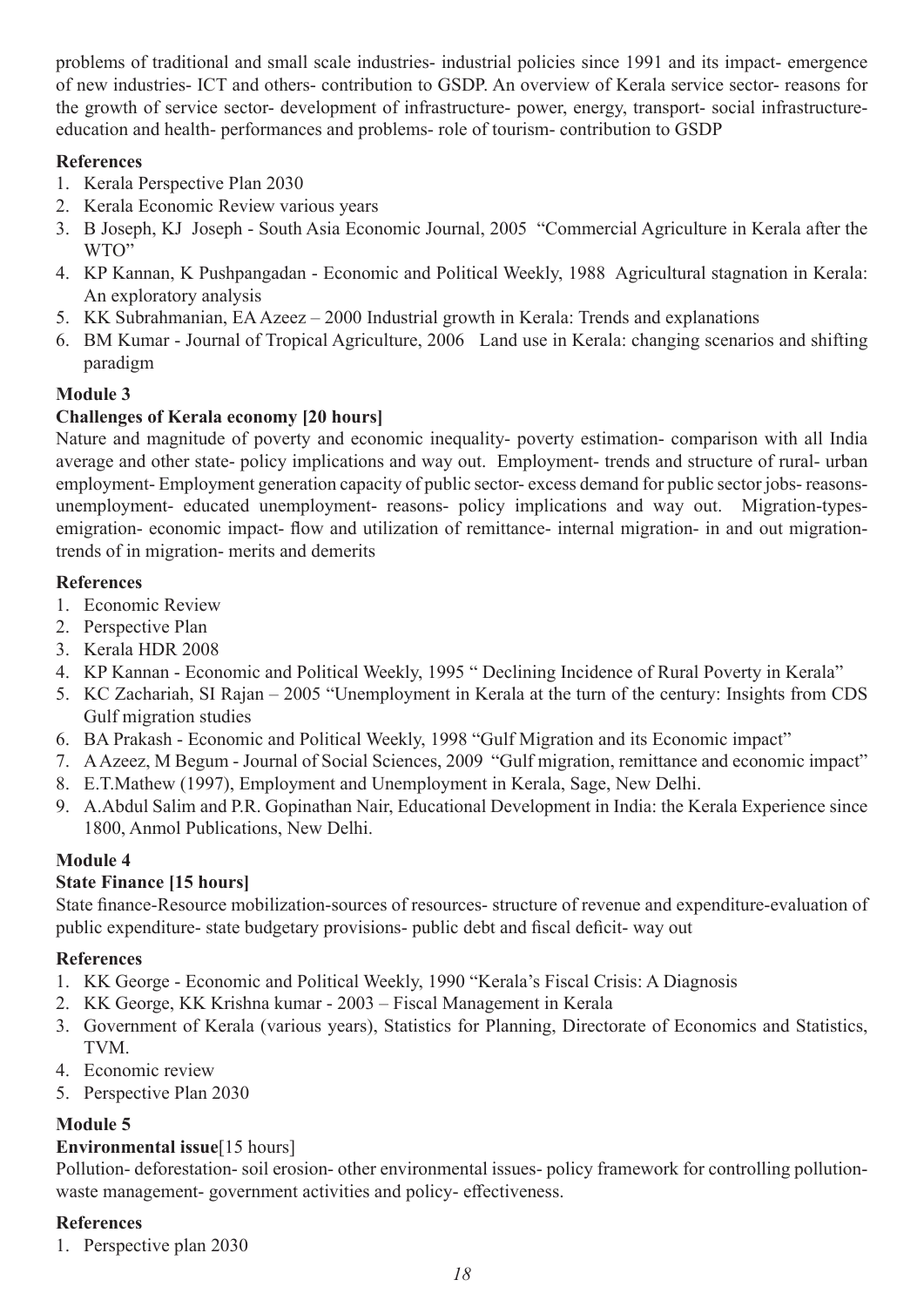problems of traditional and small scale industries- industrial policies since 1991 and its impact- emergence of new industries- ICT and others- contribution to GSDP. An overview of Kerala service sector- reasons for the growth of service sector- development of infrastructure- power, energy, transport- social infrastructure-education and health- performances and problems- role of tourism- contribution to GSDP

**References**

1. Kerala Perspective Plan 2030
2. Kerala Economic Review various years
3. B Joseph, KJ Joseph - South Asia Economic Journal, 2005 "Commercial Agriculture in Kerala after the WTO"
4. KP Kannan, K Pushpangadan - Economic and Political Weekly, 1988 Agricultural stagnation in Kerala: An exploratory analysis
5. KK Subrahmanian, EA Azeez – 2000 Industrial growth in Kerala: Trends and explanations
6. BM Kumar - Journal of Tropical Agriculture, 2006 Land use in Kerala: changing scenarios and shifting paradigm

**Module 3**

**Challenges of Kerala economy [20 hours]**

Nature and magnitude of poverty and economic inequality- poverty estimation- comparison with all India average and other state- policy implications and way out. Employment- trends and structure of rural- urban employment- Employment generation capacity of public sector- excess demand for public sector jobs- reasons-unemployment- educated unemployment- reasons- policy implications and way out. Migration-types-emigration- economic impact- flow and utilization of remittance- internal migration- in and out migration-trends of in migration- merits and demerits

**References**

1. Economic Review
2. Perspective Plan
3. Kerala HDR 2008
4. KP Kannan - Economic and Political Weekly, 1995 " Declining Incidence of Rural Poverty in Kerala"
5. KC Zachariah, SI Rajan – 2005 "Unemployment in Kerala at the turn of the century: Insights from CDS Gulf migration studies
6. BA Prakash - Economic and Political Weekly, 1998 "Gulf Migration and its Economic impact"
7. A Azeez, M Begum - Journal of Social Sciences, 2009 "Gulf migration, remittance and economic impact"
8. E.T.Mathew (1997), Employment and Unemployment in Kerala, Sage, New Delhi.
9. A.Abdul Salim and P.R. Gopinathan Nair, Educational Development in India: the Kerala Experience since 1800, Anmol Publications, New Delhi.

**Module 4**

**State Finance [15 hours]**

State finance-Resource mobilization-sources of resources- structure of revenue and expenditure-evaluation of public expenditure- state budgetary provisions- public debt and fiscal deficit- way out

**References**

1. KK George - Economic and Political Weekly, 1990 "Kerala's Fiscal Crisis: A Diagnosis
2. KK George, KK Krishna kumar - 2003 – Fiscal Management in Kerala
3. Government of Kerala (various years), Statistics for Planning, Directorate of Economics and Statistics, TVM.
4. Economic review
5. Perspective Plan 2030

**Module 5**

**Environmental issue**[15 hours]

Pollution- deforestation- soil erosion- other environmental issues- policy framework for controlling pollution-waste management- government activities and policy- effectiveness.

**References**

1. Perspective plan 2030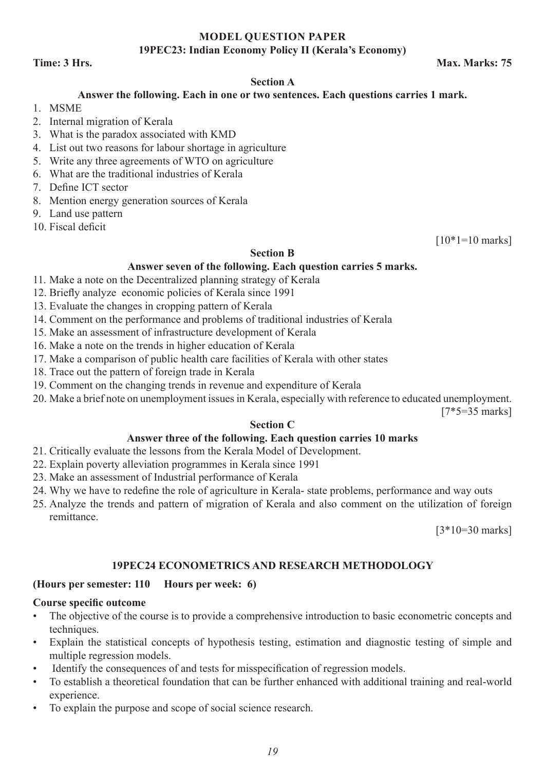## MODEL QUESTION PAPER

### 19PEC23: Indian Economy Policy II (Kerala's Economy)

**Time: 3 Hrs.** **Max. Marks: 75**

#### Section A

**Answer the following. Each in one or two sentences. Each questions carries 1 mark.**

1. MSME
2. Internal migration of Kerala
3. What is the paradox associated with KMD
4. List out two reasons for labour shortage in agriculture
5. Write any three agreements of WTO on agriculture
6. What are the traditional industries of Kerala
7. Define ICT sector
8. Mention energy generation sources of Kerala
9. Land use pattern
10. Fiscal deficit

[10*1=10 marks]

#### Section B

**Answer seven of the following. Each question carries 5 marks.**

11. Make a note on the Decentralized planning strategy of Kerala
12. Briefly analyze economic policies of Kerala since 1991
13. Evaluate the changes in cropping pattern of Kerala
14. Comment on the performance and problems of traditional industries of Kerala
15. Make an assessment of infrastructure development of Kerala
16. Make a note on the trends in higher education of Kerala
17. Make a comparison of public health care facilities of Kerala with other states
18. Trace out the pattern of foreign trade in Kerala
19. Comment on the changing trends in revenue and expenditure of Kerala
20. Make a brief note on unemployment issues in Kerala, especially with reference to educated unemployment.

[7*5=35 marks]

#### Section C

**Answer three of the following. Each question carries 10 marks**

21. Critically evaluate the lessons from the Kerala Model of Development.
22. Explain poverty alleviation programmes in Kerala since 1991
23. Make an assessment of Industrial performance of Kerala
24. Why we have to redefine the role of agriculture in Kerala- state problems, performance and way outs
25. Analyze the trends and pattern of migration of Kerala and also comment on the utilization of foreign remittance.

[3*10=30 marks]

## 19PEC24 ECONOMETRICS AND RESEARCH METHODOLOGY

**(Hours per semester: 110 Hours per week: 6)**

**Course specific outcome**

- The objective of the course is to provide a comprehensive introduction to basic econometric concepts and techniques.
- Explain the statistical concepts of hypothesis testing, estimation and diagnostic testing of simple and multiple regression models.
- Identify the consequences of and tests for misspecification of regression models.
- To establish a theoretical foundation that can be further enhanced with additional training and real-world experience.
- To explain the purpose and scope of social science research.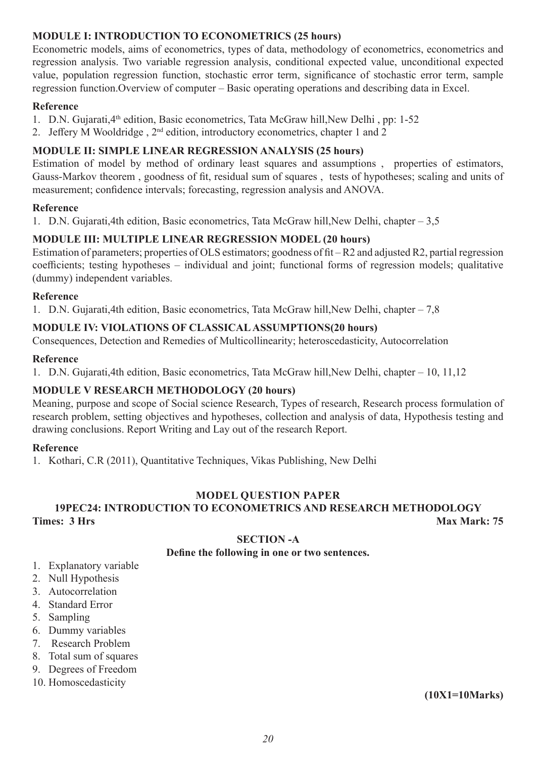### MODULE I: INTRODUCTION TO ECONOMETRICS (25 hours)

Econometric models, aims of econometrics, types of data, methodology of econometrics, econometrics and regression analysis. Two variable regression analysis, conditional expected value, unconditional expected value, population regression function, stochastic error term, significance of stochastic error term, sample regression function.Overview of computer – Basic operating operations and describing data in Excel.

**Reference**

1. D.N. Gujarati,4th edition, Basic econometrics, Tata McGraw hill,New Delhi , pp: 1-52
2. Jeffery M Wooldridge , 2nd edition, introductory econometrics, chapter 1 and 2

### MODULE II: SIMPLE LINEAR REGRESSION ANALYSIS (25 hours)

Estimation of model by method of ordinary least squares and assumptions , properties of estimators, Gauss-Markov theorem , goodness of fit, residual sum of squares , tests of hypotheses; scaling and units of measurement; confidence intervals; forecasting, regression analysis and ANOVA.

**Reference**

1. D.N. Gujarati,4th edition, Basic econometrics, Tata McGraw hill,New Delhi, chapter – 3,5

### MODULE III: MULTIPLE LINEAR REGRESSION MODEL (20 hours)

Estimation of parameters; properties of OLS estimators; goodness of fit – R2 and adjusted R2, partial regression coefficients; testing hypotheses – individual and joint; functional forms of regression models; qualitative (dummy) independent variables.

**Reference**

1. D.N. Gujarati,4th edition, Basic econometrics, Tata McGraw hill,New Delhi, chapter – 7,8

### MODULE IV: VIOLATIONS OF CLASSICAL ASSUMPTIONS(20 hours)

Consequences, Detection and Remedies of Multicollinearity; heteroscedasticity, Autocorrelation

**Reference**

1. D.N. Gujarati,4th edition, Basic econometrics, Tata McGraw hill,New Delhi, chapter – 10, 11,12

### MODULE V RESEARCH METHODOLOGY (20 hours)

Meaning, purpose and scope of Social science Research, Types of research, Research process formulation of research problem, setting objectives and hypotheses, collection and analysis of data, Hypothesis testing and drawing conclusions. Report Writing and Lay out of the research Report.

**Reference**

1. Kothari, C.R (2011), Quantitative Techniques, Vikas Publishing, New Delhi

## MODEL QUESTION PAPER

## 19PEC24: INTRODUCTION TO ECONOMETRICS AND RESEARCH METHODOLOGY

**Times: 3 Hrs** **Max Mark: 75**

### SECTION -A

**Define the following in one or two sentences.**

1. Explanatory variable
2. Null Hypothesis
3. Autocorrelation
4. Standard Error
5. Sampling
6. Dummy variables
7. Research Problem
8. Total sum of squares
9. Degrees of Freedom
10. Homoscedasticity

**(10X1=10Marks)**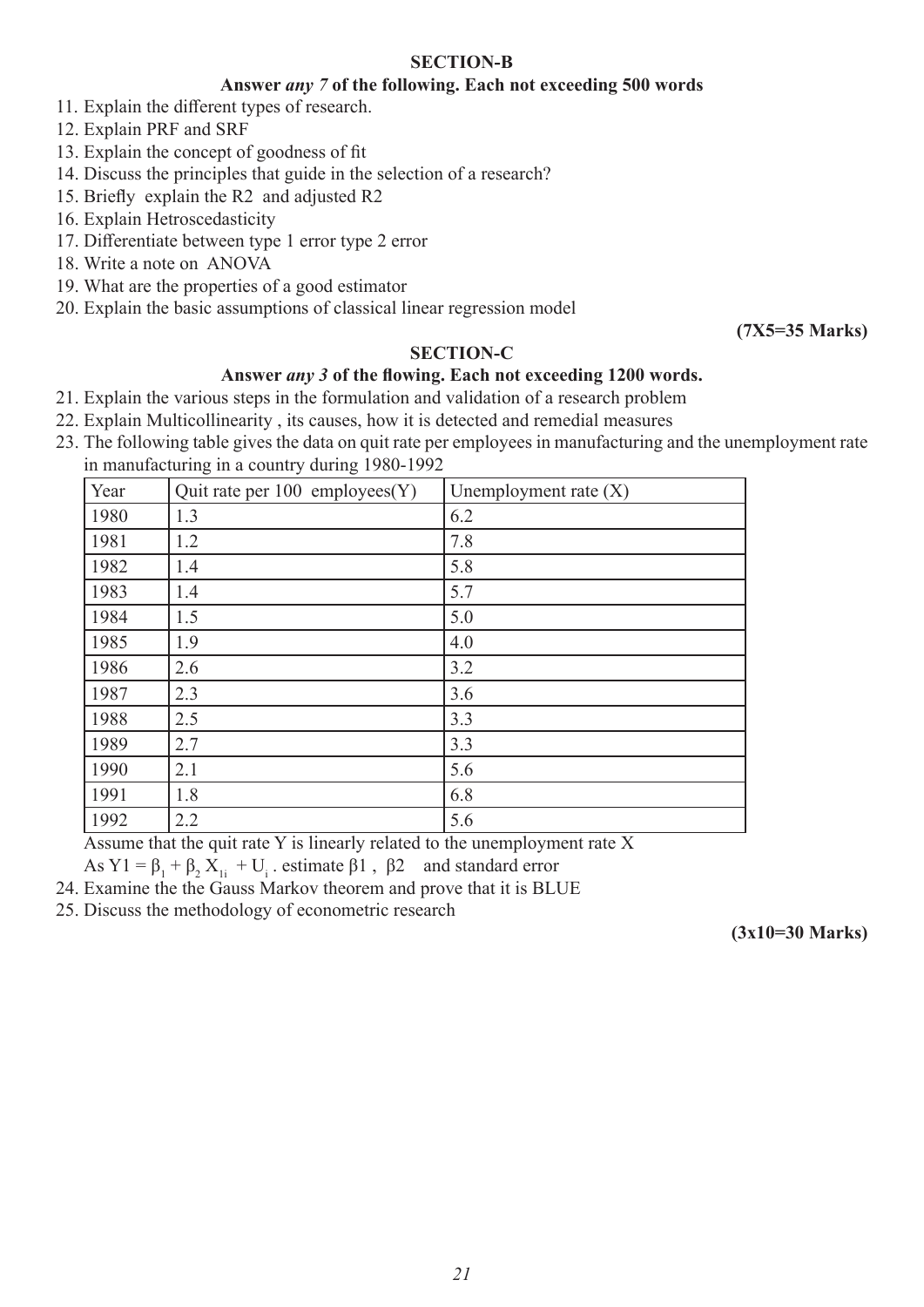## SECTION-B

**Answer *any 7* of the following. Each not exceeding 500 words**

11. Explain the different types of research.
12. Explain PRF and SRF
13. Explain the concept of goodness of fit
14. Discuss the principles that guide in the selection of a research?
15. Briefly explain the R2 and adjusted R2
16. Explain Hetroscedasticity
17. Differentiate between type 1 error type 2 error
18. Write a note on ANOVA
19. What are the properties of a good estimator
20. Explain the basic assumptions of classical linear regression model

**(7X5=35 Marks)**

## SECTION-C

**Answer *any 3* of the flowing. Each not exceeding 1200 words.**

21. Explain the various steps in the formulation and validation of a research problem
22. Explain Multicollinearity , its causes, how it is detected and remedial measures
23. The following table gives the data on quit rate per employees in manufacturing and the unemployment rate in manufacturing in a country during 1980-1992

| Year | Quit rate per 100 employees(Y) | Unemployment rate (X) |
|---|---|---|
| 1980 | 1.3 | 6.2 |
| 1981 | 1.2 | 7.8 |
| 1982 | 1.4 | 5.8 |
| 1983 | 1.4 | 5.7 |
| 1984 | 1.5 | 5.0 |
| 1985 | 1.9 | 4.0 |
| 1986 | 2.6 | 3.2 |
| 1987 | 2.3 | 3.6 |
| 1988 | 2.5 | 3.3 |
| 1989 | 2.7 | 3.3 |
| 1990 | 2.1 | 5.6 |
| 1991 | 1.8 | 6.8 |
| 1992 | 2.2 | 5.6 |

Assume that the quit rate Y is linearly related to the unemployment rate X

As $Y1 = \beta_1 + \beta_2 X_{1i} + U_i$ . estimate $\beta1$ , $\beta2$ and standard error

24. Examine the the Gauss Markov theorem and prove that it is BLUE
25. Discuss the methodology of econometric research

**(3x10=30 Marks)**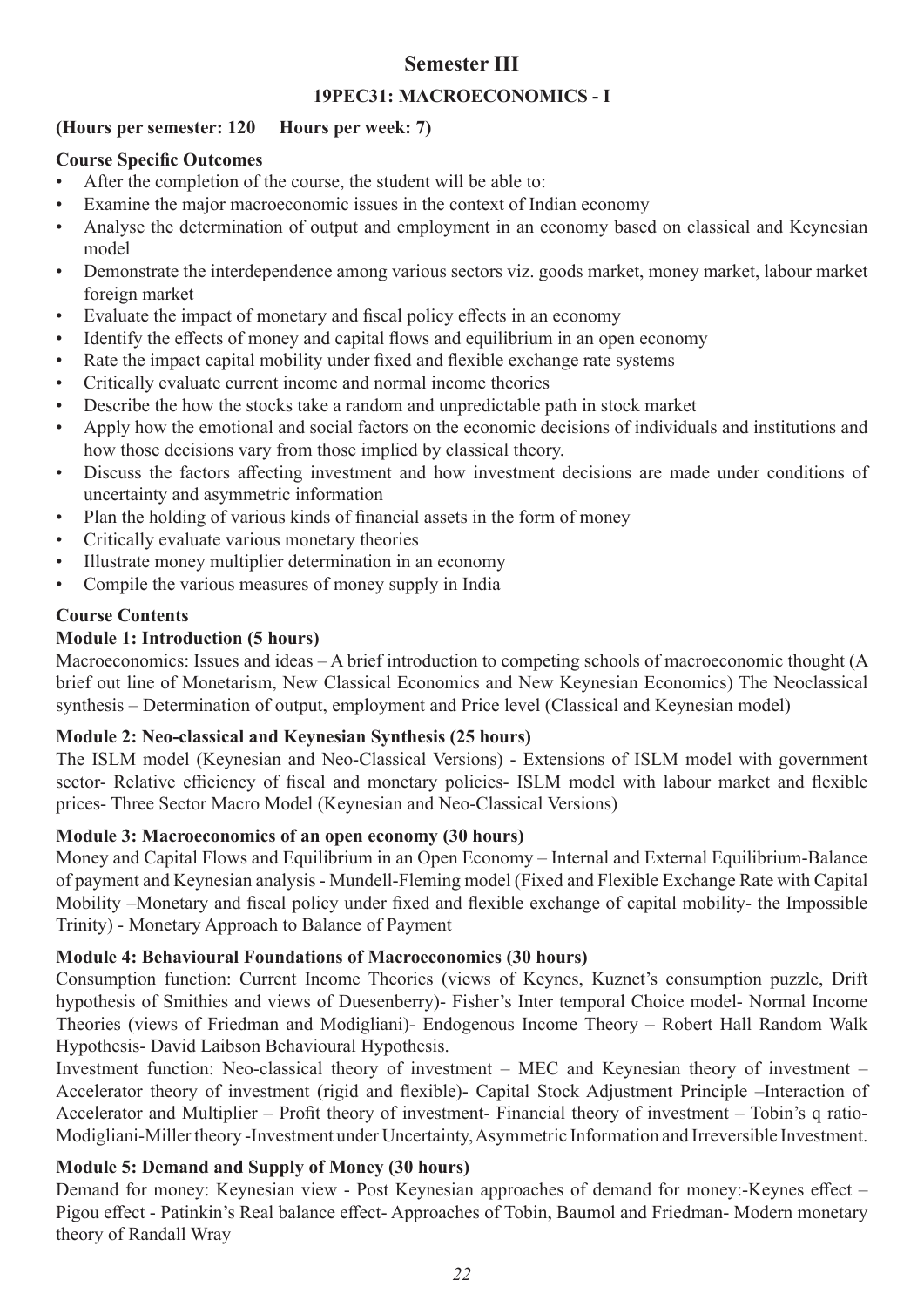## Semester III

### 19PEC31: MACROECONOMICS - I

**(Hours per semester: 120 Hours per week: 7)**

**Course Specific Outcomes**

- After the completion of the course, the student will be able to:
- Examine the major macroeconomic issues in the context of Indian economy
- Analyse the determination of output and employment in an economy based on classical and Keynesian model
- Demonstrate the interdependence among various sectors viz. goods market, money market, labour market foreign market
- Evaluate the impact of monetary and fiscal policy effects in an economy
- Identify the effects of money and capital flows and equilibrium in an open economy
- Rate the impact capital mobility under fixed and flexible exchange rate systems
- Critically evaluate current income and normal income theories
- Describe the how the stocks take a random and unpredictable path in stock market
- Apply how the emotional and social factors on the economic decisions of individuals and institutions and how those decisions vary from those implied by classical theory.
- Discuss the factors affecting investment and how investment decisions are made under conditions of uncertainty and asymmetric information
- Plan the holding of various kinds of financial assets in the form of money
- Critically evaluate various monetary theories
- Illustrate money multiplier determination in an economy
- Compile the various measures of money supply in India

**Course Contents**

**Module 1: Introduction (5 hours)**

Macroeconomics: Issues and ideas – A brief introduction to competing schools of macroeconomic thought (A brief out line of Monetarism, New Classical Economics and New Keynesian Economics) The Neoclassical synthesis – Determination of output, employment and Price level (Classical and Keynesian model)

**Module 2: Neo-classical and Keynesian Synthesis (25 hours)**

The ISLM model (Keynesian and Neo-Classical Versions) - Extensions of ISLM model with government sector- Relative efficiency of fiscal and monetary policies- ISLM model with labour market and flexible prices- Three Sector Macro Model (Keynesian and Neo-Classical Versions)

**Module 3: Macroeconomics of an open economy (30 hours)**

Money and Capital Flows and Equilibrium in an Open Economy – Internal and External Equilibrium-Balance of payment and Keynesian analysis - Mundell-Fleming model (Fixed and Flexible Exchange Rate with Capital Mobility –Monetary and fiscal policy under fixed and flexible exchange of capital mobility- the Impossible Trinity) - Monetary Approach to Balance of Payment

**Module 4: Behavioural Foundations of Macroeconomics (30 hours)**

Consumption function: Current Income Theories (views of Keynes, Kuznet's consumption puzzle, Drift hypothesis of Smithies and views of Duesenberry)- Fisher's Inter temporal Choice model- Normal Income Theories (views of Friedman and Modigliani)- Endogenous Income Theory – Robert Hall Random Walk Hypothesis- David Laibson Behavioural Hypothesis.

Investment function: Neo-classical theory of investment – MEC and Keynesian theory of investment – Accelerator theory of investment (rigid and flexible)- Capital Stock Adjustment Principle –Interaction of Accelerator and Multiplier – Profit theory of investment- Financial theory of investment – Tobin's q ratio-Modigliani-Miller theory -Investment under Uncertainty, Asymmetric Information and Irreversible Investment.

**Module 5: Demand and Supply of Money (30 hours)**

Demand for money: Keynesian view - Post Keynesian approaches of demand for money:-Keynes effect – Pigou effect - Patinkin's Real balance effect- Approaches of Tobin, Baumol and Friedman- Modern monetary theory of Randall Wray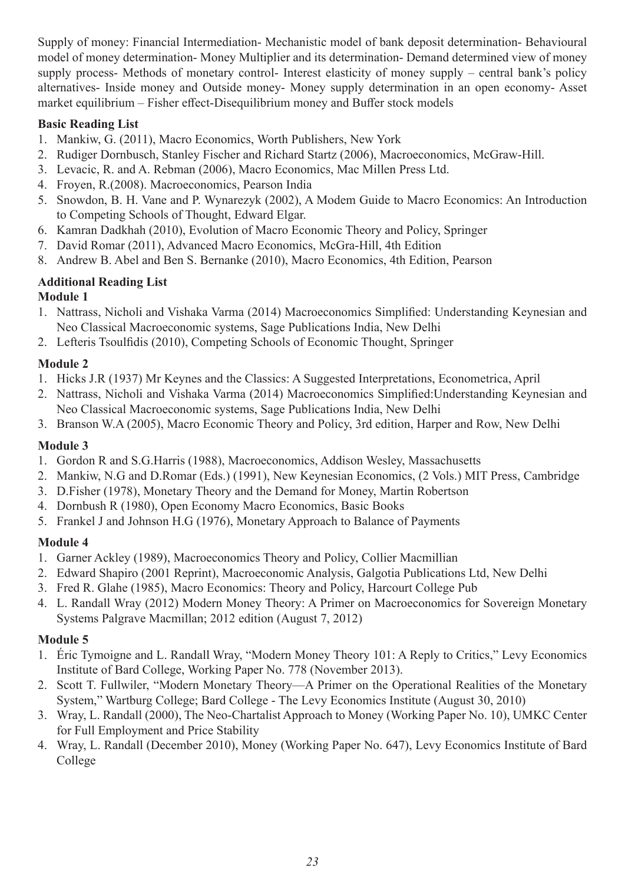Supply of money: Financial Intermediation- Mechanistic model of bank deposit determination- Behavioural model of money determination- Money Multiplier and its determination- Demand determined view of money supply process- Methods of monetary control- Interest elasticity of money supply – central bank's policy alternatives- Inside money and Outside money- Money supply determination in an open economy- Asset market equilibrium – Fisher effect-Disequilibrium money and Buffer stock models

**Basic Reading List**

1. Mankiw, G. (2011), Macro Economics, Worth Publishers, New York
2. Rudiger Dornbusch, Stanley Fischer and Richard Startz (2006), Macroeconomics, McGraw-Hill.
3. Levacic, R. and A. Rebman (2006), Macro Economics, Mac Millen Press Ltd.
4. Froyen, R.(2008). Macroeconomics, Pearson India
5. Snowdon, B. H. Vane and P. Wynarezyk (2002), A Modem Guide to Macro Economics: An Introduction to Competing Schools of Thought, Edward Elgar.
6. Kamran Dadkhah (2010), Evolution of Macro Economic Theory and Policy, Springer
7. David Romar (2011), Advanced Macro Economics, McGra-Hill, 4th Edition
8. Andrew B. Abel and Ben S. Bernanke (2010), Macro Economics, 4th Edition, Pearson

**Additional Reading List**

**Module 1**

1. Nattrass, Nicholi and Vishaka Varma (2014) Macroeconomics Simplified: Understanding Keynesian and Neo Classical Macroeconomic systems, Sage Publications India, New Delhi
2. Lefteris Tsoulfidis (2010), Competing Schools of Economic Thought, Springer

**Module 2**

1. Hicks J.R (1937) Mr Keynes and the Classics: A Suggested Interpretations, Econometrica, April
2. Nattrass, Nicholi and Vishaka Varma (2014) Macroeconomics Simplified:Understanding Keynesian and Neo Classical Macroeconomic systems, Sage Publications India, New Delhi
3. Branson W.A (2005), Macro Economic Theory and Policy, 3rd edition, Harper and Row, New Delhi

**Module 3**

1. Gordon R and S.G.Harris (1988), Macroeconomics, Addison Wesley, Massachusetts
2. Mankiw, N.G and D.Romar (Eds.) (1991), New Keynesian Economics, (2 Vols.) MIT Press, Cambridge
3. D.Fisher (1978), Monetary Theory and the Demand for Money, Martin Robertson
4. Dornbush R (1980), Open Economy Macro Economics, Basic Books
5. Frankel J and Johnson H.G (1976), Monetary Approach to Balance of Payments

**Module 4**

1. Garner Ackley (1989), Macroeconomics Theory and Policy, Collier Macmillian
2. Edward Shapiro (2001 Reprint), Macroeconomic Analysis, Galgotia Publications Ltd, New Delhi
3. Fred R. Glahe (1985), Macro Economics: Theory and Policy, Harcourt College Pub
4. L. Randall Wray (2012) Modern Money Theory: A Primer on Macroeconomics for Sovereign Monetary Systems Palgrave Macmillan; 2012 edition (August 7, 2012)

**Module 5**

1. Éric Tymoigne and L. Randall Wray, "Modern Money Theory 101: A Reply to Critics," Levy Economics Institute of Bard College, Working Paper No. 778 (November 2013).
2. Scott T. Fullwiler, "Modern Monetary Theory—A Primer on the Operational Realities of the Monetary System," Wartburg College; Bard College - The Levy Economics Institute (August 30, 2010)
3. Wray, L. Randall (2000), The Neo-Chartalist Approach to Money (Working Paper No. 10), UMKC Center for Full Employment and Price Stability
4. Wray, L. Randall (December 2010), Money (Working Paper No. 647), Levy Economics Institute of Bard College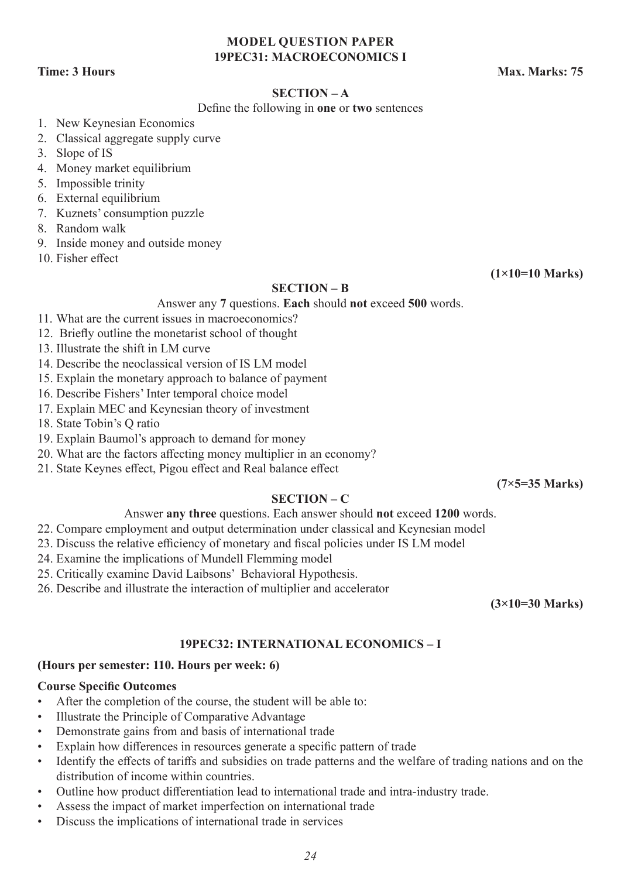# MODEL QUESTION PAPER
## 19PEC31: MACROECONOMICS I

**Time: 3 Hours** **Max. Marks: 75**

### SECTION – A

Define the following in **one** or **two** sentences

1. New Keynesian Economics
2. Classical aggregate supply curve
3. Slope of IS
4. Money market equilibrium
5. Impossible trinity
6. External equilibrium
7. Kuznets' consumption puzzle
8. Random walk
9. Inside money and outside money
10. Fisher effect

**(1×10=10 Marks)**

### SECTION – B

Answer any **7** questions. **Each** should **not** exceed **500** words.

11. What are the current issues in macroeconomics?
12. Briefly outline the monetarist school of thought
13. Illustrate the shift in LM curve
14. Describe the neoclassical version of IS LM model
15. Explain the monetary approach to balance of payment
16. Describe Fishers' Inter temporal choice model
17. Explain MEC and Keynesian theory of investment
18. State Tobin's Q ratio
19. Explain Baumol's approach to demand for money
20. What are the factors affecting money multiplier in an economy?
21. State Keynes effect, Pigou effect and Real balance effect

**(7×5=35 Marks)**

### SECTION – C

Answer **any three** questions. Each answer should **not** exceed **1200** words.

22. Compare employment and output determination under classical and Keynesian model
23. Discuss the relative efficiency of monetary and fiscal policies under IS LM model
24. Examine the implications of Mundell Flemming model
25. Critically examine David Laibsons' Behavioral Hypothesis.
26. Describe and illustrate the interaction of multiplier and accelerator

**(3×10=30 Marks)**

## 19PEC32: INTERNATIONAL ECONOMICS – I

**(Hours per semester: 110. Hours per week: 6)**

**Course Specific Outcomes**

- After the completion of the course, the student will be able to:
- Illustrate the Principle of Comparative Advantage
- Demonstrate gains from and basis of international trade
- Explain how differences in resources generate a specific pattern of trade
- Identify the effects of tariffs and subsidies on trade patterns and the welfare of trading nations and on the distribution of income within countries.
- Outline how product differentiation lead to international trade and intra-industry trade.
- Assess the impact of market imperfection on international trade
- Discuss the implications of international trade in services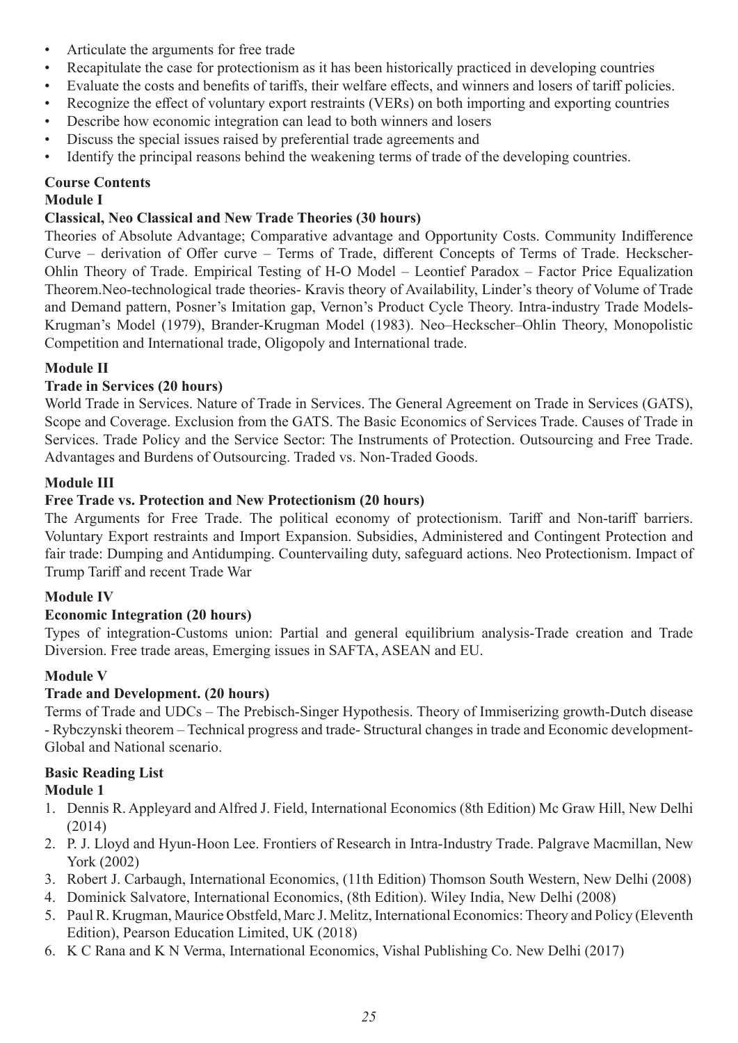- Articulate the arguments for free trade
- Recapitulate the case for protectionism as it has been historically practiced in developing countries
- Evaluate the costs and benefits of tariffs, their welfare effects, and winners and losers of tariff policies.
- Recognize the effect of voluntary export restraints (VERs) on both importing and exporting countries
- Describe how economic integration can lead to both winners and losers
- Discuss the special issues raised by preferential trade agreements and
- Identify the principal reasons behind the weakening terms of trade of the developing countries.

**Course Contents**

**Module I**

**Classical, Neo Classical and New Trade Theories (30 hours)**

Theories of Absolute Advantage; Comparative advantage and Opportunity Costs. Community Indifference Curve – derivation of Offer curve – Terms of Trade, different Concepts of Terms of Trade. Heckscher-Ohlin Theory of Trade. Empirical Testing of H-O Model – Leontief Paradox – Factor Price Equalization Theorem.Neo-technological trade theories- Kravis theory of Availability, Linder's theory of Volume of Trade and Demand pattern, Posner's Imitation gap, Vernon's Product Cycle Theory. Intra-industry Trade Models-Krugman's Model (1979), Brander-Krugman Model (1983). Neo–Heckscher–Ohlin Theory, Monopolistic Competition and International trade, Oligopoly and International trade.

**Module II**

**Trade in Services (20 hours)**

World Trade in Services. Nature of Trade in Services. The General Agreement on Trade in Services (GATS), Scope and Coverage. Exclusion from the GATS. The Basic Economics of Services Trade. Causes of Trade in Services. Trade Policy and the Service Sector: The Instruments of Protection. Outsourcing and Free Trade. Advantages and Burdens of Outsourcing. Traded vs. Non-Traded Goods.

**Module III**

**Free Trade vs. Protection and New Protectionism (20 hours)**

The Arguments for Free Trade. The political economy of protectionism. Tariff and Non-tariff barriers. Voluntary Export restraints and Import Expansion. Subsidies, Administered and Contingent Protection and fair trade: Dumping and Antidumping. Countervailing duty, safeguard actions. Neo Protectionism. Impact of Trump Tariff and recent Trade War

**Module IV**

**Economic Integration (20 hours)**

Types of integration-Customs union: Partial and general equilibrium analysis-Trade creation and Trade Diversion. Free trade areas, Emerging issues in SAFTA, ASEAN and EU.

**Module V**

**Trade and Development. (20 hours)**

Terms of Trade and UDCs – The Prebisch-Singer Hypothesis. Theory of Immiserizing growth-Dutch disease - Rybczynski theorem – Technical progress and trade- Structural changes in trade and Economic development-Global and National scenario.

**Basic Reading List**

**Module 1**

1. Dennis R. Appleyard and Alfred J. Field, International Economics (8th Edition) Mc Graw Hill, New Delhi (2014)
2. P. J. Lloyd and Hyun-Hoon Lee. Frontiers of Research in Intra-Industry Trade. Palgrave Macmillan, New York (2002)
3. Robert J. Carbaugh, International Economics, (11th Edition) Thomson South Western, New Delhi (2008)
4. Dominick Salvatore, International Economics, (8th Edition). Wiley India, New Delhi (2008)
5. Paul R. Krugman, Maurice Obstfeld, Marc J. Melitz, International Economics: Theory and Policy (Eleventh Edition), Pearson Education Limited, UK (2018)
6. K C Rana and K N Verma, International Economics, Vishal Publishing Co. New Delhi (2017)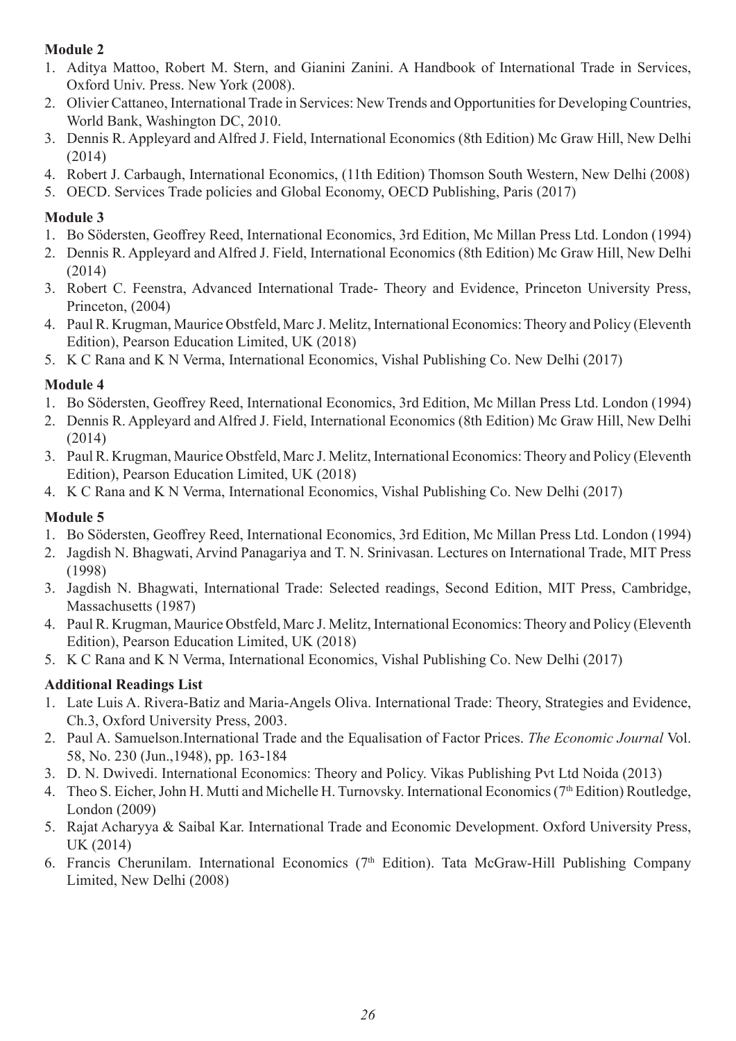**Module 2**

1. Aditya Mattoo, Robert M. Stern, and Gianini Zanini. A Handbook of International Trade in Services, Oxford Univ. Press. New York (2008).
2. Olivier Cattaneo, International Trade in Services: New Trends and Opportunities for Developing Countries, World Bank, Washington DC, 2010.
3. Dennis R. Appleyard and Alfred J. Field, International Economics (8th Edition) Mc Graw Hill, New Delhi (2014)
4. Robert J. Carbaugh, International Economics, (11th Edition) Thomson South Western, New Delhi (2008)
5. OECD. Services Trade policies and Global Economy, OECD Publishing, Paris (2017)

**Module 3**

1. Bo Södersten, Geoffrey Reed, International Economics, 3rd Edition, Mc Millan Press Ltd. London (1994)
2. Dennis R. Appleyard and Alfred J. Field, International Economics (8th Edition) Mc Graw Hill, New Delhi (2014)
3. Robert C. Feenstra, Advanced International Trade- Theory and Evidence, Princeton University Press, Princeton, (2004)
4. Paul R. Krugman, Maurice Obstfeld, Marc J. Melitz, International Economics: Theory and Policy (Eleventh Edition), Pearson Education Limited, UK (2018)
5. K C Rana and K N Verma, International Economics, Vishal Publishing Co. New Delhi (2017)

**Module 4**

1. Bo Södersten, Geoffrey Reed, International Economics, 3rd Edition, Mc Millan Press Ltd. London (1994)
2. Dennis R. Appleyard and Alfred J. Field, International Economics (8th Edition) Mc Graw Hill, New Delhi (2014)
3. Paul R. Krugman, Maurice Obstfeld, Marc J. Melitz, International Economics: Theory and Policy (Eleventh Edition), Pearson Education Limited, UK (2018)
4. K C Rana and K N Verma, International Economics, Vishal Publishing Co. New Delhi (2017)

**Module 5**

1. Bo Södersten, Geoffrey Reed, International Economics, 3rd Edition, Mc Millan Press Ltd. London (1994)
2. Jagdish N. Bhagwati, Arvind Panagariya and T. N. Srinivasan. Lectures on International Trade, MIT Press (1998)
3. Jagdish N. Bhagwati, International Trade: Selected readings, Second Edition, MIT Press, Cambridge, Massachusetts (1987)
4. Paul R. Krugman, Maurice Obstfeld, Marc J. Melitz, International Economics: Theory and Policy (Eleventh Edition), Pearson Education Limited, UK (2018)
5. K C Rana and K N Verma, International Economics, Vishal Publishing Co. New Delhi (2017)

**Additional Readings List**

1. Late Luis A. Rivera-Batiz and Maria-Angels Oliva. International Trade: Theory, Strategies and Evidence, Ch.3, Oxford University Press, 2003.
2. Paul A. Samuelson.International Trade and the Equalisation of Factor Prices. *The Economic Journal* Vol. 58, No. 230 (Jun.,1948), pp. 163-184
3. D. N. Dwivedi. International Economics: Theory and Policy. Vikas Publishing Pvt Ltd Noida (2013)
4. Theo S. Eicher, John H. Mutti and Michelle H. Turnovsky. International Economics (7th Edition) Routledge, London (2009)
5. Rajat Acharyya & Saibal Kar. International Trade and Economic Development. Oxford University Press, UK (2014)
6. Francis Cherunilam. International Economics (7th Edition). Tata McGraw-Hill Publishing Company Limited, New Delhi (2008)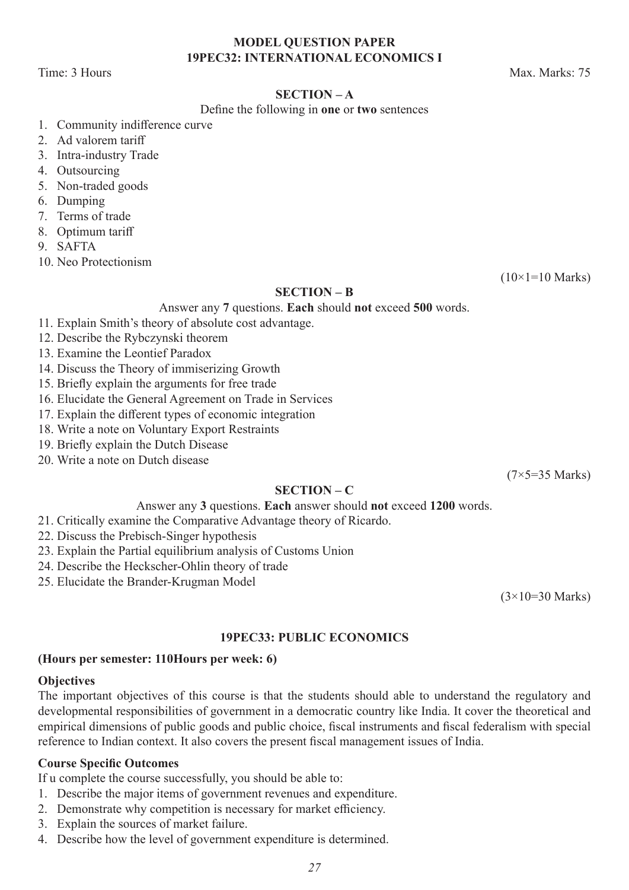**MODEL QUESTION PAPER**
**19PEC32: INTERNATIONAL ECONOMICS I**

Time: 3 Hours Max. Marks: 75

**SECTION – A**

Define the following in **one** or **two** sentences

1. Community indifference curve
2. Ad valorem tariff
3. Intra-industry Trade
4. Outsourcing
5. Non-traded goods
6. Dumping
7. Terms of trade
8. Optimum tariff
9. SAFTA
10. Neo Protectionism

(10×1=10 Marks)

**SECTION – B**

Answer any **7** questions. **Each** should **not** exceed **500** words.

11. Explain Smith's theory of absolute cost advantage.
12. Describe the Rybczynski theorem
13. Examine the Leontief Paradox
14. Discuss the Theory of immiserizing Growth
15. Briefly explain the arguments for free trade
16. Elucidate the General Agreement on Trade in Services
17. Explain the different types of economic integration
18. Write a note on Voluntary Export Restraints
19. Briefly explain the Dutch Disease
20. Write a note on Dutch disease

(7×5=35 Marks)

**SECTION – C**

Answer any **3** questions. **Each** answer should **not** exceed **1200** words.

21. Critically examine the Comparative Advantage theory of Ricardo.
22. Discuss the Prebisch-Singer hypothesis
23. Explain the Partial equilibrium analysis of Customs Union
24. Describe the Heckscher-Ohlin theory of trade
25. Elucidate the Brander-Krugman Model

(3×10=30 Marks)

## 19PEC33: PUBLIC ECONOMICS

**(Hours per semester: 110Hours per week: 6)**

**Objectives**

The important objectives of this course is that the students should able to understand the regulatory and developmental responsibilities of government in a democratic country like India. It cover the theoretical and empirical dimensions of public goods and public choice, fiscal instruments and fiscal federalism with special reference to Indian context. It also covers the present fiscal management issues of India.

**Course Specific Outcomes**

If u complete the course successfully, you should be able to:

1. Describe the major items of government revenues and expenditure.
2. Demonstrate why competition is necessary for market efficiency.
3. Explain the sources of market failure.
4. Describe how the level of government expenditure is determined.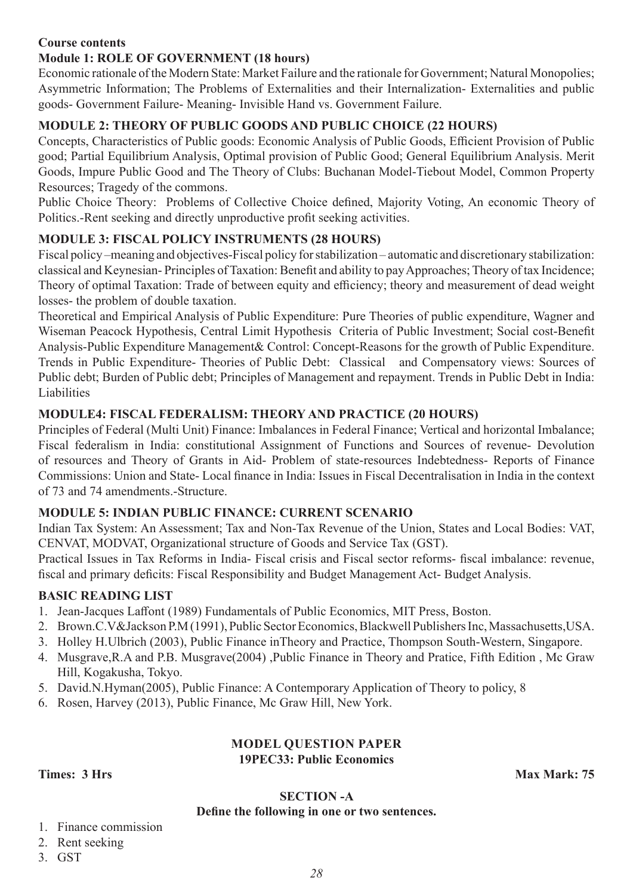**Course contents**

**Module 1: ROLE OF GOVERNMENT (18 hours)**

Economic rationale of the Modern State: Market Failure and the rationale for Government; Natural Monopolies; Asymmetric Information; The Problems of Externalities and their Internalization- Externalities and public goods- Government Failure- Meaning- Invisible Hand vs. Government Failure.

**MODULE 2: THEORY OF PUBLIC GOODS AND PUBLIC CHOICE (22 HOURS)**

Concepts, Characteristics of Public goods: Economic Analysis of Public Goods, Efficient Provision of Public good; Partial Equilibrium Analysis, Optimal provision of Public Good; General Equilibrium Analysis. Merit Goods, Impure Public Good and The Theory of Clubs: Buchanan Model-Tiebout Model, Common Property Resources; Tragedy of the commons.

Public Choice Theory: Problems of Collective Choice defined, Majority Voting, An economic Theory of Politics.-Rent seeking and directly unproductive profit seeking activities.

**MODULE 3: FISCAL POLICY INSTRUMENTS (28 HOURS)**

Fiscal policy –meaning and objectives-Fiscal policy for stabilization – automatic and discretionary stabilization: classical and Keynesian- Principles of Taxation: Benefit and ability to pay Approaches; Theory of tax Incidence; Theory of optimal Taxation: Trade of between equity and efficiency; theory and measurement of dead weight losses- the problem of double taxation.

Theoretical and Empirical Analysis of Public Expenditure: Pure Theories of public expenditure, Wagner and Wiseman Peacock Hypothesis, Central Limit Hypothesis Criteria of Public Investment; Social cost-Benefit Analysis-Public Expenditure Management& Control: Concept-Reasons for the growth of Public Expenditure. Trends in Public Expenditure- Theories of Public Debt: Classical and Compensatory views: Sources of Public debt; Burden of Public debt; Principles of Management and repayment. Trends in Public Debt in India: Liabilities

**MODULE4: FISCAL FEDERALISM: THEORY AND PRACTICE (20 HOURS)**

Principles of Federal (Multi Unit) Finance: Imbalances in Federal Finance; Vertical and horizontal Imbalance; Fiscal federalism in India: constitutional Assignment of Functions and Sources of revenue- Devolution of resources and Theory of Grants in Aid- Problem of state-resources Indebtedness- Reports of Finance Commissions: Union and State- Local finance in India: Issues in Fiscal Decentralisation in India in the context of 73 and 74 amendments.-Structure.

**MODULE 5: INDIAN PUBLIC FINANCE: CURRENT SCENARIO**

Indian Tax System: An Assessment; Tax and Non-Tax Revenue of the Union, States and Local Bodies: VAT, CENVAT, MODVAT, Organizational structure of Goods and Service Tax (GST).

Practical Issues in Tax Reforms in India- Fiscal crisis and Fiscal sector reforms- fiscal imbalance: revenue, fiscal and primary deficits: Fiscal Responsibility and Budget Management Act- Budget Analysis.

**BASIC READING LIST**

1. Jean-Jacques Laffont (1989) Fundamentals of Public Economics, MIT Press, Boston.
2. Brown.C.V&Jackson P.M (1991), Public Sector Economics, Blackwell Publishers Inc, Massachusetts,USA.
3. Holley H.Ulbrich (2003), Public Finance inTheory and Practice, Thompson South-Western, Singapore.
4. Musgrave,R.A and P.B. Musgrave(2004) ,Public Finance in Theory and Pratice, Fifth Edition , Mc Graw Hill, Kogakusha, Tokyo.
5. David.N.Hyman(2005), Public Finance: A Contemporary Application of Theory to policy, 8
6. Rosen, Harvey (2013), Public Finance, Mc Graw Hill, New York.

**MODEL QUESTION PAPER**

**19PEC33: Public Economics**

**Times: 3 Hrs** **Max Mark: 75**

**SECTION -A**

**Define the following in one or two sentences.**

1. Finance commission
2. Rent seeking
3. GST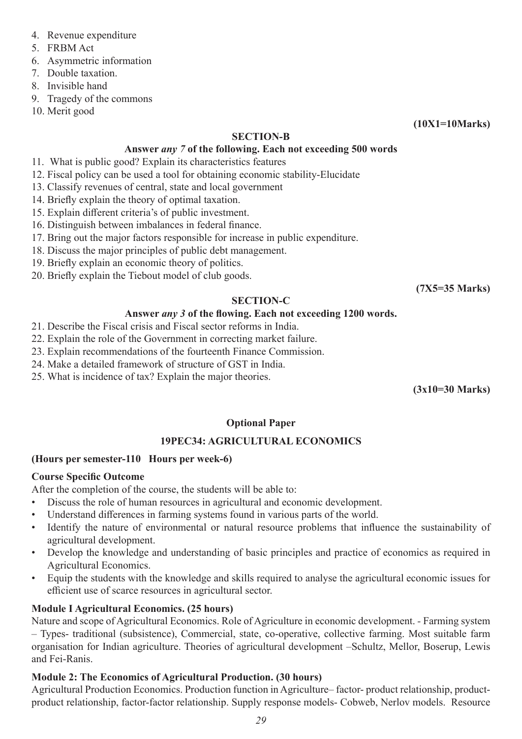4. Revenue expenditure
5. FRBM Act
6. Asymmetric information
7. Double taxation.
8. Invisible hand
9. Tragedy of the commons
10. Merit good

**(10X1=10Marks)**

**SECTION-B**

**Answer *any 7* of the following. Each not exceeding 500 words**

11. What is public good? Explain its characteristics features
12. Fiscal policy can be used a tool for obtaining economic stability-Elucidate
13. Classify revenues of central, state and local government
14. Briefly explain the theory of optimal taxation.
15. Explain different criteria's of public investment.
16. Distinguish between imbalances in federal finance.
17. Bring out the major factors responsible for increase in public expenditure.
18. Discuss the major principles of public debt management.
19. Briefly explain an economic theory of politics.
20. Briefly explain the Tiebout model of club goods.

**(7X5=35 Marks)**

**SECTION-C**

**Answer *any 3* of the flowing. Each not exceeding 1200 words.**

21. Describe the Fiscal crisis and Fiscal sector reforms in India.
22. Explain the role of the Government in correcting market failure.
23. Explain recommendations of the fourteenth Finance Commission.
24. Make a detailed framework of structure of GST in India.
25. What is incidence of tax? Explain the major theories.

**(3x10=30 Marks)**

**Optional Paper**

## 19PEC34: AGRICULTURAL ECONOMICS

**(Hours per semester-110 Hours per week-6)**

**Course Specific Outcome**

After the completion of the course, the students will be able to:

- Discuss the role of human resources in agricultural and economic development.
- Understand differences in farming systems found in various parts of the world.
- Identify the nature of environmental or natural resource problems that influence the sustainability of agricultural development.
- Develop the knowledge and understanding of basic principles and practice of economics as required in Agricultural Economics.
- Equip the students with the knowledge and skills required to analyse the agricultural economic issues for efficient use of scarce resources in agricultural sector.

**Module I Agricultural Economics. (25 hours)**

Nature and scope of Agricultural Economics. Role of Agriculture in economic development. - Farming system – Types- traditional (subsistence), Commercial, state, co-operative, collective farming. Most suitable farm organisation for Indian agriculture. Theories of agricultural development –Schultz, Mellor, Boserup, Lewis and Fei-Ranis.

**Module 2: The Economics of Agricultural Production. (30 hours)**

Agricultural Production Economics. Production function in Agriculture– factor- product relationship, product-product relationship, factor-factor relationship. Supply response models- Cobweb, Nerlov models. Resource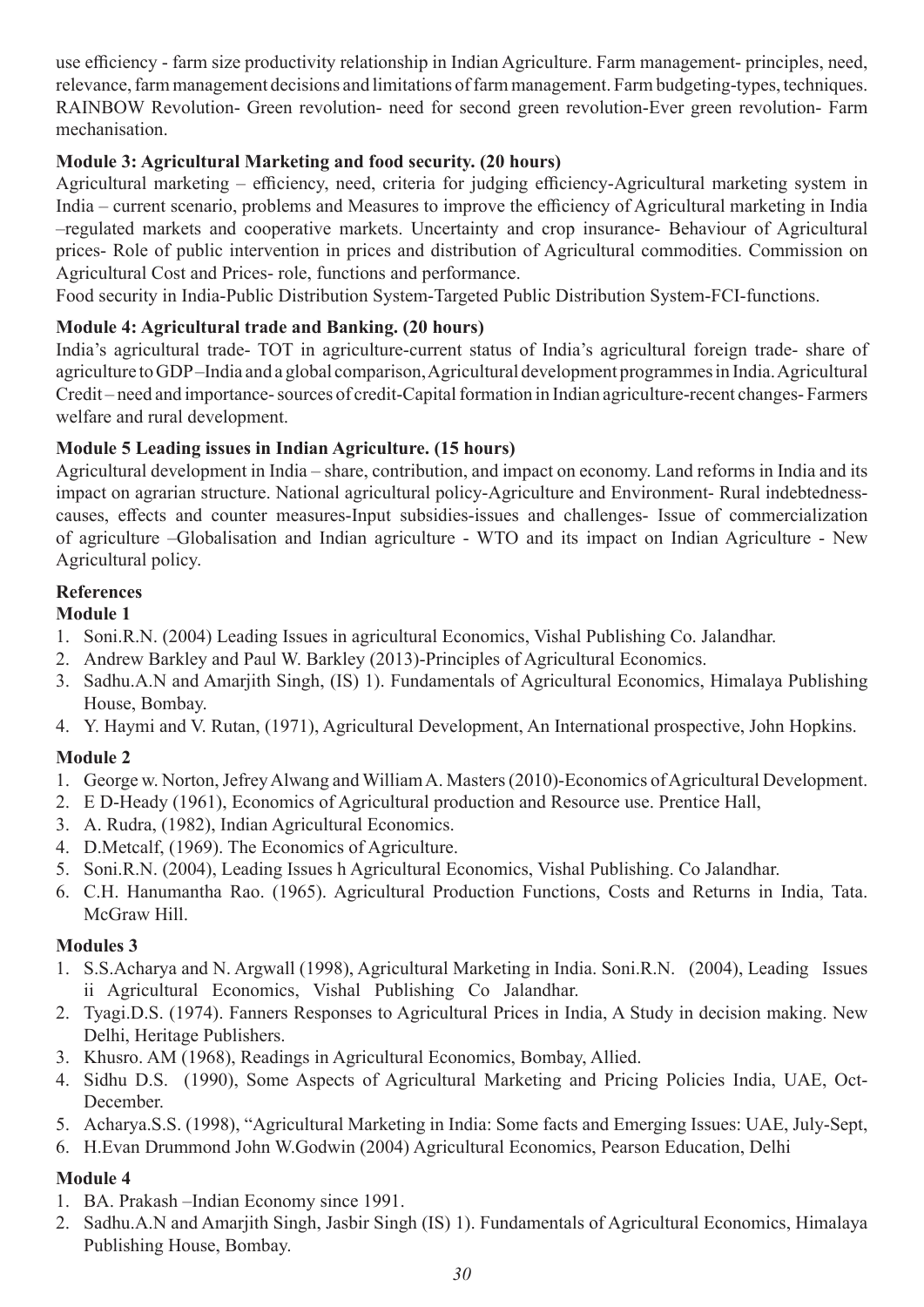use efficiency - farm size productivity relationship in Indian Agriculture. Farm management- principles, need, relevance, farm management decisions and limitations of farm management. Farm budgeting-types, techniques. RAINBOW Revolution- Green revolution- need for second green revolution-Ever green revolution- Farm mechanisation.

**Module 3: Agricultural Marketing and food security. (20 hours)**

Agricultural marketing – efficiency, need, criteria for judging efficiency-Agricultural marketing system in India – current scenario, problems and Measures to improve the efficiency of Agricultural marketing in India –regulated markets and cooperative markets. Uncertainty and crop insurance- Behaviour of Agricultural prices- Role of public intervention in prices and distribution of Agricultural commodities. Commission on Agricultural Cost and Prices- role, functions and performance.

Food security in India-Public Distribution System-Targeted Public Distribution System-FCI-functions.

**Module 4: Agricultural trade and Banking. (20 hours)**

India's agricultural trade- TOT in agriculture-current status of India's agricultural foreign trade- share of agriculture to GDP –India and a global comparison, Agricultural development programmes in India. Agricultural Credit – need and importance- sources of credit-Capital formation in Indian agriculture-recent changes- Farmers welfare and rural development.

**Module 5 Leading issues in Indian Agriculture. (15 hours)**

Agricultural development in India – share, contribution, and impact on economy. Land reforms in India and its impact on agrarian structure. National agricultural policy-Agriculture and Environment- Rural indebtedness-causes, effects and counter measures-Input subsidies-issues and challenges- Issue of commercialization of agriculture –Globalisation and Indian agriculture - WTO and its impact on Indian Agriculture - New Agricultural policy.

**References**

**Module 1**

1. Soni.R.N. (2004) Leading Issues in agricultural Economics, Vishal Publishing Co. Jalandhar.
2. Andrew Barkley and Paul W. Barkley (2013)-Principles of Agricultural Economics.
3. Sadhu.A.N and Amarjith Singh, (IS) 1). Fundamentals of Agricultural Economics, Himalaya Publishing House, Bombay.
4. Y. Haymi and V. Rutan, (1971), Agricultural Development, An International prospective, John Hopkins.

**Module 2**

1. George w. Norton, Jefrey Alwang and William A. Masters (2010)-Economics of Agricultural Development.
2. E D-Heady (1961), Economics of Agricultural production and Resource use. Prentice Hall,
3. A. Rudra, (1982), Indian Agricultural Economics.
4. D.Metcalf, (1969). The Economics of Agriculture.
5. Soni.R.N. (2004), Leading Issues h Agricultural Economics, Vishal Publishing. Co Jalandhar.
6. C.H. Hanumantha Rao. (1965). Agricultural Production Functions, Costs and Returns in India, Tata. McGraw Hill.

**Modules 3**

1. S.S.Acharya and N. Argwall (1998), Agricultural Marketing in India. Soni.R.N. (2004), Leading Issues ii Agricultural Economics, Vishal Publishing Co Jalandhar.
2. Tyagi.D.S. (1974). Fanners Responses to Agricultural Prices in India, A Study in decision making. New Delhi, Heritage Publishers.
3. Khusro. AM (1968), Readings in Agricultural Economics, Bombay, Allied.
4. Sidhu D.S. (1990), Some Aspects of Agricultural Marketing and Pricing Policies India, UAE, Oct-December.
5. Acharya.S.S. (1998), "Agricultural Marketing in India: Some facts and Emerging Issues: UAE, July-Sept,
6. H.Evan Drummond John W.Godwin (2004) Agricultural Economics, Pearson Education, Delhi

**Module 4**

1. BA. Prakash –Indian Economy since 1991.
2. Sadhu.A.N and Amarjith Singh, Jasbir Singh (IS) 1). Fundamentals of Agricultural Economics, Himalaya Publishing House, Bombay.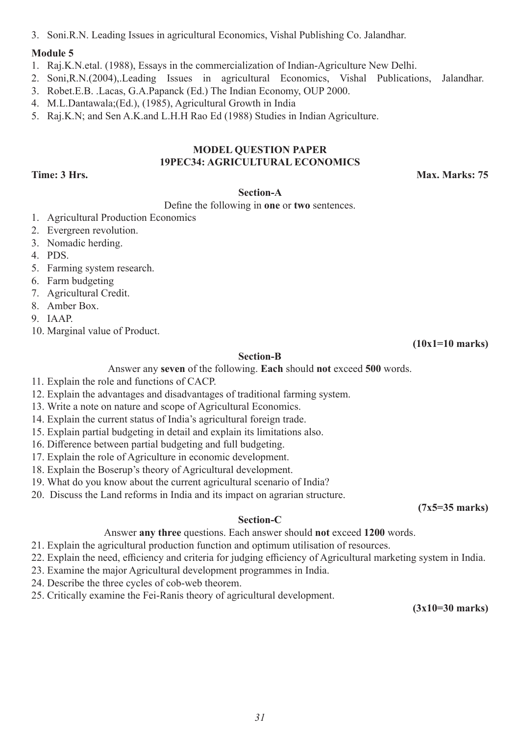3. Soni.R.N. Leading Issues in agricultural Economics, Vishal Publishing Co. Jalandhar.

**Module 5**

1. Raj.K.N.etal. (1988), Essays in the commercialization of Indian-Agriculture New Delhi.
2. Soni,R.N.(2004),.Leading Issues in agricultural Economics, Vishal Publications, Jalandhar.
3. Robet.E.B. .Lacas, G.A.Papanck (Ed.) The Indian Economy, OUP 2000.
4. M.L.Dantawala;(Ed.), (1985), Agricultural Growth in India
5. Raj.K.N; and Sen A.K.and L.H.H Rao Ed (1988) Studies in Indian Agriculture.

## MODEL QUESTION PAPER
## 19PEC34: AGRICULTURAL ECONOMICS

**Time: 3 Hrs.** **Max. Marks: 75**

### Section-A

Define the following in **one** or **two** sentences.

1. Agricultural Production Economics
2. Evergreen revolution.
3. Nomadic herding.
4. PDS.
5. Farming system research.
6. Farm budgeting
7. Agricultural Credit.
8. Amber Box.
9. IAAP.
10. Marginal value of Product.

**(10x1=10 marks)**

### Section-B

Answer any **seven** of the following. **Each** should **not** exceed **500** words.

11. Explain the role and functions of CACP.
12. Explain the advantages and disadvantages of traditional farming system.
13. Write a note on nature and scope of Agricultural Economics.
14. Explain the current status of India's agricultural foreign trade.
15. Explain partial budgeting in detail and explain its limitations also.
16. Difference between partial budgeting and full budgeting.
17. Explain the role of Agriculture in economic development.
18. Explain the Boserup's theory of Agricultural development.
19. What do you know about the current agricultural scenario of India?
20. Discuss the Land reforms in India and its impact on agrarian structure.

**(7x5=35 marks)**

### Section-C

Answer **any three** questions. Each answer should **not** exceed **1200** words.

21. Explain the agricultural production function and optimum utilisation of resources.
22. Explain the need, efficiency and criteria for judging efficiency of Agricultural marketing system in India.
23. Examine the major Agricultural development programmes in India.
24. Describe the three cycles of cob-web theorem.
25. Critically examine the Fei-Ranis theory of agricultural development.

**(3x10=30 marks)**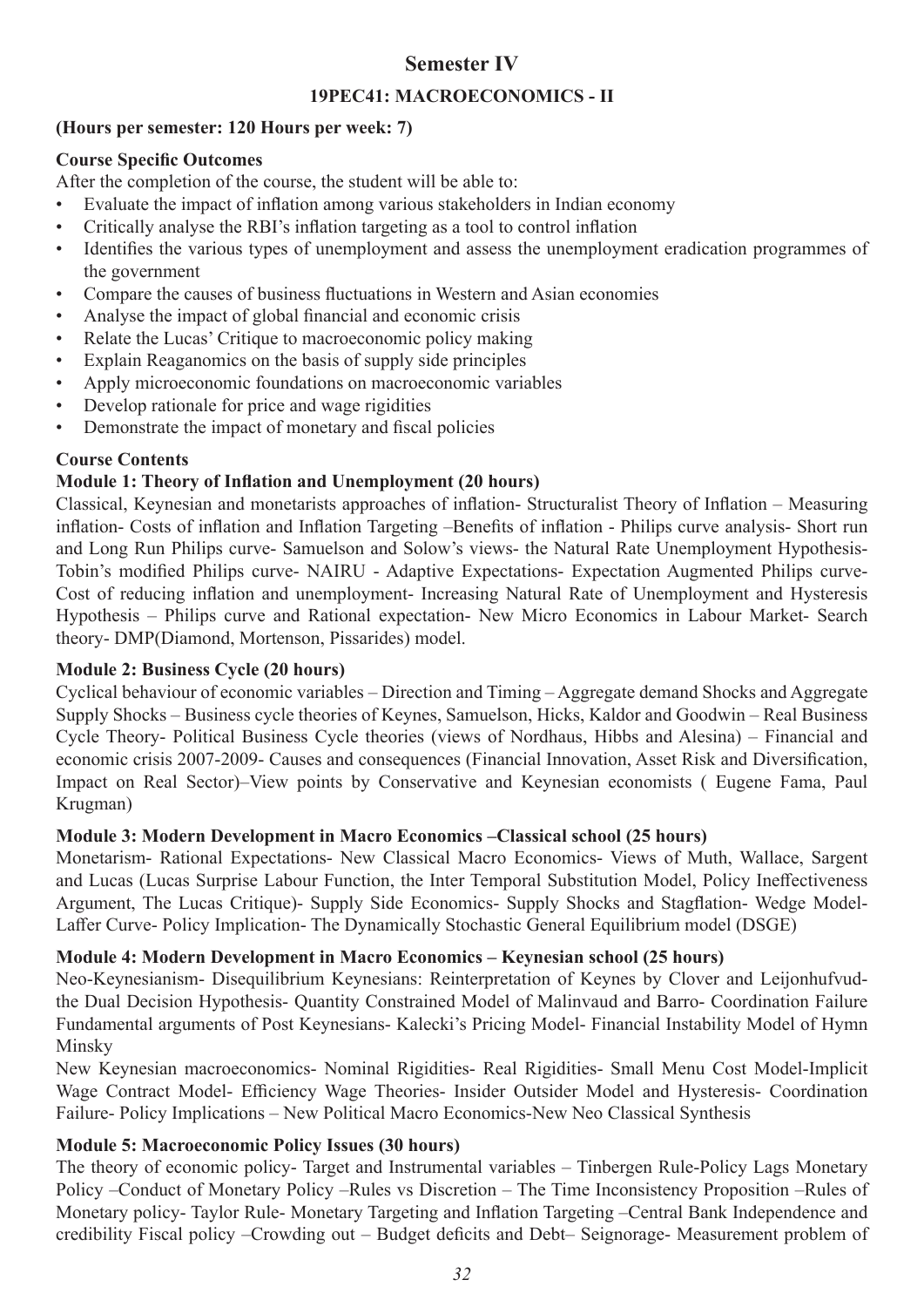## Semester IV

### 19PEC41: MACROECONOMICS - II

**(Hours per semester: 120 Hours per week: 7)**

**Course Specific Outcomes**

After the completion of the course, the student will be able to:

- Evaluate the impact of inflation among various stakeholders in Indian economy
- Critically analyse the RBI's inflation targeting as a tool to control inflation
- Identifies the various types of unemployment and assess the unemployment eradication programmes of the government
- Compare the causes of business fluctuations in Western and Asian economies
- Analyse the impact of global financial and economic crisis
- Relate the Lucas' Critique to macroeconomic policy making
- Explain Reaganomics on the basis of supply side principles
- Apply microeconomic foundations on macroeconomic variables
- Develop rationale for price and wage rigidities
- Demonstrate the impact of monetary and fiscal policies

**Course Contents**

**Module 1: Theory of Inflation and Unemployment (20 hours)**

Classical, Keynesian and monetarists approaches of inflation- Structuralist Theory of Inflation – Measuring inflation- Costs of inflation and Inflation Targeting –Benefits of inflation - Philips curve analysis- Short run and Long Run Philips curve- Samuelson and Solow's views- the Natural Rate Unemployment Hypothesis- Tobin's modified Philips curve- NAIRU - Adaptive Expectations- Expectation Augmented Philips curve- Cost of reducing inflation and unemployment- Increasing Natural Rate of Unemployment and Hysteresis Hypothesis – Philips curve and Rational expectation- New Micro Economics in Labour Market- Search theory- DMP(Diamond, Mortenson, Pissarides) model.

**Module 2: Business Cycle (20 hours)**

Cyclical behaviour of economic variables – Direction and Timing – Aggregate demand Shocks and Aggregate Supply Shocks – Business cycle theories of Keynes, Samuelson, Hicks, Kaldor and Goodwin – Real Business Cycle Theory- Political Business Cycle theories (views of Nordhaus, Hibbs and Alesina) – Financial and economic crisis 2007-2009- Causes and consequences (Financial Innovation, Asset Risk and Diversification, Impact on Real Sector)–View points by Conservative and Keynesian economists ( Eugene Fama, Paul Krugman)

**Module 3: Modern Development in Macro Economics –Classical school (25 hours)**

Monetarism- Rational Expectations- New Classical Macro Economics- Views of Muth, Wallace, Sargent and Lucas (Lucas Surprise Labour Function, the Inter Temporal Substitution Model, Policy Ineffectiveness Argument, The Lucas Critique)- Supply Side Economics- Supply Shocks and Stagflation- Wedge Model- Laffer Curve- Policy Implication- The Dynamically Stochastic General Equilibrium model (DSGE)

**Module 4: Modern Development in Macro Economics – Keynesian school (25 hours)**

Neo-Keynesianism- Disequilibrium Keynesians: Reinterpretation of Keynes by Clover and Leijonhufvud- the Dual Decision Hypothesis- Quantity Constrained Model of Malinvaud and Barro- Coordination Failure Fundamental arguments of Post Keynesians- Kalecki's Pricing Model- Financial Instability Model of Hymn Minsky

New Keynesian macroeconomics- Nominal Rigidities- Real Rigidities- Small Menu Cost Model-Implicit Wage Contract Model- Efficiency Wage Theories- Insider Outsider Model and Hysteresis- Coordination Failure- Policy Implications – New Political Macro Economics-New Neo Classical Synthesis

**Module 5: Macroeconomic Policy Issues (30 hours)**

The theory of economic policy- Target and Instrumental variables – Tinbergen Rule-Policy Lags Monetary Policy –Conduct of Monetary Policy –Rules vs Discretion – The Time Inconsistency Proposition –Rules of Monetary policy- Taylor Rule- Monetary Targeting and Inflation Targeting –Central Bank Independence and credibility Fiscal policy –Crowding out – Budget deficits and Debt– Seignorage- Measurement problem of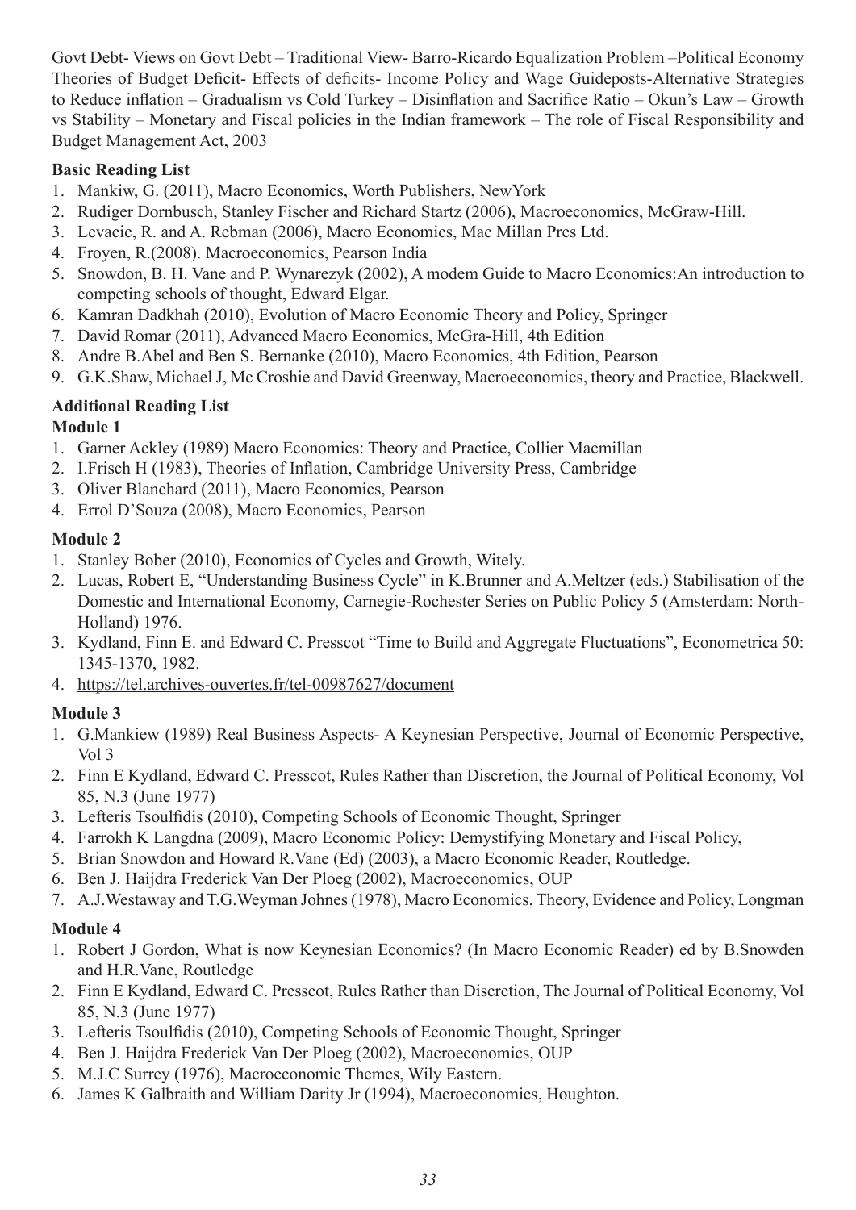Govt Debt- Views on Govt Debt – Traditional View- Barro-Ricardo Equalization Problem –Political Economy Theories of Budget Deficit- Effects of deficits- Income Policy and Wage Guideposts-Alternative Strategies to Reduce inflation – Gradualism vs Cold Turkey – Disinflation and Sacrifice Ratio – Okun's Law – Growth vs Stability – Monetary and Fiscal policies in the Indian framework – The role of Fiscal Responsibility and Budget Management Act, 2003

**Basic Reading List**

1. Mankiw, G. (2011), Macro Economics, Worth Publishers, NewYork
2. Rudiger Dornbusch, Stanley Fischer and Richard Startz (2006), Macroeconomics, McGraw-Hill.
3. Levacic, R. and A. Rebman (2006), Macro Economics, Mac Millan Pres Ltd.
4. Froyen, R.(2008). Macroeconomics, Pearson India
5. Snowdon, B. H. Vane and P. Wynarezyk (2002), A modem Guide to Macro Economics:An introduction to competing schools of thought, Edward Elgar.
6. Kamran Dadkhah (2010), Evolution of Macro Economic Theory and Policy, Springer
7. David Romar (2011), Advanced Macro Economics, McGra-Hill, 4th Edition
8. Andre B.Abel and Ben S. Bernanke (2010), Macro Economics, 4th Edition, Pearson
9. G.K.Shaw, Michael J, Mc Croshie and David Greenway, Macroeconomics, theory and Practice, Blackwell.

**Additional Reading List**

**Module 1**

1. Garner Ackley (1989) Macro Economics: Theory and Practice, Collier Macmillan
2. I.Frisch H (1983), Theories of Inflation, Cambridge University Press, Cambridge
3. Oliver Blanchard (2011), Macro Economics, Pearson
4. Errol D'Souza (2008), Macro Economics, Pearson

**Module 2**

1. Stanley Bober (2010), Economics of Cycles and Growth, Witely.
2. Lucas, Robert E, "Understanding Business Cycle" in K.Brunner and A.Meltzer (eds.) Stabilisation of the Domestic and International Economy, Carnegie-Rochester Series on Public Policy 5 (Amsterdam: North-Holland) 1976.
3. Kydland, Finn E. and Edward C. Presscot "Time to Build and Aggregate Fluctuations", Econometrica 50: 1345-1370, 1982.
4. https://tel.archives-ouvertes.fr/tel-00987627/document

**Module 3**

1. G.Mankiew (1989) Real Business Aspects- A Keynesian Perspective, Journal of Economic Perspective, Vol 3
2. Finn E Kydland, Edward C. Presscot, Rules Rather than Discretion, the Journal of Political Economy, Vol 85, N.3 (June 1977)
3. Lefteris Tsoulfidis (2010), Competing Schools of Economic Thought, Springer
4. Farrokh K Langdna (2009), Macro Economic Policy: Demystifying Monetary and Fiscal Policy,
5. Brian Snowdon and Howard R.Vane (Ed) (2003), a Macro Economic Reader, Routledge.
6. Ben J. Haijdra Frederick Van Der Ploeg (2002), Macroeconomics, OUP
7. A.J.Westaway and T.G.Weyman Johnes (1978), Macro Economics, Theory, Evidence and Policy, Longman

**Module 4**

1. Robert J Gordon, What is now Keynesian Economics? (In Macro Economic Reader) ed by B.Snowden and H.R.Vane, Routledge
2. Finn E Kydland, Edward C. Presscot, Rules Rather than Discretion, The Journal of Political Economy, Vol 85, N.3 (June 1977)
3. Lefteris Tsoulfidis (2010), Competing Schools of Economic Thought, Springer
4. Ben J. Haijdra Frederick Van Der Ploeg (2002), Macroeconomics, OUP
5. M.J.C Surrey (1976), Macroeconomic Themes, Wily Eastern.
6. James K Galbraith and William Darity Jr (1994), Macroeconomics, Houghton.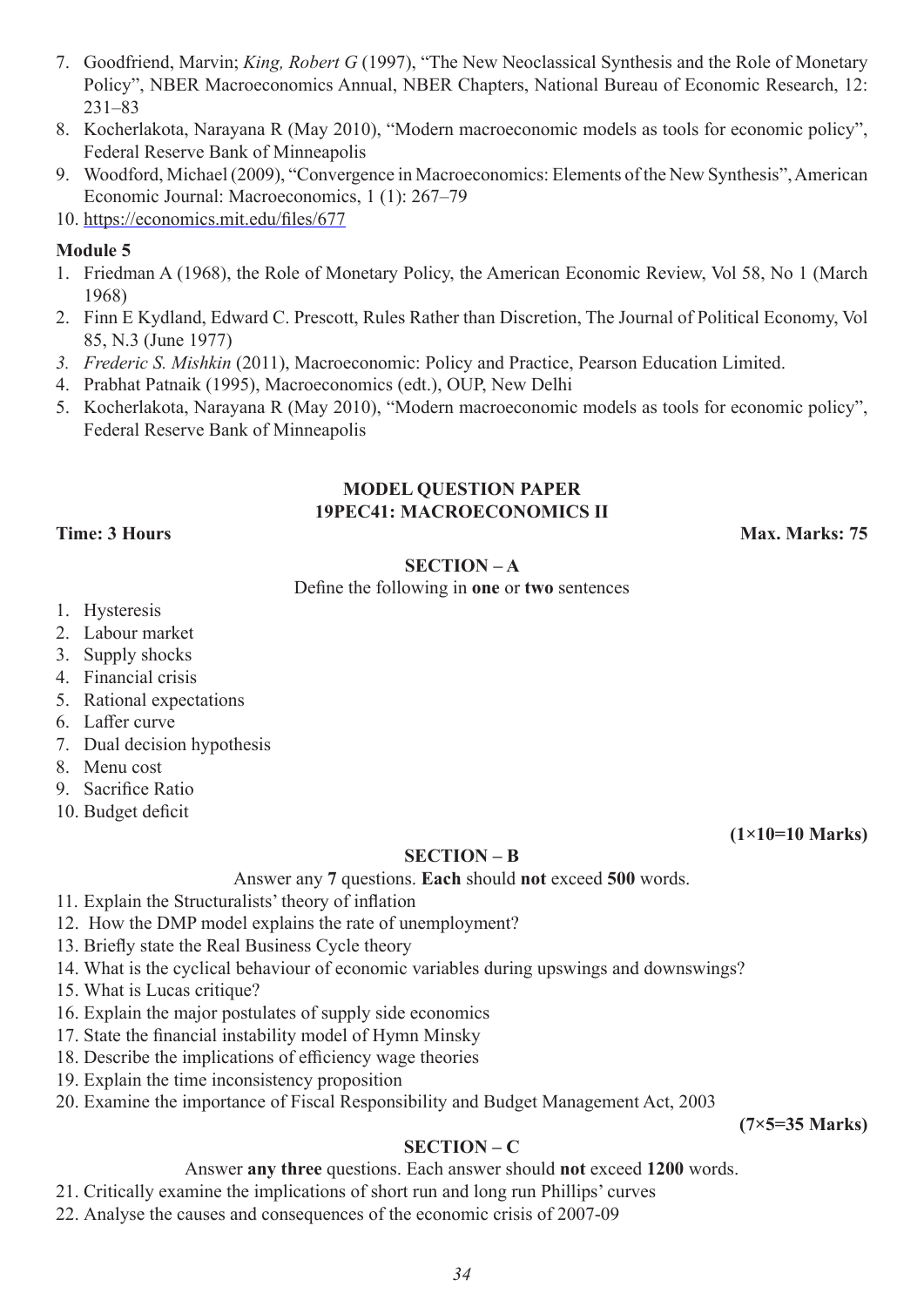7. Goodfriend, Marvin; *King, Robert G* (1997), "The New Neoclassical Synthesis and the Role of Monetary Policy", NBER Macroeconomics Annual, NBER Chapters, National Bureau of Economic Research, 12: 231–83
8. Kocherlakota, Narayana R (May 2010), "Modern macroeconomic models as tools for economic policy", Federal Reserve Bank of Minneapolis
9. Woodford, Michael (2009), "Convergence in Macroeconomics: Elements of the New Synthesis", American Economic Journal: Macroeconomics, 1 (1): 267–79
10. https://economics.mit.edu/files/677

**Module 5**

1. Friedman A (1968), the Role of Monetary Policy, the American Economic Review, Vol 58, No 1 (March 1968)
2. Finn E Kydland, Edward C. Prescott, Rules Rather than Discretion, The Journal of Political Economy, Vol 85, N.3 (June 1977)
3. *Frederic S. Mishkin* (2011), Macroeconomic: Policy and Practice, Pearson Education Limited.
4. Prabhat Patnaik (1995), Macroeconomics (edt.), OUP, New Delhi
5. Kocherlakota, Narayana R (May 2010), "Modern macroeconomic models as tools for economic policy", Federal Reserve Bank of Minneapolis

## MODEL QUESTION PAPER
## 19PEC41: MACROECONOMICS II

**Time: 3 Hours** **Max. Marks: 75**

### SECTION – A

Define the following in **one** or **two** sentences

1. Hysteresis
2. Labour market
3. Supply shocks
4. Financial crisis
5. Rational expectations
6. Laffer curve
7. Dual decision hypothesis
8. Menu cost
9. Sacrifice Ratio
10. Budget deficit

**(1×10=10 Marks)**

### SECTION – B

Answer any **7** questions. **Each** should **not** exceed **500** words.

11. Explain the Structuralists' theory of inflation
12. How the DMP model explains the rate of unemployment?
13. Briefly state the Real Business Cycle theory
14. What is the cyclical behaviour of economic variables during upswings and downswings?
15. What is Lucas critique?
16. Explain the major postulates of supply side economics
17. State the financial instability model of Hymn Minsky
18. Describe the implications of efficiency wage theories
19. Explain the time inconsistency proposition
20. Examine the importance of Fiscal Responsibility and Budget Management Act, 2003

**(7×5=35 Marks)**

### SECTION – C

Answer **any three** questions. Each answer should **not** exceed **1200** words.

21. Critically examine the implications of short run and long run Phillips' curves
22. Analyse the causes and consequences of the economic crisis of 2007-09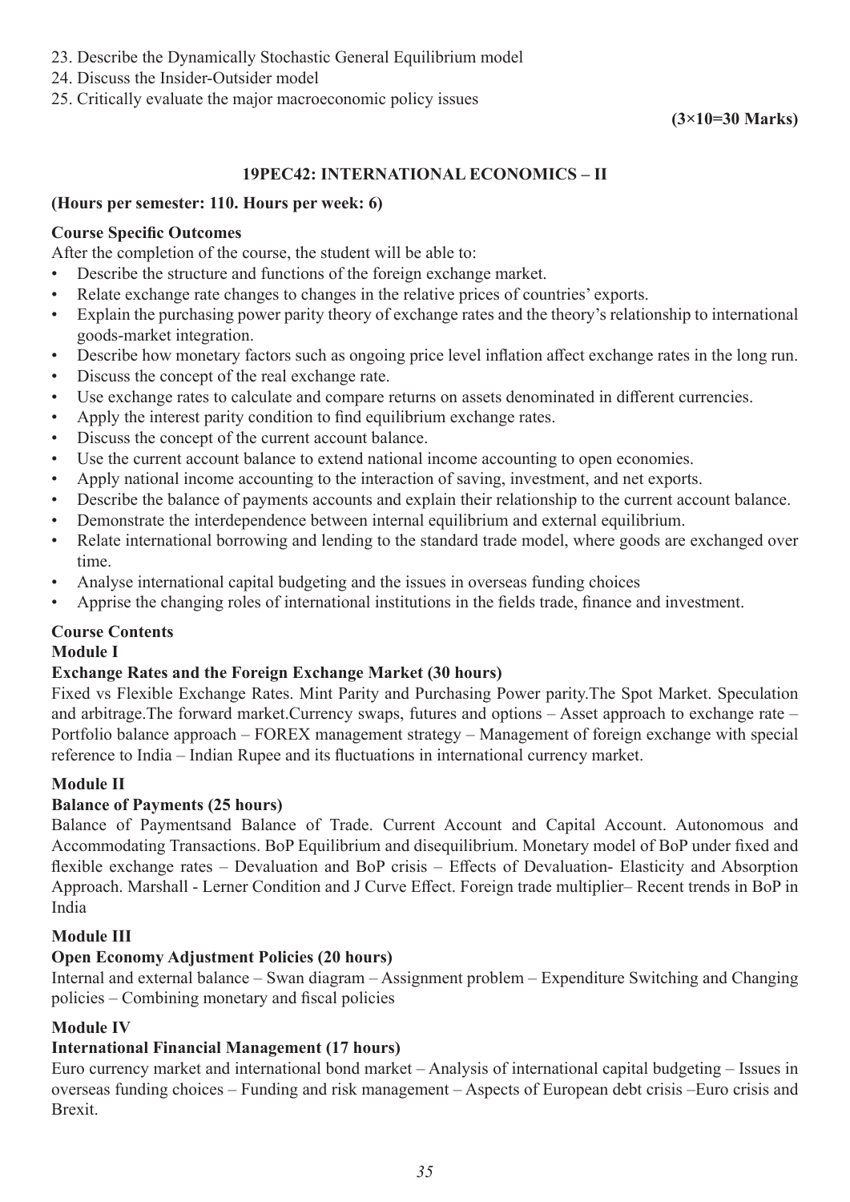23. Describe the Dynamically Stochastic General Equilibrium model
24. Discuss the Insider-Outsider model
25. Critically evaluate the major macroeconomic policy issues

**(3×10=30 Marks)**

## 19PEC42: INTERNATIONAL ECONOMICS – II

**(Hours per semester: 110. Hours per week: 6)**

### Course Specific Outcomes

After the completion of the course, the student will be able to:

- Describe the structure and functions of the foreign exchange market.
- Relate exchange rate changes to changes in the relative prices of countries' exports.
- Explain the purchasing power parity theory of exchange rates and the theory's relationship to international goods-market integration.
- Describe how monetary factors such as ongoing price level inflation affect exchange rates in the long run.
- Discuss the concept of the real exchange rate.
- Use exchange rates to calculate and compare returns on assets denominated in different currencies.
- Apply the interest parity condition to find equilibrium exchange rates.
- Discuss the concept of the current account balance.
- Use the current account balance to extend national income accounting to open economies.
- Apply national income accounting to the interaction of saving, investment, and net exports.
- Describe the balance of payments accounts and explain their relationship to the current account balance.
- Demonstrate the interdependence between internal equilibrium and external equilibrium.
- Relate international borrowing and lending to the standard trade model, where goods are exchanged over time.
- Analyse international capital budgeting and the issues in overseas funding choices
- Apprise the changing roles of international institutions in the fields trade, finance and investment.

### Course Contents

#### Module I

**Exchange Rates and the Foreign Exchange Market (30 hours)**

Fixed vs Flexible Exchange Rates. Mint Parity and Purchasing Power parity.The Spot Market. Speculation and arbitrage.The forward market.Currency swaps, futures and options – Asset approach to exchange rate – Portfolio balance approach – FOREX management strategy – Management of foreign exchange with special reference to India – Indian Rupee and its fluctuations in international currency market.

#### Module II

**Balance of Payments (25 hours)**

Balance of Paymentsand Balance of Trade. Current Account and Capital Account. Autonomous and Accommodating Transactions. BoP Equilibrium and disequilibrium. Monetary model of BoP under fixed and flexible exchange rates – Devaluation and BoP crisis – Effects of Devaluation- Elasticity and Absorption Approach. Marshall - Lerner Condition and J Curve Effect. Foreign trade multiplier– Recent trends in BoP in India

#### Module III

**Open Economy Adjustment Policies (20 hours)**

Internal and external balance – Swan diagram – Assignment problem – Expenditure Switching and Changing policies – Combining monetary and fiscal policies

#### Module IV

**International Financial Management (17 hours)**

Euro currency market and international bond market – Analysis of international capital budgeting – Issues in overseas funding choices – Funding and risk management – Aspects of European debt crisis –Euro crisis and Brexit.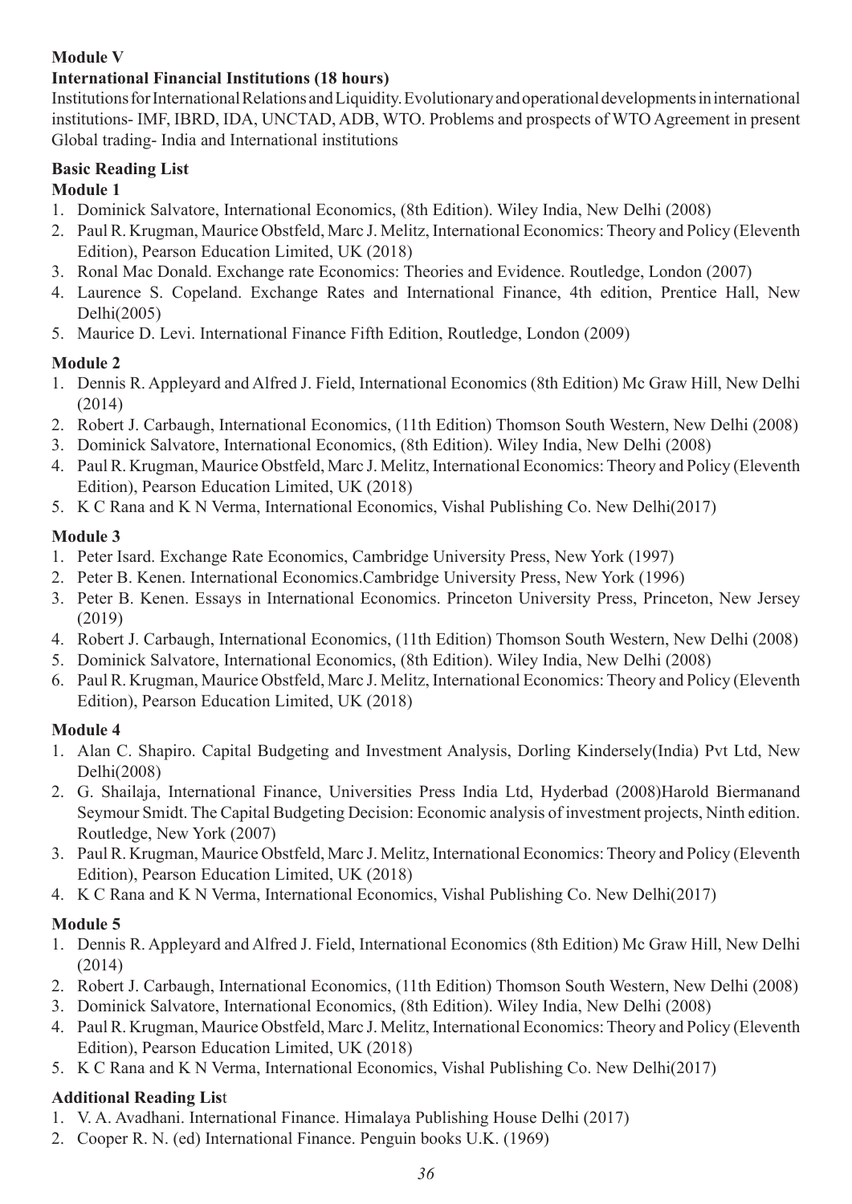**Module V**

**International Financial Institutions (18 hours)**

Institutions for International Relations and Liquidity. Evolutionary and operational developments in international institutions- IMF, IBRD, IDA, UNCTAD, ADB, WTO. Problems and prospects of WTO Agreement in present Global trading- India and International institutions

**Basic Reading List**

**Module 1**

1. Dominick Salvatore, International Economics, (8th Edition). Wiley India, New Delhi (2008)
2. Paul R. Krugman, Maurice Obstfeld, Marc J. Melitz, International Economics: Theory and Policy (Eleventh Edition), Pearson Education Limited, UK (2018)
3. Ronal Mac Donald. Exchange rate Economics: Theories and Evidence. Routledge, London (2007)
4. Laurence S. Copeland. Exchange Rates and International Finance, 4th edition, Prentice Hall, New Delhi(2005)
5. Maurice D. Levi. International Finance Fifth Edition, Routledge, London (2009)

**Module 2**

1. Dennis R. Appleyard and Alfred J. Field, International Economics (8th Edition) Mc Graw Hill, New Delhi (2014)
2. Robert J. Carbaugh, International Economics, (11th Edition) Thomson South Western, New Delhi (2008)
3. Dominick Salvatore, International Economics, (8th Edition). Wiley India, New Delhi (2008)
4. Paul R. Krugman, Maurice Obstfeld, Marc J. Melitz, International Economics: Theory and Policy (Eleventh Edition), Pearson Education Limited, UK (2018)
5. K C Rana and K N Verma, International Economics, Vishal Publishing Co. New Delhi(2017)

**Module 3**

1. Peter Isard. Exchange Rate Economics, Cambridge University Press, New York (1997)
2. Peter B. Kenen. International Economics.Cambridge University Press, New York (1996)
3. Peter B. Kenen. Essays in International Economics. Princeton University Press, Princeton, New Jersey (2019)
4. Robert J. Carbaugh, International Economics, (11th Edition) Thomson South Western, New Delhi (2008)
5. Dominick Salvatore, International Economics, (8th Edition). Wiley India, New Delhi (2008)
6. Paul R. Krugman, Maurice Obstfeld, Marc J. Melitz, International Economics: Theory and Policy (Eleventh Edition), Pearson Education Limited, UK (2018)

**Module 4**

1. Alan C. Shapiro. Capital Budgeting and Investment Analysis, Dorling Kindersely(India) Pvt Ltd, New Delhi(2008)
2. G. Shailaja, International Finance, Universities Press India Ltd, Hyderbad (2008)Harold Biermanand Seymour Smidt. The Capital Budgeting Decision: Economic analysis of investment projects, Ninth edition. Routledge, New York (2007)
3. Paul R. Krugman, Maurice Obstfeld, Marc J. Melitz, International Economics: Theory and Policy (Eleventh Edition), Pearson Education Limited, UK (2018)
4. K C Rana and K N Verma, International Economics, Vishal Publishing Co. New Delhi(2017)

**Module 5**

1. Dennis R. Appleyard and Alfred J. Field, International Economics (8th Edition) Mc Graw Hill, New Delhi (2014)
2. Robert J. Carbaugh, International Economics, (11th Edition) Thomson South Western, New Delhi (2008)
3. Dominick Salvatore, International Economics, (8th Edition). Wiley India, New Delhi (2008)
4. Paul R. Krugman, Maurice Obstfeld, Marc J. Melitz, International Economics: Theory and Policy (Eleventh Edition), Pearson Education Limited, UK (2018)
5. K C Rana and K N Verma, International Economics, Vishal Publishing Co. New Delhi(2017)

**Additional Reading List**

1. V. A. Avadhani. International Finance. Himalaya Publishing House Delhi (2017)
2. Cooper R. N. (ed) International Finance. Penguin books U.K. (1969)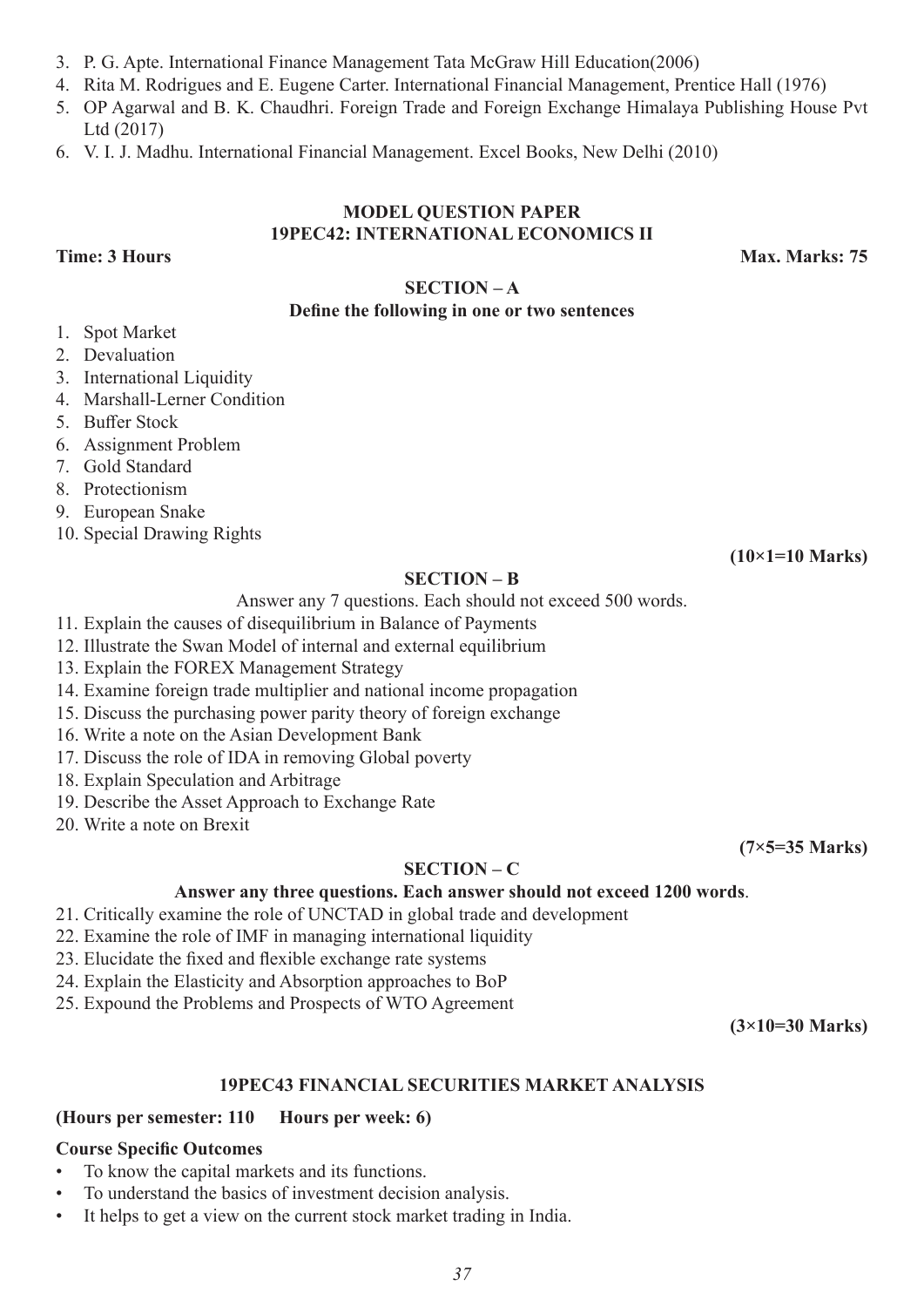3. P. G. Apte. International Finance Management Tata McGraw Hill Education(2006)
4. Rita M. Rodrigues and E. Eugene Carter. International Financial Management, Prentice Hall (1976)
5. OP Agarwal and B. K. Chaudhri. Foreign Trade and Foreign Exchange Himalaya Publishing House Pvt Ltd (2017)
6. V. I. J. Madhu. International Financial Management. Excel Books, New Delhi (2010)

## MODEL QUESTION PAPER
## 19PEC42: INTERNATIONAL ECONOMICS II

**Time: 3 Hours** **Max. Marks: 75**

### SECTION – A

**Define the following in one or two sentences**

1. Spot Market
2. Devaluation
3. International Liquidity
4. Marshall-Lerner Condition
5. Buffer Stock
6. Assignment Problem
7. Gold Standard
8. Protectionism
9. European Snake
10. Special Drawing Rights

**(10×1=10 Marks)**

### SECTION – B

Answer any 7 questions. Each should not exceed 500 words.

11. Explain the causes of disequilibrium in Balance of Payments
12. Illustrate the Swan Model of internal and external equilibrium
13. Explain the FOREX Management Strategy
14. Examine foreign trade multiplier and national income propagation
15. Discuss the purchasing power parity theory of foreign exchange
16. Write a note on the Asian Development Bank
17. Discuss the role of IDA in removing Global poverty
18. Explain Speculation and Arbitrage
19. Describe the Asset Approach to Exchange Rate
20. Write a note on Brexit

**(7×5=35 Marks)**

### SECTION – C

**Answer any three questions. Each answer should not exceed 1200 words**.

21. Critically examine the role of UNCTAD in global trade and development
22. Examine the role of IMF in managing international liquidity
23. Elucidate the fixed and flexible exchange rate systems
24. Explain the Elasticity and Absorption approaches to BoP
25. Expound the Problems and Prospects of WTO Agreement

**(3×10=30 Marks)**

## 19PEC43 FINANCIAL SECURITIES MARKET ANALYSIS

**(Hours per semester: 110 Hours per week: 6)**

**Course Specific Outcomes**

- To know the capital markets and its functions.
- To understand the basics of investment decision analysis.
- It helps to get a view on the current stock market trading in India.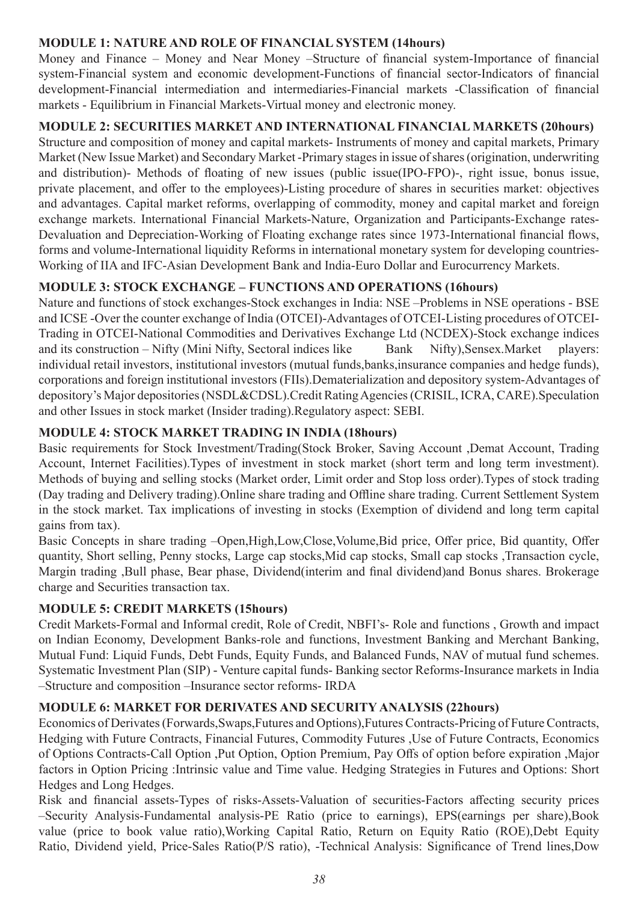**MODULE 1: NATURE AND ROLE OF FINANCIAL SYSTEM (14hours)**

Money and Finance – Money and Near Money –Structure of financial system-Importance of financial system-Financial system and economic development-Functions of financial sector-Indicators of financial development-Financial intermediation and intermediaries-Financial markets -Classification of financial markets - Equilibrium in Financial Markets-Virtual money and electronic money.

**MODULE 2: SECURITIES MARKET AND INTERNATIONAL FINANCIAL MARKETS (20hours)**

Structure and composition of money and capital markets- Instruments of money and capital markets, Primary Market (New Issue Market) and Secondary Market -Primary stages in issue of shares (origination, underwriting and distribution)- Methods of floating of new issues (public issue(IPO-FPO)-, right issue, bonus issue, private placement, and offer to the employees)-Listing procedure of shares in securities market: objectives and advantages. Capital market reforms, overlapping of commodity, money and capital market and foreign exchange markets. International Financial Markets-Nature, Organization and Participants-Exchange rates-Devaluation and Depreciation-Working of Floating exchange rates since 1973-International financial flows, forms and volume-International liquidity Reforms in international monetary system for developing countries-Working of IIA and IFC-Asian Development Bank and India-Euro Dollar and Eurocurrency Markets.

**MODULE 3: STOCK EXCHANGE – FUNCTIONS AND OPERATIONS (16hours)**

Nature and functions of stock exchanges-Stock exchanges in India: NSE –Problems in NSE operations - BSE and ICSE -Over the counter exchange of India (OTCEI)-Advantages of OTCEI-Listing procedures of OTCEI-Trading in OTCEI-National Commodities and Derivatives Exchange Ltd (NCDEX)-Stock exchange indices and its construction – Nifty (Mini Nifty, Sectoral indices like Bank Nifty),Sensex.Market players: individual retail investors, institutional investors (mutual funds,banks,insurance companies and hedge funds), corporations and foreign institutional investors (FIIs).Dematerialization and depository system-Advantages of depository's Major depositories (NSDL&CDSL).Credit Rating Agencies (CRISIL, ICRA, CARE).Speculation and other Issues in stock market (Insider trading).Regulatory aspect: SEBI.

**MODULE 4: STOCK MARKET TRADING IN INDIA (18hours)**

Basic requirements for Stock Investment/Trading(Stock Broker, Saving Account ,Demat Account, Trading Account, Internet Facilities).Types of investment in stock market (short term and long term investment). Methods of buying and selling stocks (Market order, Limit order and Stop loss order).Types of stock trading (Day trading and Delivery trading).Online share trading and Offline share trading. Current Settlement System in the stock market. Tax implications of investing in stocks (Exemption of dividend and long term capital gains from tax).

Basic Concepts in share trading –Open,High,Low,Close,Volume,Bid price, Offer price, Bid quantity, Offer quantity, Short selling, Penny stocks, Large cap stocks,Mid cap stocks, Small cap stocks ,Transaction cycle, Margin trading ,Bull phase, Bear phase, Dividend(interim and final dividend)and Bonus shares. Brokerage charge and Securities transaction tax.

**MODULE 5: CREDIT MARKETS (15hours)**

Credit Markets-Formal and Informal credit, Role of Credit, NBFI's- Role and functions , Growth and impact on Indian Economy, Development Banks-role and functions, Investment Banking and Merchant Banking, Mutual Fund: Liquid Funds, Debt Funds, Equity Funds, and Balanced Funds, NAV of mutual fund schemes. Systematic Investment Plan (SIP) - Venture capital funds- Banking sector Reforms-Insurance markets in India –Structure and composition –Insurance sector reforms- IRDA

**MODULE 6: MARKET FOR DERIVATES AND SECURITY ANALYSIS (22hours)**

Economics of Derivates (Forwards,Swaps,Futures and Options),Futures Contracts-Pricing of Future Contracts, Hedging with Future Contracts, Financial Futures, Commodity Futures ,Use of Future Contracts, Economics of Options Contracts-Call Option ,Put Option, Option Premium, Pay Offs of option before expiration ,Major factors in Option Pricing :Intrinsic value and Time value. Hedging Strategies in Futures and Options: Short Hedges and Long Hedges.

Risk and financial assets-Types of risks-Assets-Valuation of securities-Factors affecting security prices –Security Analysis-Fundamental analysis-PE Ratio (price to earnings), EPS(earnings per share),Book value (price to book value ratio),Working Capital Ratio, Return on Equity Ratio (ROE),Debt Equity Ratio, Dividend yield, Price-Sales Ratio(P/S ratio), -Technical Analysis: Significance of Trend lines,Dow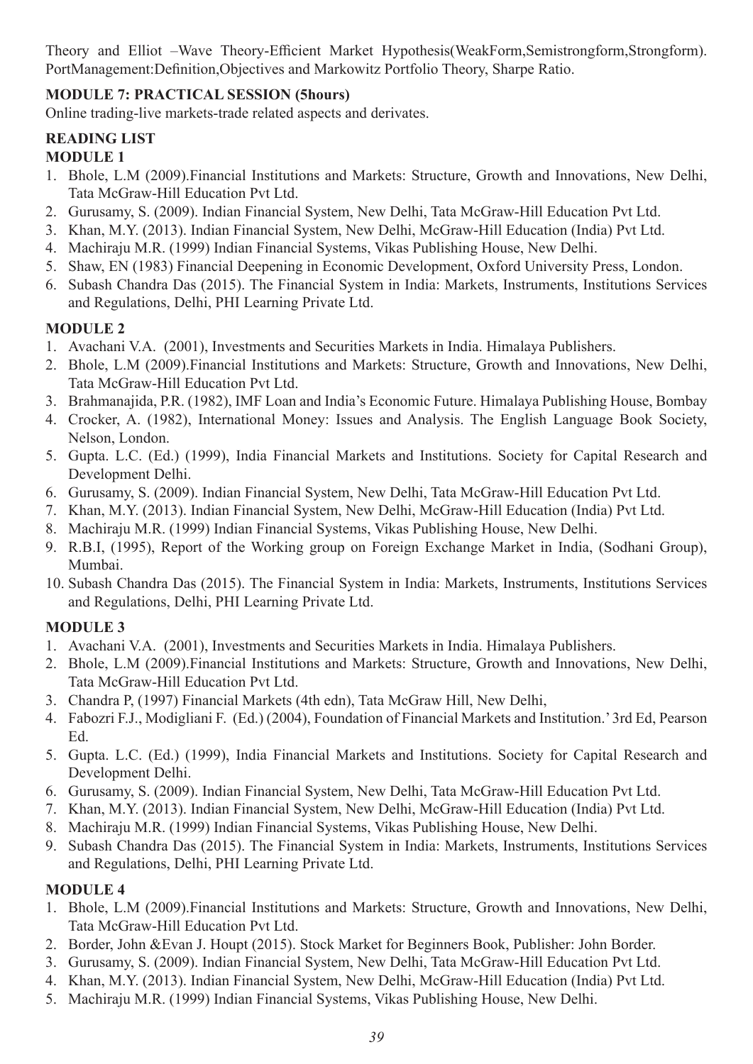Theory and Elliot –Wave Theory-Efficient Market Hypothesis(WeakForm,Semistrongform,Strongform). PortManagement:Definition,Objectives and Markowitz Portfolio Theory, Sharpe Ratio.

**MODULE 7: PRACTICAL SESSION (5hours)**

Online trading-live markets-trade related aspects and derivates.

**READING LIST**

**MODULE 1**

1. Bhole, L.M (2009).Financial Institutions and Markets: Structure, Growth and Innovations, New Delhi, Tata McGraw-Hill Education Pvt Ltd.
2. Gurusamy, S. (2009). Indian Financial System, New Delhi, Tata McGraw-Hill Education Pvt Ltd.
3. Khan, M.Y. (2013). Indian Financial System, New Delhi, McGraw-Hill Education (India) Pvt Ltd.
4. Machiraju M.R. (1999) Indian Financial Systems, Vikas Publishing House, New Delhi.
5. Shaw, EN (1983) Financial Deepening in Economic Development, Oxford University Press, London.
6. Subash Chandra Das (2015). The Financial System in India: Markets, Instruments, Institutions Services and Regulations, Delhi, PHI Learning Private Ltd.

**MODULE 2**

1. Avachani V.A. (2001), Investments and Securities Markets in India. Himalaya Publishers.
2. Bhole, L.M (2009).Financial Institutions and Markets: Structure, Growth and Innovations, New Delhi, Tata McGraw-Hill Education Pvt Ltd.
3. Brahmanajida, P.R. (1982), IMF Loan and India's Economic Future. Himalaya Publishing House, Bombay
4. Crocker, A. (1982), International Money: Issues and Analysis. The English Language Book Society, Nelson, London.
5. Gupta. L.C. (Ed.) (1999), India Financial Markets and Institutions. Society for Capital Research and Development Delhi.
6. Gurusamy, S. (2009). Indian Financial System, New Delhi, Tata McGraw-Hill Education Pvt Ltd.
7. Khan, M.Y. (2013). Indian Financial System, New Delhi, McGraw-Hill Education (India) Pvt Ltd.
8. Machiraju M.R. (1999) Indian Financial Systems, Vikas Publishing House, New Delhi.
9. R.B.I, (1995), Report of the Working group on Foreign Exchange Market in India, (Sodhani Group), Mumbai.
10. Subash Chandra Das (2015). The Financial System in India: Markets, Instruments, Institutions Services and Regulations, Delhi, PHI Learning Private Ltd.

**MODULE 3**

1. Avachani V.A. (2001), Investments and Securities Markets in India. Himalaya Publishers.
2. Bhole, L.M (2009).Financial Institutions and Markets: Structure, Growth and Innovations, New Delhi, Tata McGraw-Hill Education Pvt Ltd.
3. Chandra P, (1997) Financial Markets (4th edn), Tata McGraw Hill, New Delhi,
4. Fabozri F.J., Modigliani F. (Ed.) (2004), Foundation of Financial Markets and Institution.' 3rd Ed, Pearson Ed.
5. Gupta. L.C. (Ed.) (1999), India Financial Markets and Institutions. Society for Capital Research and Development Delhi.
6. Gurusamy, S. (2009). Indian Financial System, New Delhi, Tata McGraw-Hill Education Pvt Ltd.
7. Khan, M.Y. (2013). Indian Financial System, New Delhi, McGraw-Hill Education (India) Pvt Ltd.
8. Machiraju M.R. (1999) Indian Financial Systems, Vikas Publishing House, New Delhi.
9. Subash Chandra Das (2015). The Financial System in India: Markets, Instruments, Institutions Services and Regulations, Delhi, PHI Learning Private Ltd.

**MODULE 4**

1. Bhole, L.M (2009).Financial Institutions and Markets: Structure, Growth and Innovations, New Delhi, Tata McGraw-Hill Education Pvt Ltd.
2. Border, John &Evan J. Houpt (2015). Stock Market for Beginners Book, Publisher: John Border.
3. Gurusamy, S. (2009). Indian Financial System, New Delhi, Tata McGraw-Hill Education Pvt Ltd.
4. Khan, M.Y. (2013). Indian Financial System, New Delhi, McGraw-Hill Education (India) Pvt Ltd.
5. Machiraju M.R. (1999) Indian Financial Systems, Vikas Publishing House, New Delhi.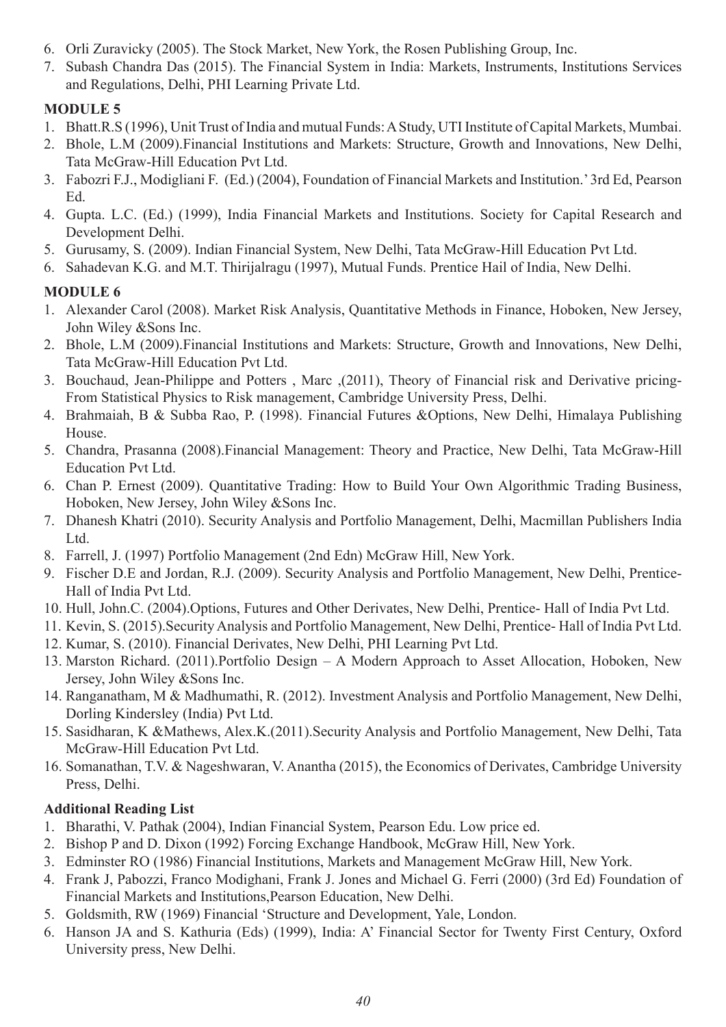6. Orli Zuravicky (2005). The Stock Market, New York, the Rosen Publishing Group, Inc.
7. Subash Chandra Das (2015). The Financial System in India: Markets, Instruments, Institutions Services and Regulations, Delhi, PHI Learning Private Ltd.

**MODULE 5**

1. Bhatt.R.S (1996), Unit Trust of India and mutual Funds: A Study, UTI Institute of Capital Markets, Mumbai.
2. Bhole, L.M (2009).Financial Institutions and Markets: Structure, Growth and Innovations, New Delhi, Tata McGraw-Hill Education Pvt Ltd.
3. Fabozri F.J., Modigliani F. (Ed.) (2004), Foundation of Financial Markets and Institution.' 3rd Ed, Pearson Ed.
4. Gupta. L.C. (Ed.) (1999), India Financial Markets and Institutions. Society for Capital Research and Development Delhi.
5. Gurusamy, S. (2009). Indian Financial System, New Delhi, Tata McGraw-Hill Education Pvt Ltd.
6. Sahadevan K.G. and M.T. Thirijalragu (1997), Mutual Funds. Prentice Hail of India, New Delhi.

**MODULE 6**

1. Alexander Carol (2008). Market Risk Analysis, Quantitative Methods in Finance, Hoboken, New Jersey, John Wiley &Sons Inc.
2. Bhole, L.M (2009).Financial Institutions and Markets: Structure, Growth and Innovations, New Delhi, Tata McGraw-Hill Education Pvt Ltd.
3. Bouchaud, Jean-Philippe and Potters , Marc ,(2011), Theory of Financial risk and Derivative pricing-From Statistical Physics to Risk management, Cambridge University Press, Delhi.
4. Brahmaiah, B & Subba Rao, P. (1998). Financial Futures &Options, New Delhi, Himalaya Publishing House.
5. Chandra, Prasanna (2008).Financial Management: Theory and Practice, New Delhi, Tata McGraw-Hill Education Pvt Ltd.
6. Chan P. Ernest (2009). Quantitative Trading: How to Build Your Own Algorithmic Trading Business, Hoboken, New Jersey, John Wiley &Sons Inc.
7. Dhanesh Khatri (2010). Security Analysis and Portfolio Management, Delhi, Macmillan Publishers India Ltd.
8. Farrell, J. (1997) Portfolio Management (2nd Edn) McGraw Hill, New York.
9. Fischer D.E and Jordan, R.J. (2009). Security Analysis and Portfolio Management, New Delhi, Prentice-Hall of India Pvt Ltd.
10. Hull, John.C. (2004).Options, Futures and Other Derivates, New Delhi, Prentice- Hall of India Pvt Ltd.
11. Kevin, S. (2015).Security Analysis and Portfolio Management, New Delhi, Prentice- Hall of India Pvt Ltd.
12. Kumar, S. (2010). Financial Derivates, New Delhi, PHI Learning Pvt Ltd.
13. Marston Richard. (2011).Portfolio Design – A Modern Approach to Asset Allocation, Hoboken, New Jersey, John Wiley &Sons Inc.
14. Ranganatham, M & Madhumathi, R. (2012). Investment Analysis and Portfolio Management, New Delhi, Dorling Kindersley (India) Pvt Ltd.
15. Sasidharan, K &Mathews, Alex.K.(2011).Security Analysis and Portfolio Management, New Delhi, Tata McGraw-Hill Education Pvt Ltd.
16. Somanathan, T.V. & Nageshwaran, V. Anantha (2015), the Economics of Derivates, Cambridge University Press, Delhi.

**Additional Reading List**

1. Bharathi, V. Pathak (2004), Indian Financial System, Pearson Edu. Low price ed.
2. Bishop P and D. Dixon (1992) Forcing Exchange Handbook, McGraw Hill, New York.
3. Edminster RO (1986) Financial Institutions, Markets and Management McGraw Hill, New York.
4. Frank J, Pabozzi, Franco Modighani, Frank J. Jones and Michael G. Ferri (2000) (3rd Ed) Foundation of Financial Markets and Institutions,Pearson Education, New Delhi.
5. Goldsmith, RW (1969) Financial 'Structure and Development, Yale, London.
6. Hanson JA and S. Kathuria (Eds) (1999), India: A' Financial Sector for Twenty First Century, Oxford University press, New Delhi.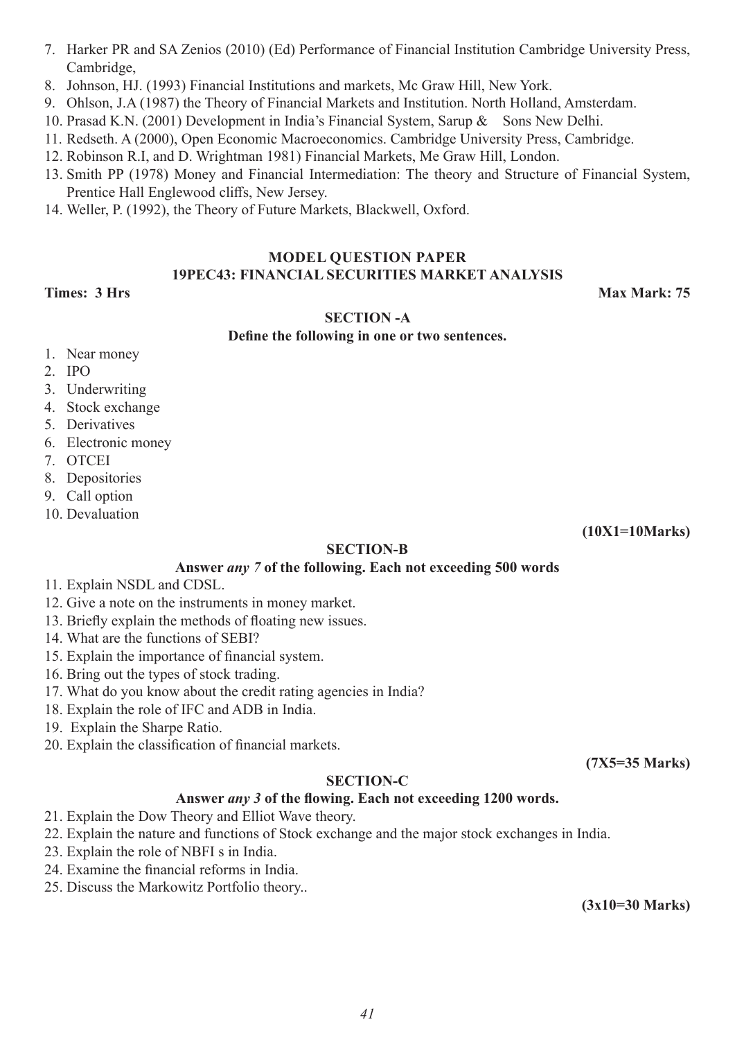7. Harker PR and SA Zenios (2010) (Ed) Performance of Financial Institution Cambridge University Press, Cambridge,
8. Johnson, HJ. (1993) Financial Institutions and markets, Mc Graw Hill, New York.
9. Ohlson, J.A (1987) the Theory of Financial Markets and Institution. North Holland, Amsterdam.
10. Prasad K.N. (2001) Development in India's Financial System, Sarup & Sons New Delhi.
11. Redseth. A (2000), Open Economic Macroeconomics. Cambridge University Press, Cambridge.
12. Robinson R.I, and D. Wrightman 1981) Financial Markets, Me Graw Hill, London.
13. Smith PP (1978) Money and Financial Intermediation: The theory and Structure of Financial System, Prentice Hall Englewood cliffs, New Jersey.
14. Weller, P. (1992), the Theory of Future Markets, Blackwell, Oxford.

## MODEL QUESTION PAPER
## 19PEC43: FINANCIAL SECURITIES MARKET ANALYSIS

**Times: 3 Hrs** **Max Mark: 75**

### SECTION -A

**Define the following in one or two sentences.**

1. Near money
2. IPO
3. Underwriting
4. Stock exchange
5. Derivatives
6. Electronic money
7. OTCEI
8. Depositories
9. Call option
10. Devaluation

**(10X1=10Marks)**

### SECTION-B

**Answer *any 7* of the following. Each not exceeding 500 words**

11. Explain NSDL and CDSL.
12. Give a note on the instruments in money market.
13. Briefly explain the methods of floating new issues.
14. What are the functions of SEBI?
15. Explain the importance of financial system.
16. Bring out the types of stock trading.
17. What do you know about the credit rating agencies in India?
18. Explain the role of IFC and ADB in India.
19. Explain the Sharpe Ratio.
20. Explain the classification of financial markets.

**(7X5=35 Marks)**

### SECTION-C

**Answer *any 3* of the flowing. Each not exceeding 1200 words.**

21. Explain the Dow Theory and Elliot Wave theory.
22. Explain the nature and functions of Stock exchange and the major stock exchanges in India.
23. Explain the role of NBFI s in India.
24. Examine the financial reforms in India.
25. Discuss the Markowitz Portfolio theory..

**(3x10=30 Marks)**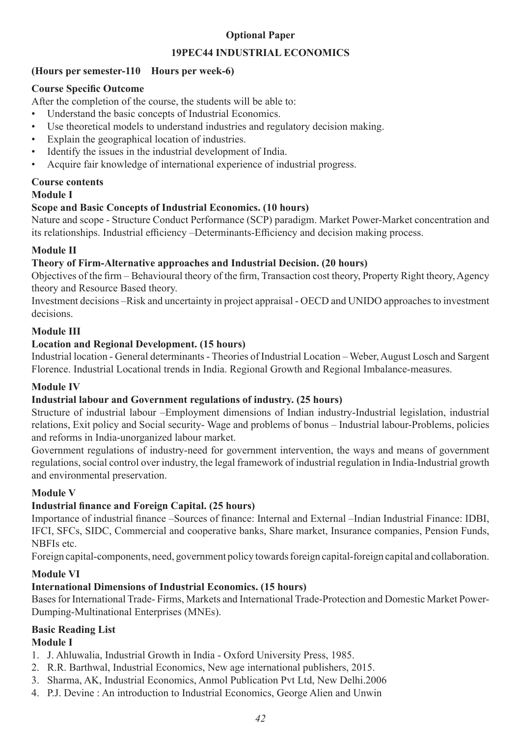**Optional Paper**

**19PEC44 INDUSTRIAL ECONOMICS**

**(Hours per semester-110 Hours per week-6)**

**Course Specific Outcome**

After the completion of the course, the students will be able to:

- Understand the basic concepts of Industrial Economics.
- Use theoretical models to understand industries and regulatory decision making.
- Explain the geographical location of industries.
- Identify the issues in the industrial development of India.
- Acquire fair knowledge of international experience of industrial progress.

**Course contents**

**Module I**

**Scope and Basic Concepts of Industrial Economics. (10 hours)**

Nature and scope - Structure Conduct Performance (SCP) paradigm. Market Power-Market concentration and its relationships. Industrial efficiency –Determinants-Efficiency and decision making process.

**Module II**

**Theory of Firm-Alternative approaches and Industrial Decision. (20 hours)**

Objectives of the firm – Behavioural theory of the firm, Transaction cost theory, Property Right theory, Agency theory and Resource Based theory.

Investment decisions –Risk and uncertainty in project appraisal - OECD and UNIDO approaches to investment decisions.

**Module III**

**Location and Regional Development. (15 hours)**

Industrial location - General determinants - Theories of Industrial Location – Weber, August Losch and Sargent Florence. Industrial Locational trends in India. Regional Growth and Regional Imbalance-measures.

**Module IV**

**Industrial labour and Government regulations of industry. (25 hours)**

Structure of industrial labour –Employment dimensions of Indian industry-Industrial legislation, industrial relations, Exit policy and Social security- Wage and problems of bonus – Industrial labour-Problems, policies and reforms in India-unorganized labour market.

Government regulations of industry-need for government intervention, the ways and means of government regulations, social control over industry, the legal framework of industrial regulation in India-Industrial growth and environmental preservation.

**Module V**

**Industrial finance and Foreign Capital. (25 hours)**

Importance of industrial finance –Sources of finance: Internal and External –Indian Industrial Finance: IDBI, IFCI, SFCs, SIDC, Commercial and cooperative banks, Share market, Insurance companies, Pension Funds, NBFIs etc.

Foreign capital-components, need, government policy towards foreign capital-foreign capital and collaboration.

**Module VI**

**International Dimensions of Industrial Economics. (15 hours)**

Bases for International Trade- Firms, Markets and International Trade-Protection and Domestic Market Power-Dumping-Multinational Enterprises (MNEs).

**Basic Reading List**

**Module I**

1. J. Ahluwalia, Industrial Growth in India - Oxford University Press, 1985.
2. R.R. Barthwal, Industrial Economics, New age international publishers, 2015.
3. Sharma, AK, Industrial Economics, Anmol Publication Pvt Ltd, New Delhi.2006
4. P.J. Devine : An introduction to Industrial Economics, George Alien and Unwin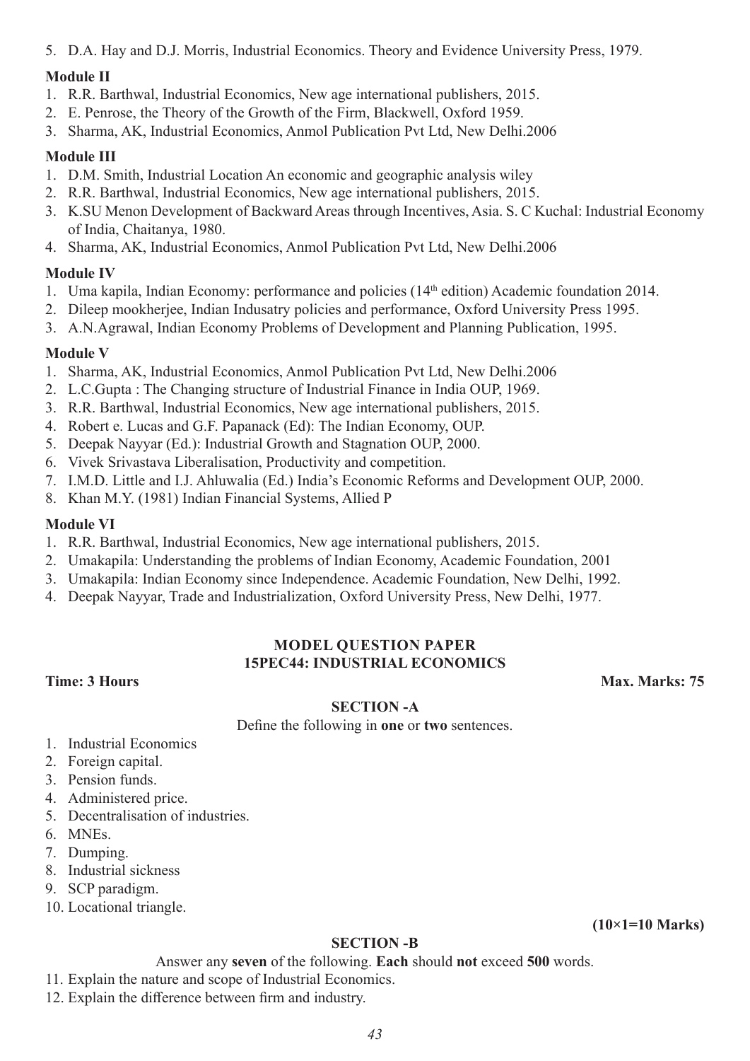5. D.A. Hay and D.J. Morris, Industrial Economics. Theory and Evidence University Press, 1979.

**Module II**

1. R.R. Barthwal, Industrial Economics, New age international publishers, 2015.
2. E. Penrose, the Theory of the Growth of the Firm, Blackwell, Oxford 1959.
3. Sharma, AK, Industrial Economics, Anmol Publication Pvt Ltd, New Delhi.2006

**Module III**

1. D.M. Smith, Industrial Location An economic and geographic analysis wiley
2. R.R. Barthwal, Industrial Economics, New age international publishers, 2015.
3. K.SU Menon Development of Backward Areas through Incentives, Asia. S. C Kuchal: Industrial Economy of India, Chaitanya, 1980.
4. Sharma, AK, Industrial Economics, Anmol Publication Pvt Ltd, New Delhi.2006

**Module IV**

1. Uma kapila, Indian Economy: performance and policies (14th edition) Academic foundation 2014.
2. Dileep mookherjee, Indian Indusatry policies and performance, Oxford University Press 1995.
3. A.N.Agrawal, Indian Economy Problems of Development and Planning Publication, 1995.

**Module V**

1. Sharma, AK, Industrial Economics, Anmol Publication Pvt Ltd, New Delhi.2006
2. L.C.Gupta : The Changing structure of Industrial Finance in India OUP, 1969.
3. R.R. Barthwal, Industrial Economics, New age international publishers, 2015.
4. Robert e. Lucas and G.F. Papanack (Ed): The Indian Economy, OUP.
5. Deepak Nayyar (Ed.): Industrial Growth and Stagnation OUP, 2000.
6. Vivek Srivastava Liberalisation, Productivity and competition.
7. I.M.D. Little and I.J. Ahluwalia (Ed.) India's Economic Reforms and Development OUP, 2000.
8. Khan M.Y. (1981) Indian Financial Systems, Allied P

**Module VI**

1. R.R. Barthwal, Industrial Economics, New age international publishers, 2015.
2. Umakapila: Understanding the problems of Indian Economy, Academic Foundation, 2001
3. Umakapila: Indian Economy since Independence. Academic Foundation, New Delhi, 1992.
4. Deepak Nayyar, Trade and Industrialization, Oxford University Press, New Delhi, 1977.

## MODEL QUESTION PAPER
## 15PEC44: INDUSTRIAL ECONOMICS

**Time: 3 Hours** **Max. Marks: 75**

### SECTION -A

Define the following in **one** or **two** sentences.

1. Industrial Economics
2. Foreign capital.
3. Pension funds.
4. Administered price.
5. Decentralisation of industries.
6. MNEs.
7. Dumping.
8. Industrial sickness
9. SCP paradigm.
10. Locational triangle.

**(10×1=10 Marks)**

### SECTION -B

Answer any **seven** of the following. **Each** should **not** exceed **500** words.

11. Explain the nature and scope of Industrial Economics.
12. Explain the difference between firm and industry.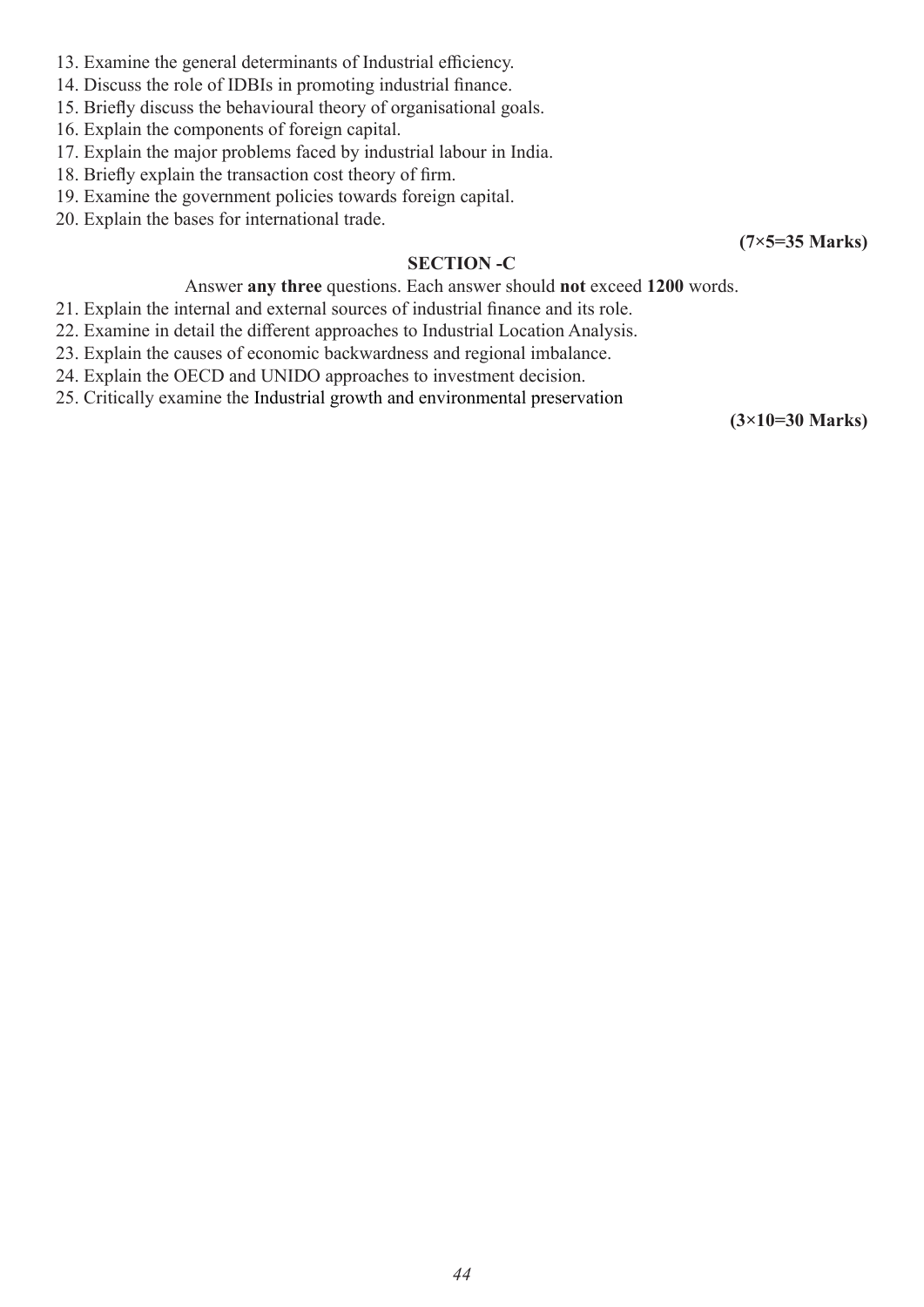13. Examine the general determinants of Industrial efficiency.
14. Discuss the role of IDBIs in promoting industrial finance.
15. Briefly discuss the behavioural theory of organisational goals.
16. Explain the components of foreign capital.
17. Explain the major problems faced by industrial labour in India.
18. Briefly explain the transaction cost theory of firm.
19. Examine the government policies towards foreign capital.
20. Explain the bases for international trade.

**(7×5=35 Marks)**

**SECTION -C**

Answer **any three** questions. Each answer should **not** exceed **1200** words.

21. Explain the internal and external sources of industrial finance and its role.
22. Examine in detail the different approaches to Industrial Location Analysis.
23. Explain the causes of economic backwardness and regional imbalance.
24. Explain the OECD and UNIDO approaches to investment decision.
25. Critically examine the Industrial growth and environmental preservation

**(3×10=30 Marks)**